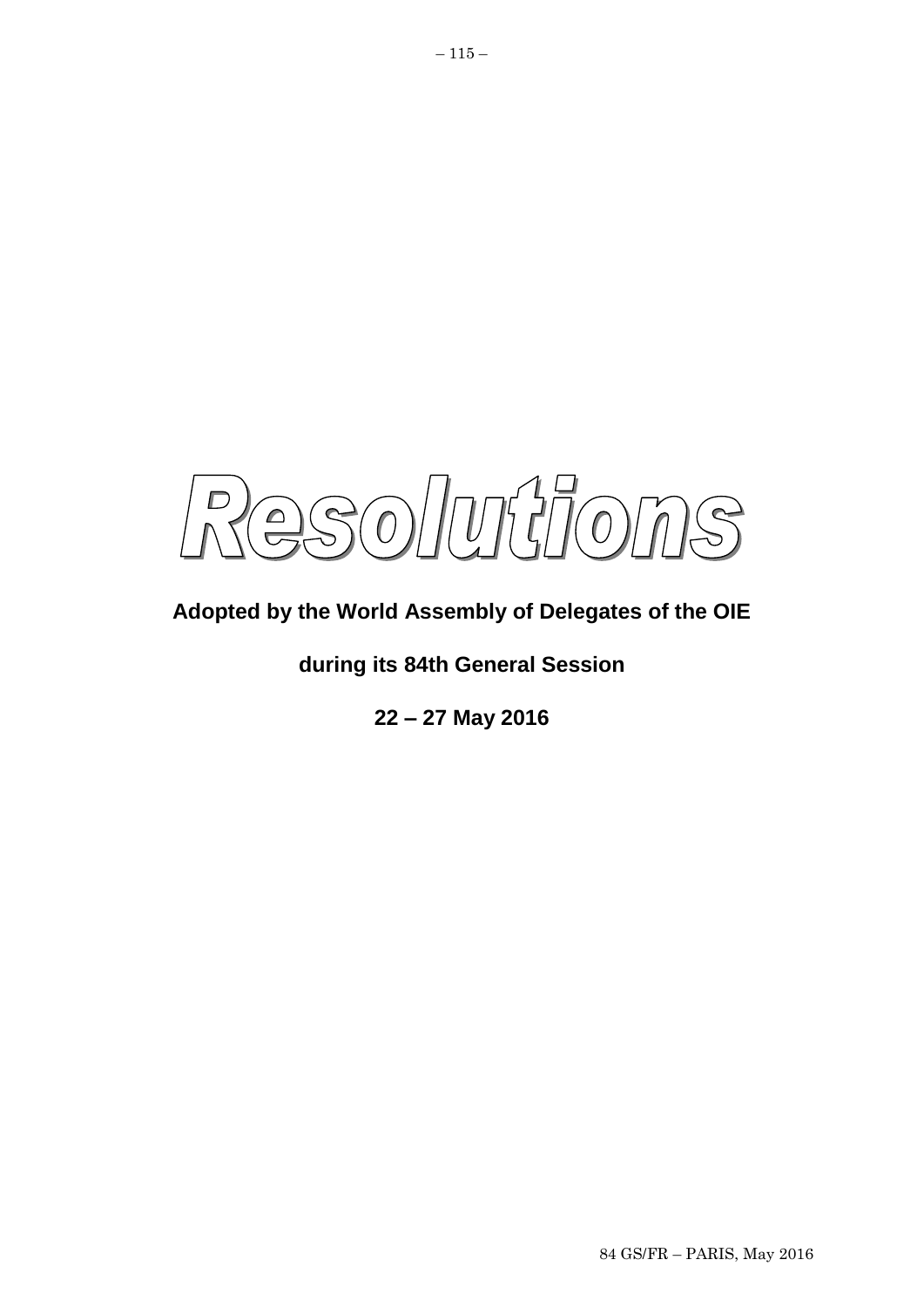# Resolutions

**Adopted by the World Assembly of Delegates of the OIE**

**during its 84th General Session**

**22 – 27 May 2016**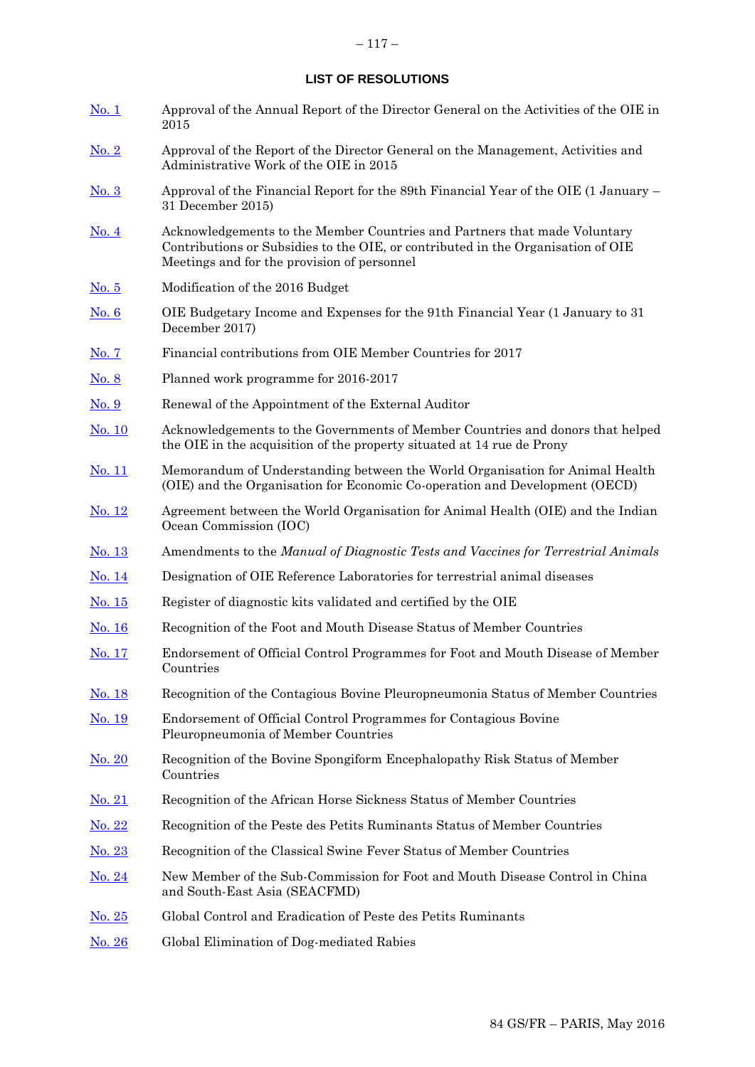## LIST OF RESOLUTIONS

| | |
|---|---|
| No. 1 | Approval of the Annual Report of the Director General on the Activities of the OIE in 2015 |
| No. 2 | Approval of the Report of the Director General on the Management, Activities and Administrative Work of the OIE in 2015 |
| No. 3 | Approval of the Financial Report for the 89th Financial Year of the OIE (1 January – 31 December 2015) |
| No. 4 | Acknowledgements to the Member Countries and Partners that made Voluntary Contributions or Subsidies to the OIE, or contributed in the Organisation of OIE Meetings and for the provision of personnel |
| No. 5 | Modification of the 2016 Budget |
| No. 6 | OIE Budgetary Income and Expenses for the 91th Financial Year (1 January to 31 December 2017) |
| No. 7 | Financial contributions from OIE Member Countries for 2017 |
| No. 8 | Planned work programme for 2016-2017 |
| No. 9 | Renewal of the Appointment of the External Auditor |
| No. 10 | Acknowledgements to the Governments of Member Countries and donors that helped the OIE in the acquisition of the property situated at 14 rue de Prony |
| No. 11 | Memorandum of Understanding between the World Organisation for Animal Health (OIE) and the Organisation for Economic Co-operation and Development (OECD) |
| No. 12 | Agreement between the World Organisation for Animal Health (OIE) and the Indian Ocean Commission (IOC) |
| No. 13 | Amendments to the *Manual of Diagnostic Tests and Vaccines for Terrestrial Animals* |
| No. 14 | Designation of OIE Reference Laboratories for terrestrial animal diseases |
| No. 15 | Register of diagnostic kits validated and certified by the OIE |
| No. 16 | Recognition of the Foot and Mouth Disease Status of Member Countries |
| No. 17 | Endorsement of Official Control Programmes for Foot and Mouth Disease of Member Countries |
| No. 18 | Recognition of the Contagious Bovine Pleuropneumonia Status of Member Countries |
| No. 19 | Endorsement of Official Control Programmes for Contagious Bovine Pleuropneumonia of Member Countries |
| No. 20 | Recognition of the Bovine Spongiform Encephalopathy Risk Status of Member Countries |
| No. 21 | Recognition of the African Horse Sickness Status of Member Countries |
| No. 22 | Recognition of the Peste des Petits Ruminants Status of Member Countries |
| No. 23 | Recognition of the Classical Swine Fever Status of Member Countries |
| No. 24 | New Member of the Sub-Commission for Foot and Mouth Disease Control in China and South-East Asia (SEACFMD) |
| No. 25 | Global Control and Eradication of Peste des Petits Ruminants |
| No. 26 | Global Elimination of Dog-mediated Rabies |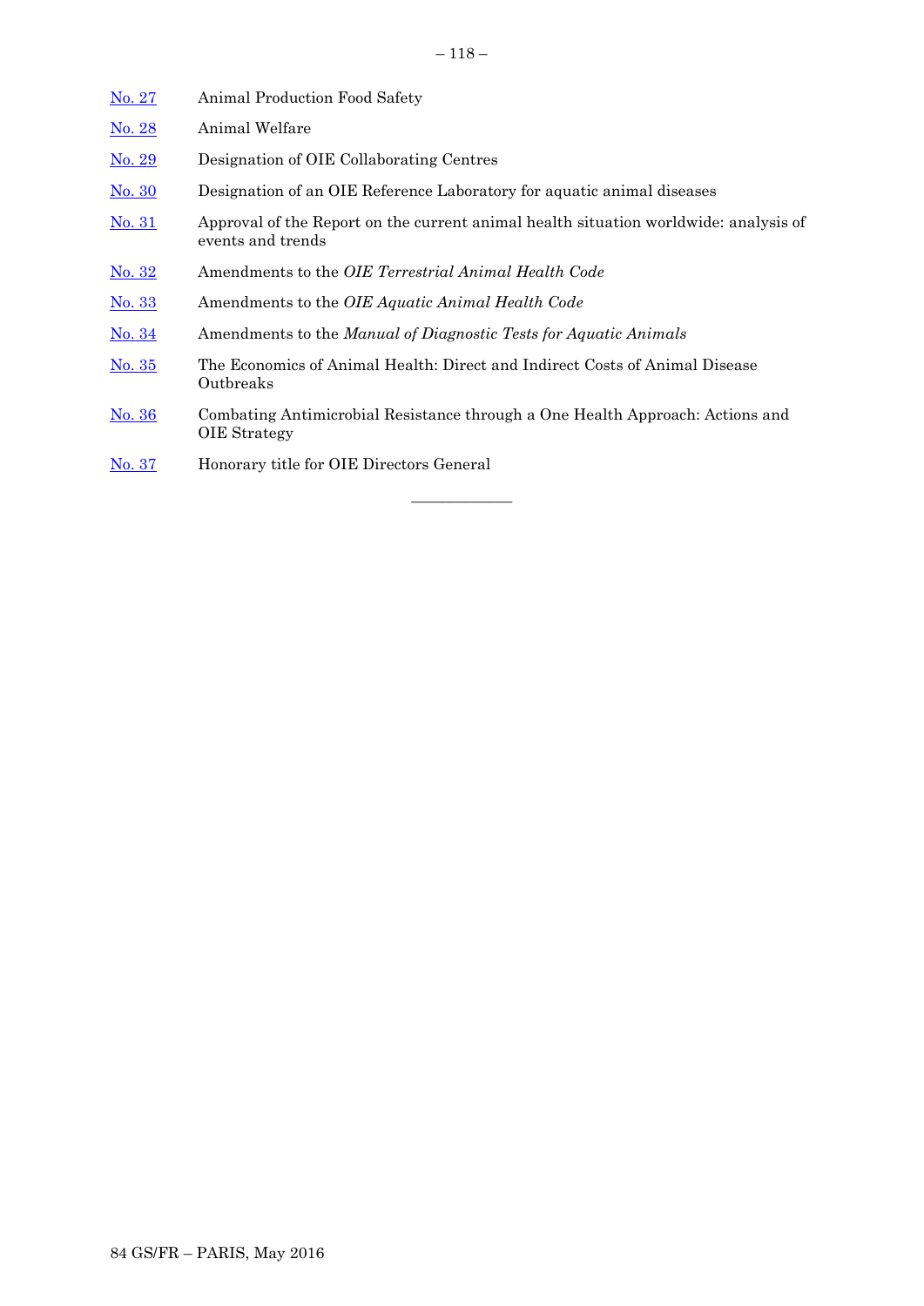| | |
|---|---|
| [No. 27]() | Animal Production Food Safety |
| [No. 28]() | Animal Welfare |
| [No. 29]() | Designation of OIE Collaborating Centres |
| [No. 30]() | Designation of an OIE Reference Laboratory for aquatic animal diseases |
| [No. 31]() | Approval of the Report on the current animal health situation worldwide: analysis of events and trends |
| [No. 32]() | Amendments to the *OIE Terrestrial Animal Health Code* |
| [No. 33]() | Amendments to the *OIE Aquatic Animal Health Code* |
| [No. 34]() | Amendments to the *Manual of Diagnostic Tests for Aquatic Animals* |
| [No. 35]() | The Economics of Animal Health: Direct and Indirect Costs of Animal Disease Outbreaks |
| [No. 36]() | Combating Antimicrobial Resistance through a One Health Approach: Actions and OIE Strategy |
| [No. 37]() | Honorary title for OIE Directors General |

---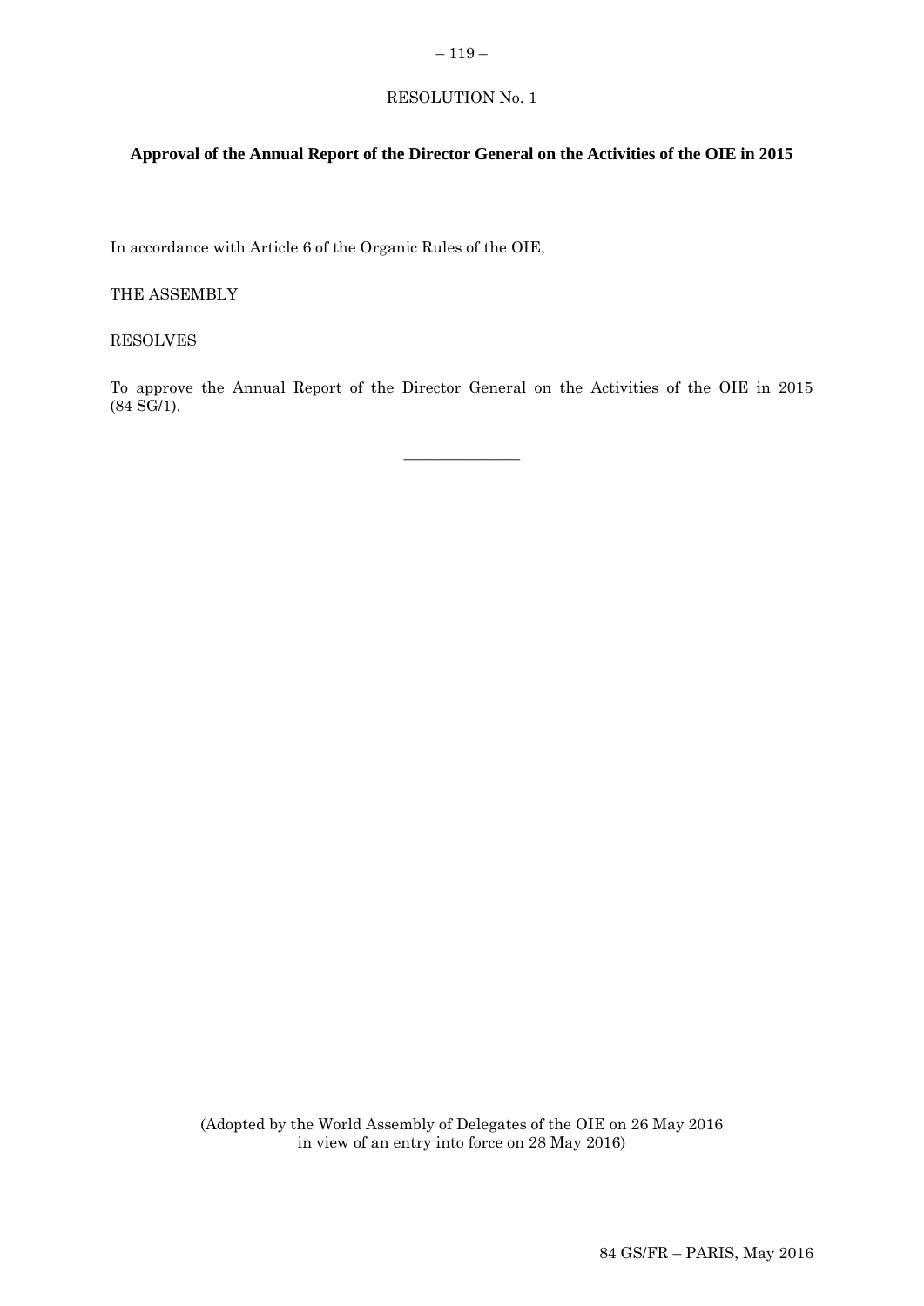RESOLUTION No. 1

## Approval of the Annual Report of the Director General on the Activities of the OIE in 2015

In accordance with Article 6 of the Organic Rules of the OIE,

THE ASSEMBLY

RESOLVES

To approve the Annual Report of the Director General on the Activities of the OIE in 2015 (84 SG/1).

---

(Adopted by the World Assembly of Delegates of the OIE on 26 May 2016 in view of an entry into force on 28 May 2016)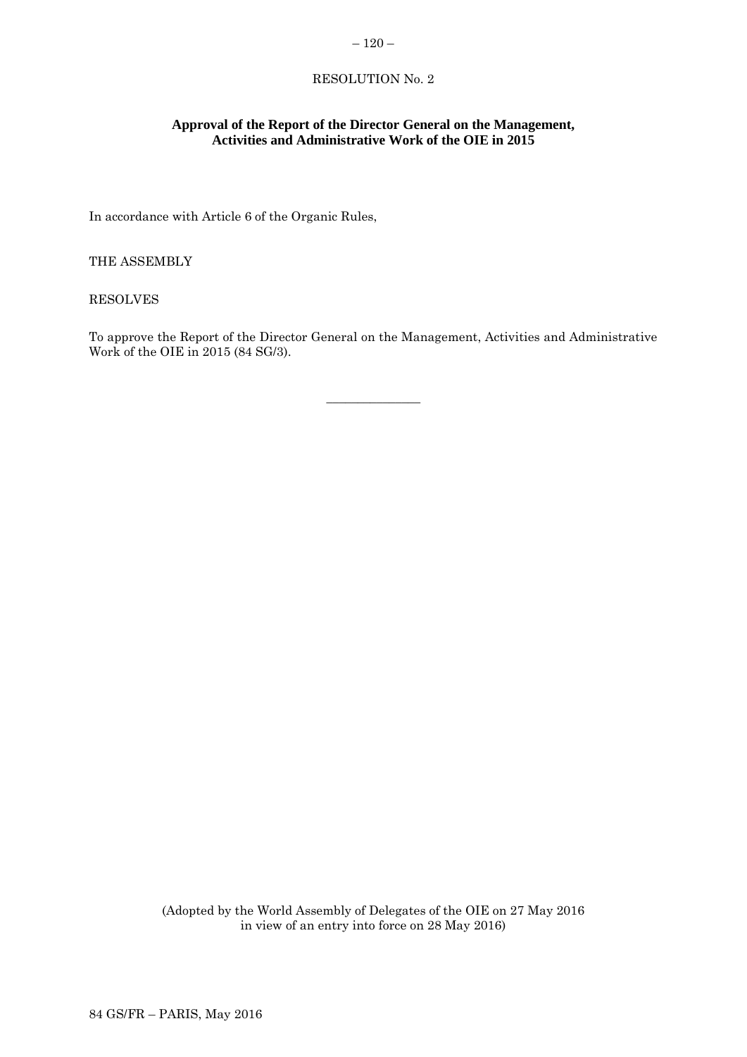RESOLUTION No. 2

**Approval of the Report of the Director General on the Management, Activities and Administrative Work of the OIE in 2015**

In accordance with Article 6 of the Organic Rules,

THE ASSEMBLY

RESOLVES

To approve the Report of the Director General on the Management, Activities and Administrative Work of the OIE in 2015 (84 SG/3).

_______________

(Adopted by the World Assembly of Delegates of the OIE on 27 May 2016 in view of an entry into force on 28 May 2016)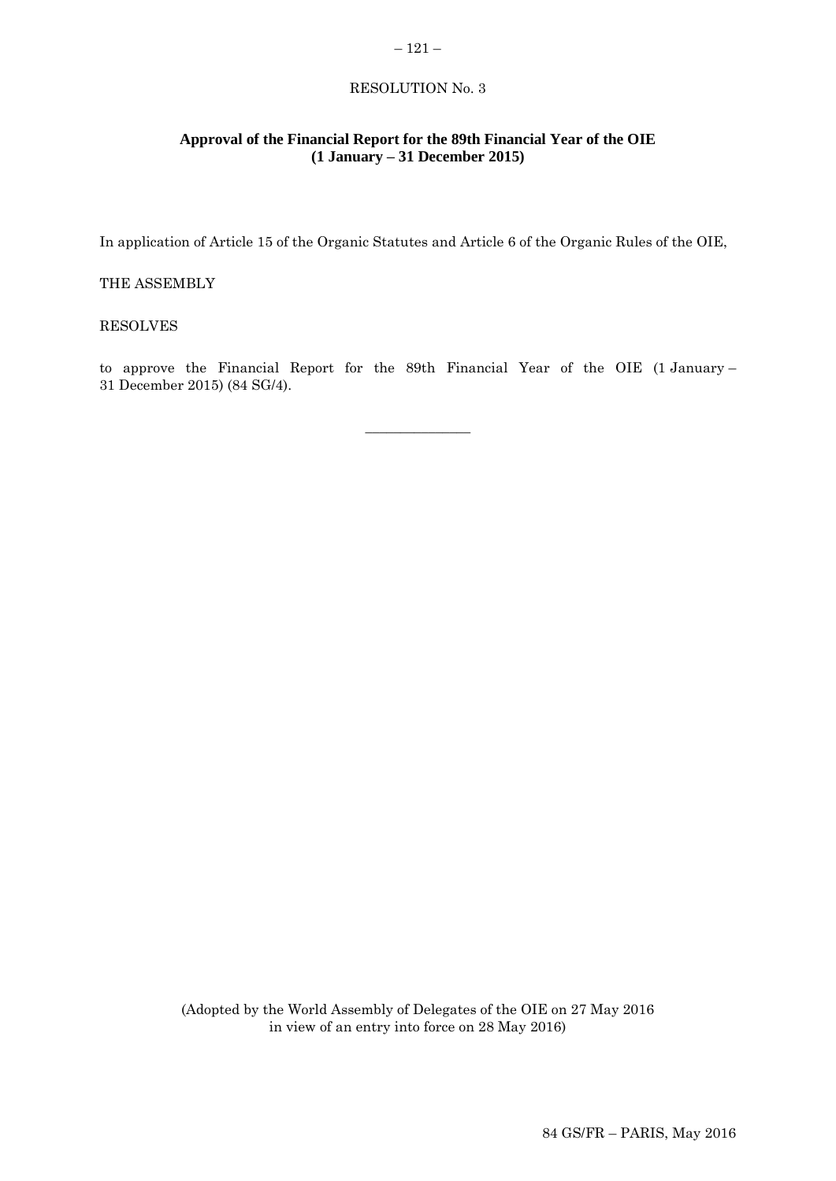RESOLUTION No. 3

**Approval of the Financial Report for the 89th Financial Year of the OIE (1 January – 31 December 2015)**

In application of Article 15 of the Organic Statutes and Article 6 of the Organic Rules of the OIE,

THE ASSEMBLY

RESOLVES

to approve the Financial Report for the 89th Financial Year of the OIE (1 January – 31 December 2015) (84 SG/4).

_______________

(Adopted by the World Assembly of Delegates of the OIE on 27 May 2016 in view of an entry into force on 28 May 2016)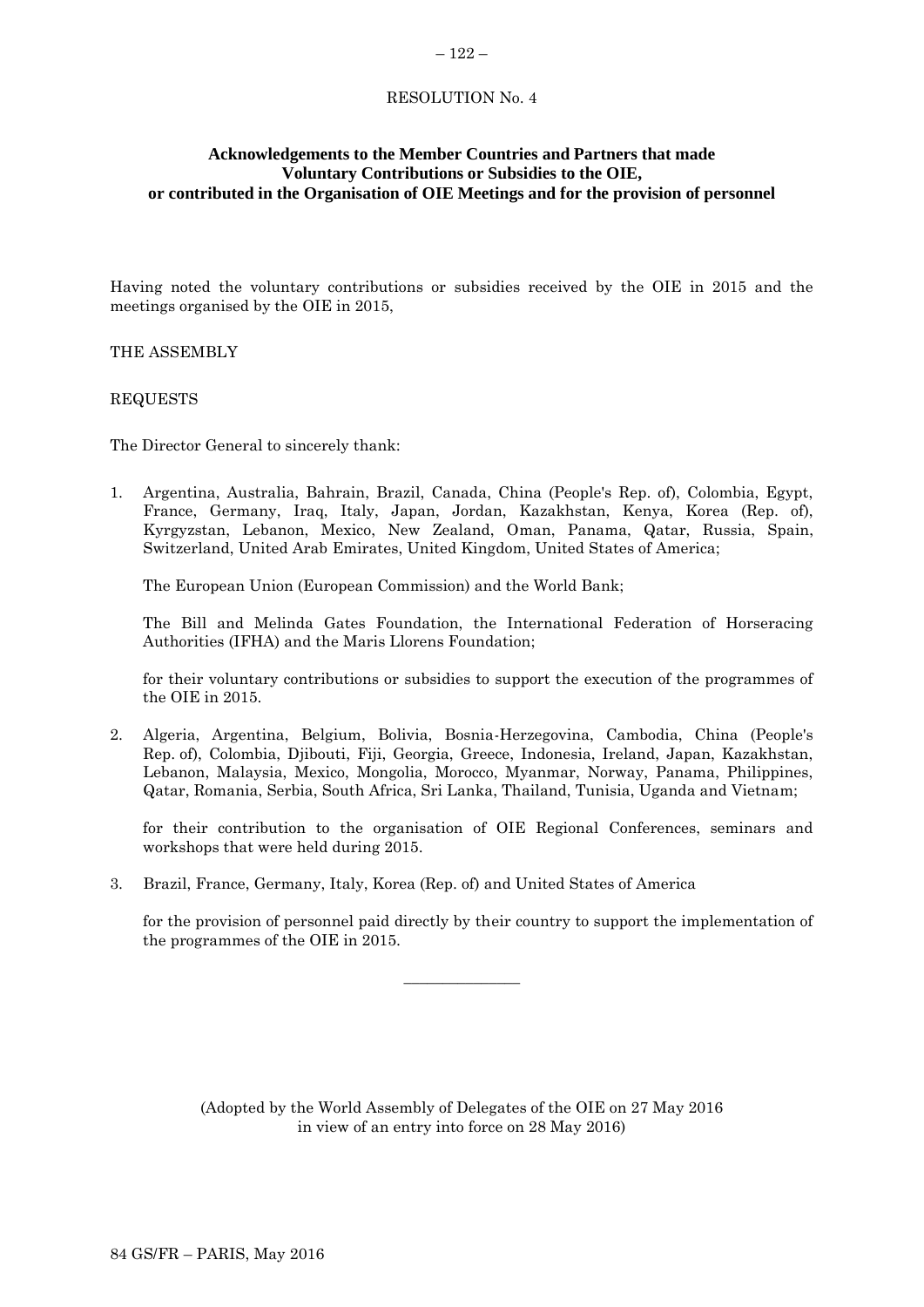RESOLUTION No. 4

## Acknowledgements to the Member Countries and Partners that made Voluntary Contributions or Subsidies to the OIE, or contributed in the Organisation of OIE Meetings and for the provision of personnel

Having noted the voluntary contributions or subsidies received by the OIE in 2015 and the meetings organised by the OIE in 2015,

THE ASSEMBLY

REQUESTS

The Director General to sincerely thank:

1. Argentina, Australia, Bahrain, Brazil, Canada, China (People's Rep. of), Colombia, Egypt, France, Germany, Iraq, Italy, Japan, Jordan, Kazakhstan, Kenya, Korea (Rep. of), Kyrgyzstan, Lebanon, Mexico, New Zealand, Oman, Panama, Qatar, Russia, Spain, Switzerland, United Arab Emirates, United Kingdom, United States of America;

   The European Union (European Commission) and the World Bank;

   The Bill and Melinda Gates Foundation, the International Federation of Horseracing Authorities (IFHA) and the Maris Llorens Foundation;

   for their voluntary contributions or subsidies to support the execution of the programmes of the OIE in 2015.

2. Algeria, Argentina, Belgium, Bolivia, Bosnia-Herzegovina, Cambodia, China (People's Rep. of), Colombia, Djibouti, Fiji, Georgia, Greece, Indonesia, Ireland, Japan, Kazakhstan, Lebanon, Malaysia, Mexico, Mongolia, Morocco, Myanmar, Norway, Panama, Philippines, Qatar, Romania, Serbia, South Africa, Sri Lanka, Thailand, Tunisia, Uganda and Vietnam;

   for their contribution to the organisation of OIE Regional Conferences, seminars and workshops that were held during 2015.

3. Brazil, France, Germany, Italy, Korea (Rep. of) and United States of America

   for the provision of personnel paid directly by their country to support the implementation of the programmes of the OIE in 2015.

_______________

(Adopted by the World Assembly of Delegates of the OIE on 27 May 2016 in view of an entry into force on 28 May 2016)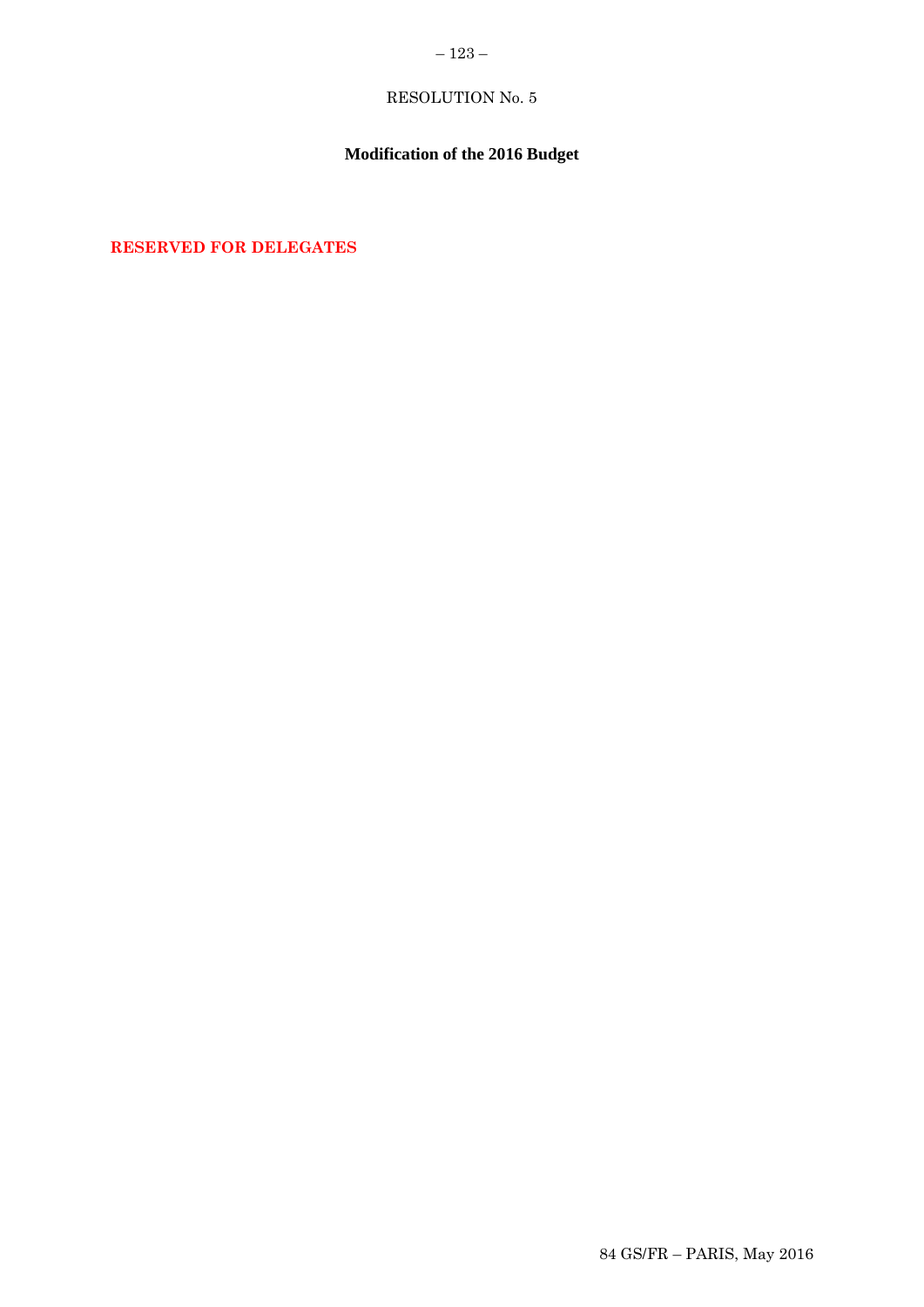RESOLUTION No. 5

**Modification of the 2016 Budget**

**RESERVED FOR DELEGATES**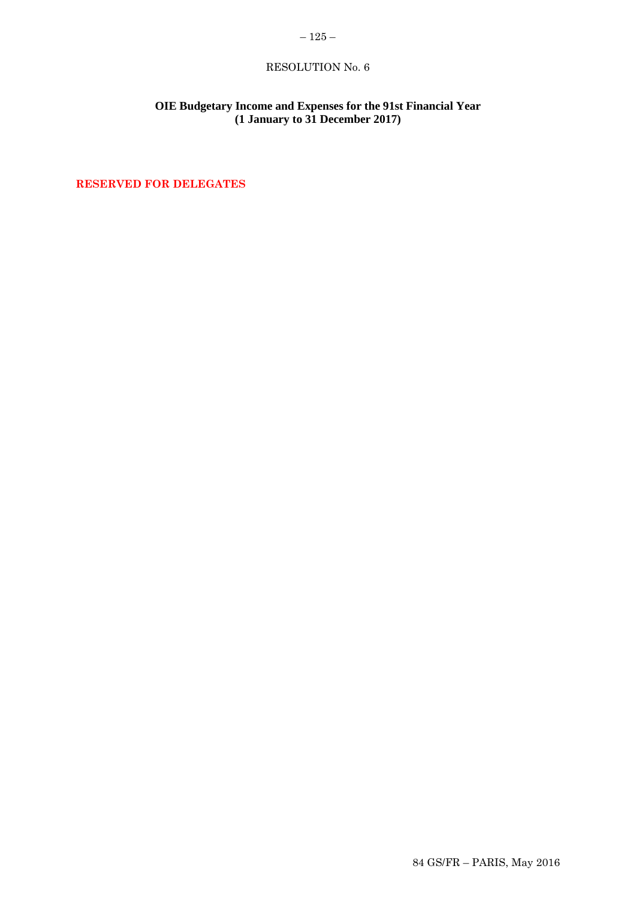RESOLUTION No. 6

**OIE Budgetary Income and Expenses for the 91st Financial Year (1 January to 31 December 2017)**

**RESERVED FOR DELEGATES**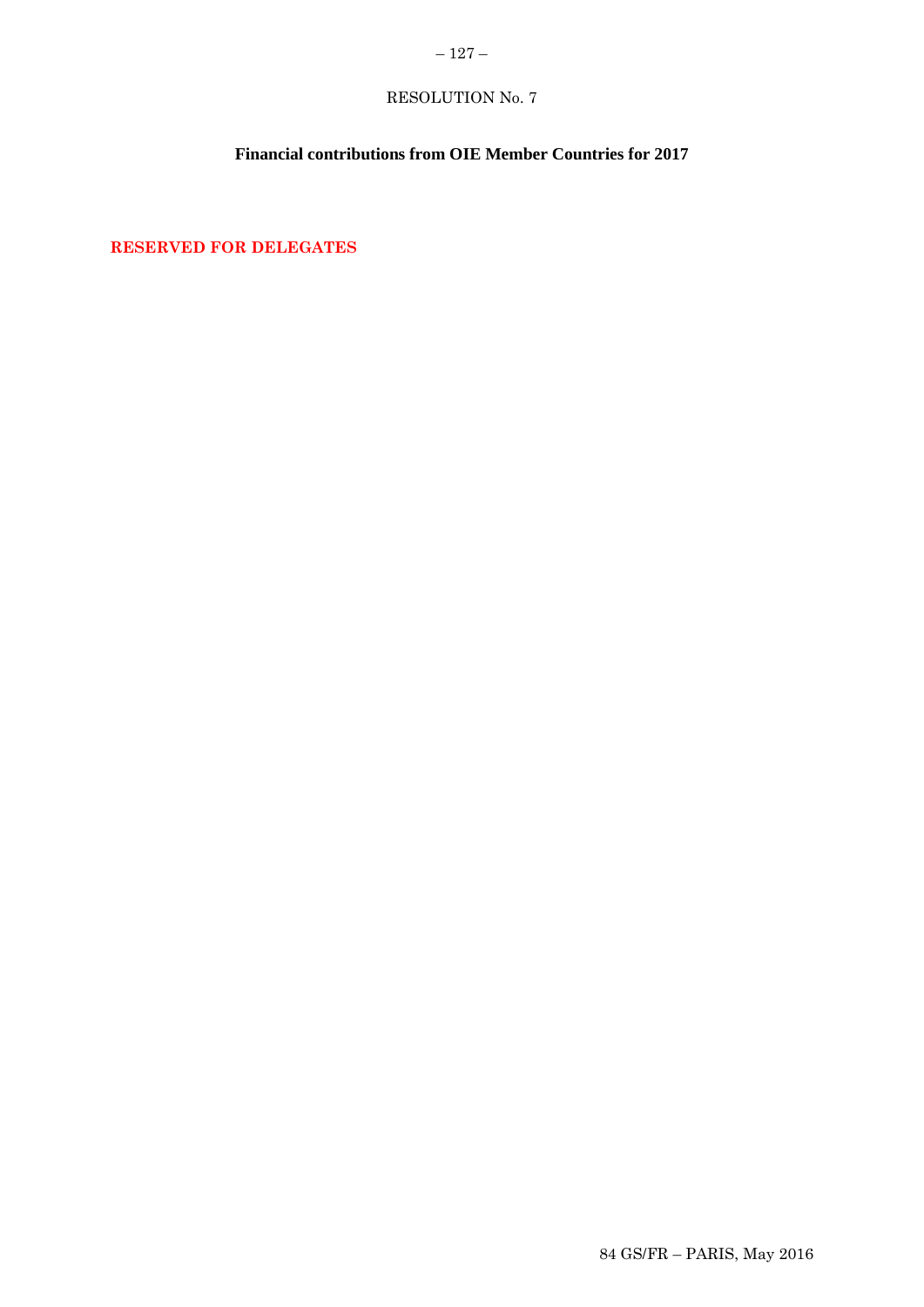RESOLUTION No. 7

**Financial contributions from OIE Member Countries for 2017**

**RESERVED FOR DELEGATES**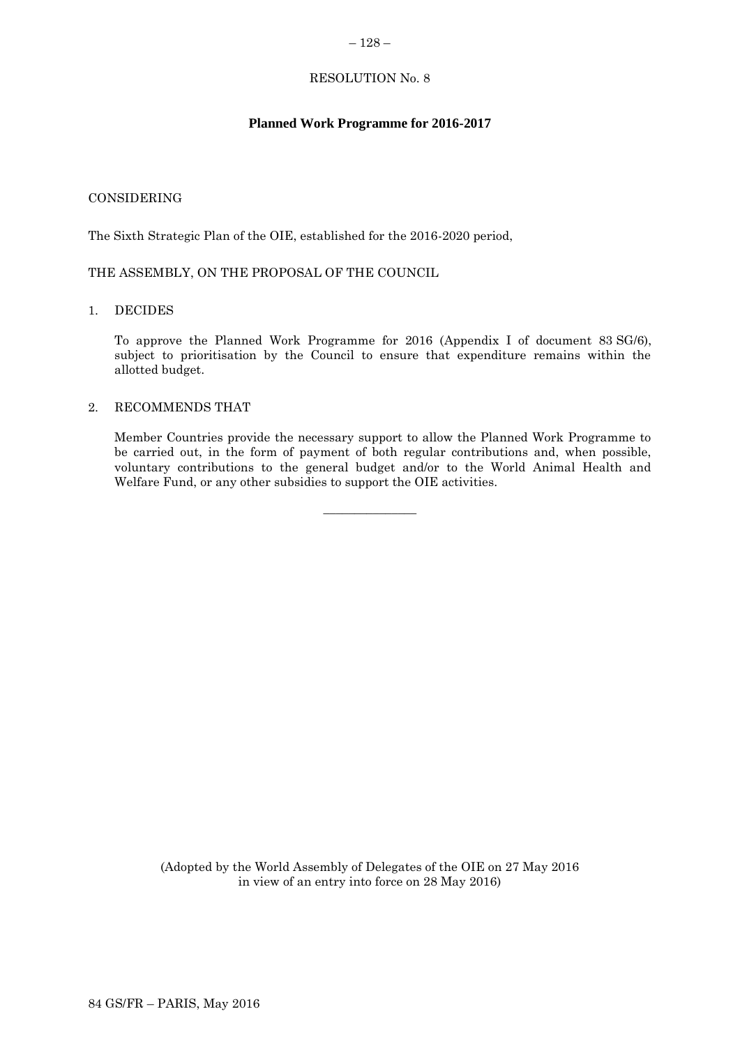RESOLUTION No. 8

## Planned Work Programme for 2016-2017

CONSIDERING

The Sixth Strategic Plan of the OIE, established for the 2016-2020 period,

THE ASSEMBLY, ON THE PROPOSAL OF THE COUNCIL

1. DECIDES

   To approve the Planned Work Programme for 2016 (Appendix I of document 83 SG/6), subject to prioritisation by the Council to ensure that expenditure remains within the allotted budget.

2. RECOMMENDS THAT

   Member Countries provide the necessary support to allow the Planned Work Programme to be carried out, in the form of payment of both regular contributions and, when possible, voluntary contributions to the general budget and/or to the World Animal Health and Welfare Fund, or any other subsidies to support the OIE activities.

_______________

(Adopted by the World Assembly of Delegates of the OIE on 27 May 2016 in view of an entry into force on 28 May 2016)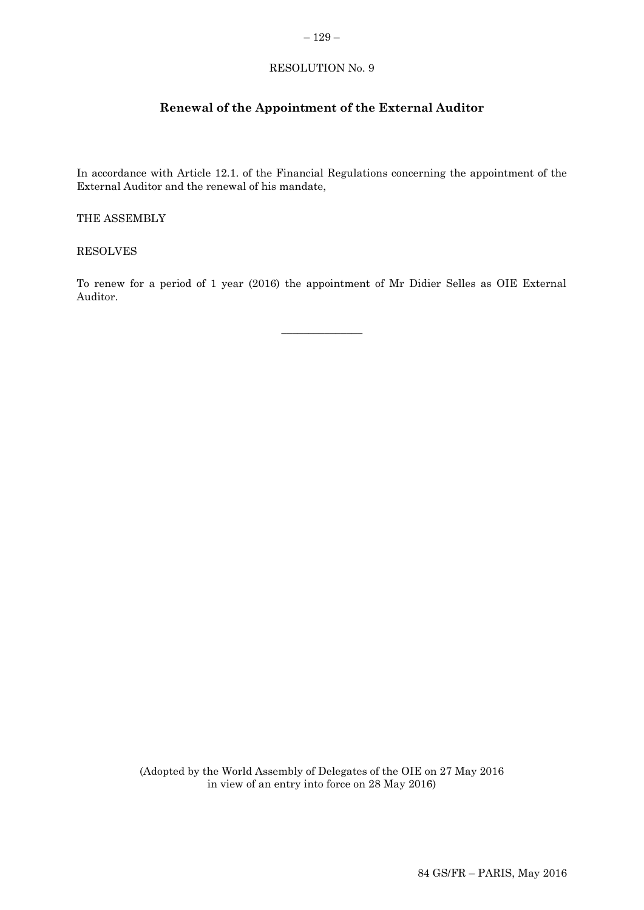RESOLUTION No. 9

## Renewal of the Appointment of the External Auditor

In accordance with Article 12.1. of the Financial Regulations concerning the appointment of the External Auditor and the renewal of his mandate,

THE ASSEMBLY

RESOLVES

To renew for a period of 1 year (2016) the appointment of Mr Didier Selles as OIE External Auditor.

---

(Adopted by the World Assembly of Delegates of the OIE on 27 May 2016 in view of an entry into force on 28 May 2016)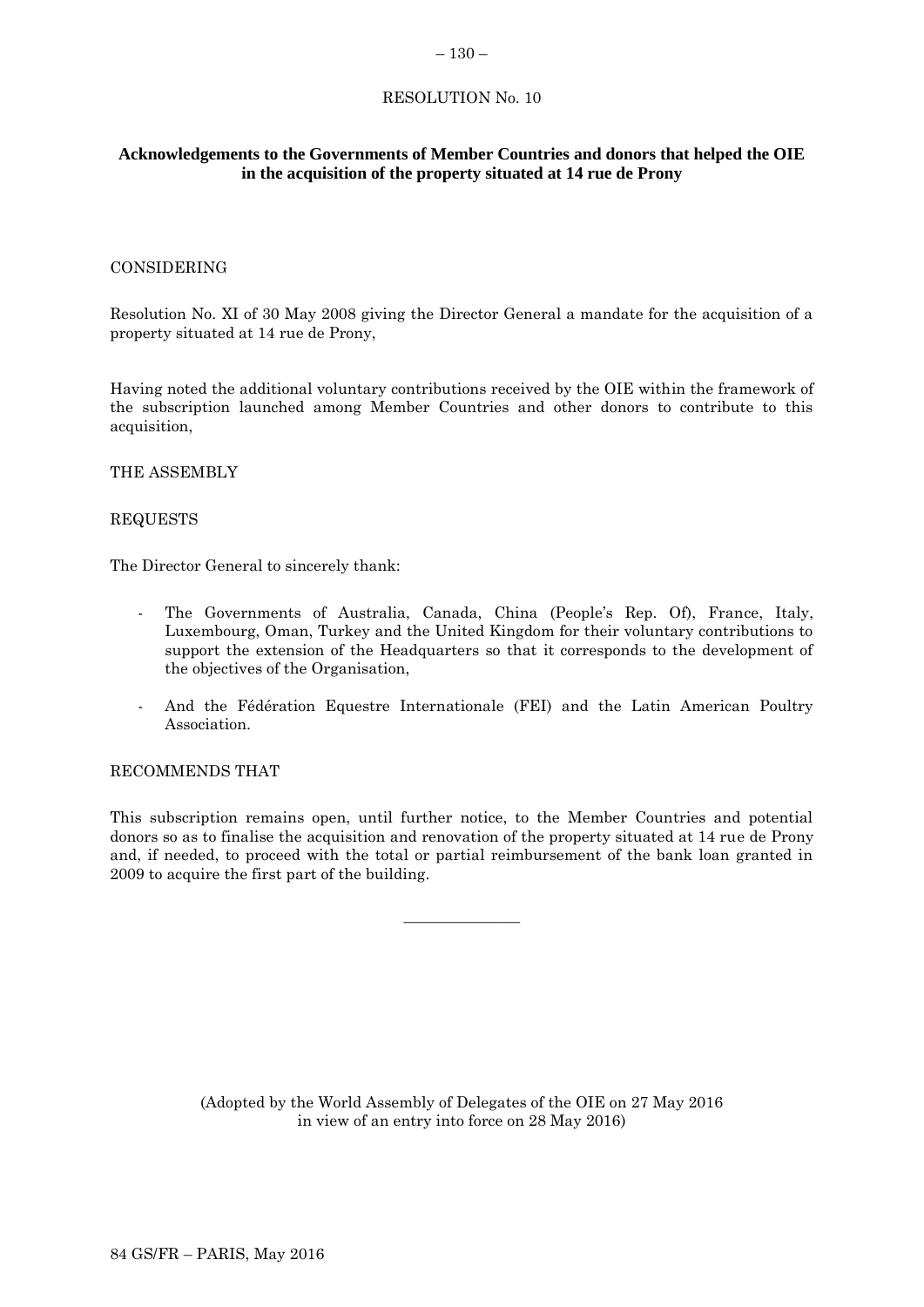RESOLUTION No. 10

## Acknowledgements to the Governments of Member Countries and donors that helped the OIE in the acquisition of the property situated at 14 rue de Prony

CONSIDERING

Resolution No. XI of 30 May 2008 giving the Director General a mandate for the acquisition of a property situated at 14 rue de Prony,

Having noted the additional voluntary contributions received by the OIE within the framework of the subscription launched among Member Countries and other donors to contribute to this acquisition,

THE ASSEMBLY

REQUESTS

The Director General to sincerely thank:

- The Governments of Australia, Canada, China (People's Rep. Of), France, Italy, Luxembourg, Oman, Turkey and the United Kingdom for their voluntary contributions to support the extension of the Headquarters so that it corresponds to the development of the objectives of the Organisation,
- And the Fédération Equestre Internationale (FEI) and the Latin American Poultry Association.

RECOMMENDS THAT

This subscription remains open, until further notice, to the Member Countries and potential donors so as to finalise the acquisition and renovation of the property situated at 14 rue de Prony and, if needed, to proceed with the total or partial reimbursement of the bank loan granted in 2009 to acquire the first part of the building.

---

(Adopted by the World Assembly of Delegates of the OIE on 27 May 2016 in view of an entry into force on 28 May 2016)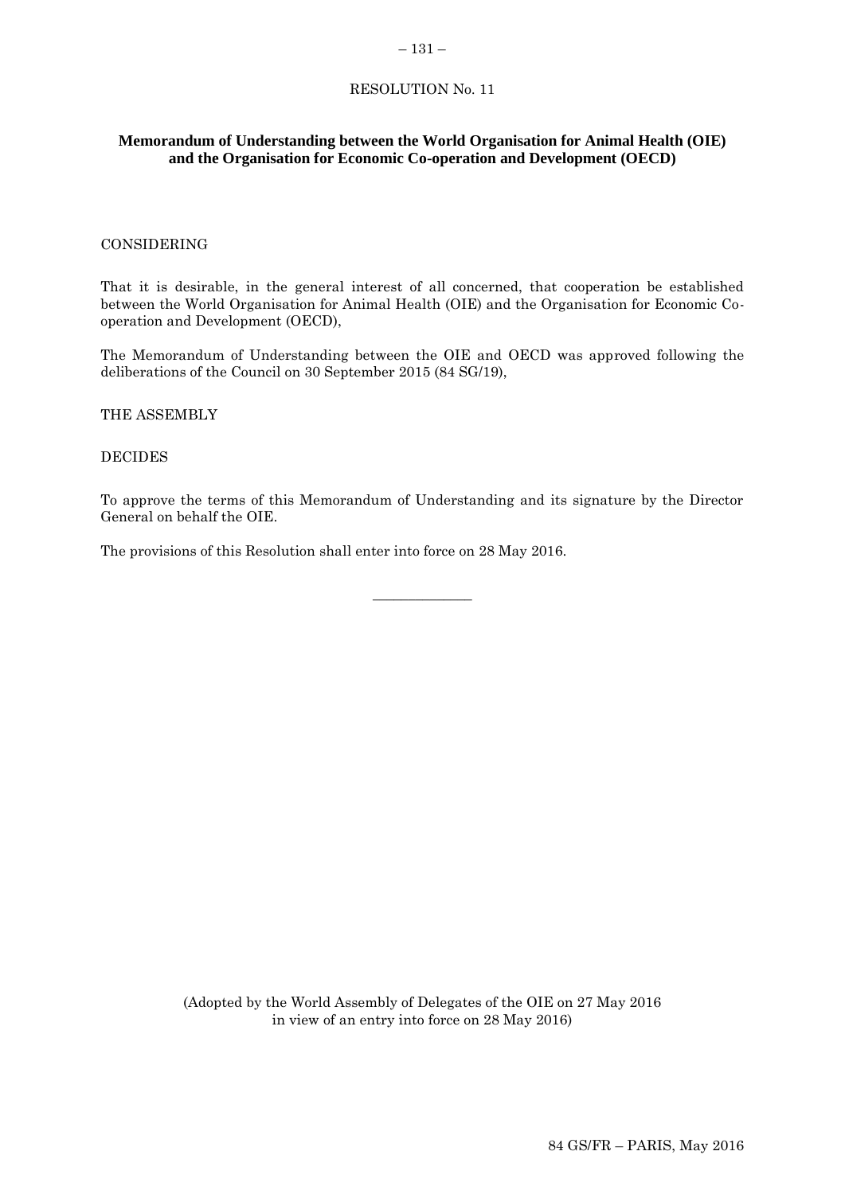RESOLUTION No. 11

**Memorandum of Understanding between the World Organisation for Animal Health (OIE) and the Organisation for Economic Co-operation and Development (OECD)**

CONSIDERING

That it is desirable, in the general interest of all concerned, that cooperation be established between the World Organisation for Animal Health (OIE) and the Organisation for Economic Co-operation and Development (OECD),

The Memorandum of Understanding between the OIE and OECD was approved following the deliberations of the Council on 30 September 2015 (84 SG/19),

THE ASSEMBLY

DECIDES

To approve the terms of this Memorandum of Understanding and its signature by the Director General on behalf the OIE.

The provisions of this Resolution shall enter into force on 28 May 2016.

---

(Adopted by the World Assembly of Delegates of the OIE on 27 May 2016 in view of an entry into force on 28 May 2016)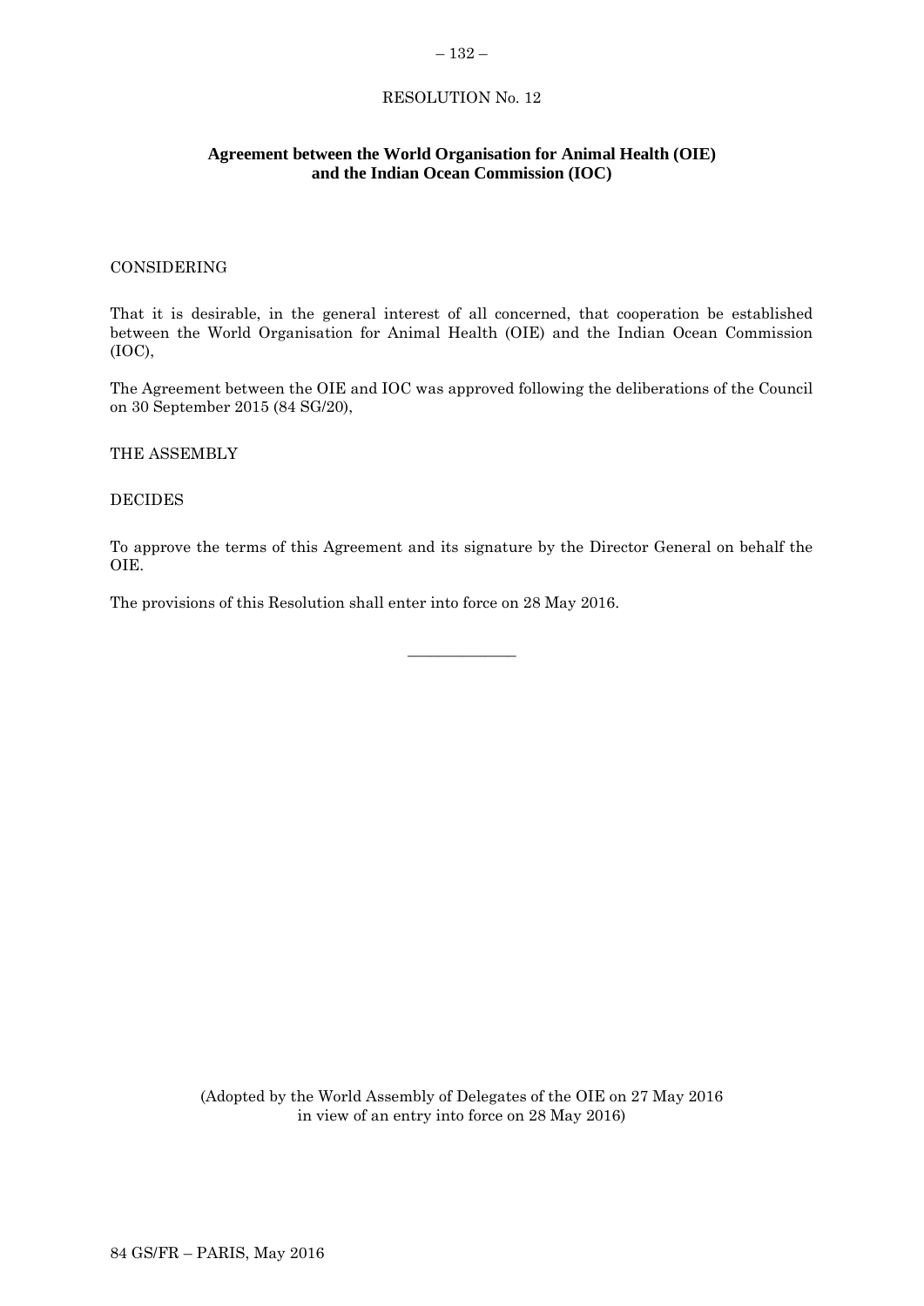RESOLUTION No. 12

## Agreement between the World Organisation for Animal Health (OIE) and the Indian Ocean Commission (IOC)

CONSIDERING

That it is desirable, in the general interest of all concerned, that cooperation be established between the World Organisation for Animal Health (OIE) and the Indian Ocean Commission (IOC),

The Agreement between the OIE and IOC was approved following the deliberations of the Council on 30 September 2015 (84 SG/20),

THE ASSEMBLY

DECIDES

To approve the terms of this Agreement and its signature by the Director General on behalf the OIE.

The provisions of this Resolution shall enter into force on 28 May 2016.

---

(Adopted by the World Assembly of Delegates of the OIE on 27 May 2016 in view of an entry into force on 28 May 2016)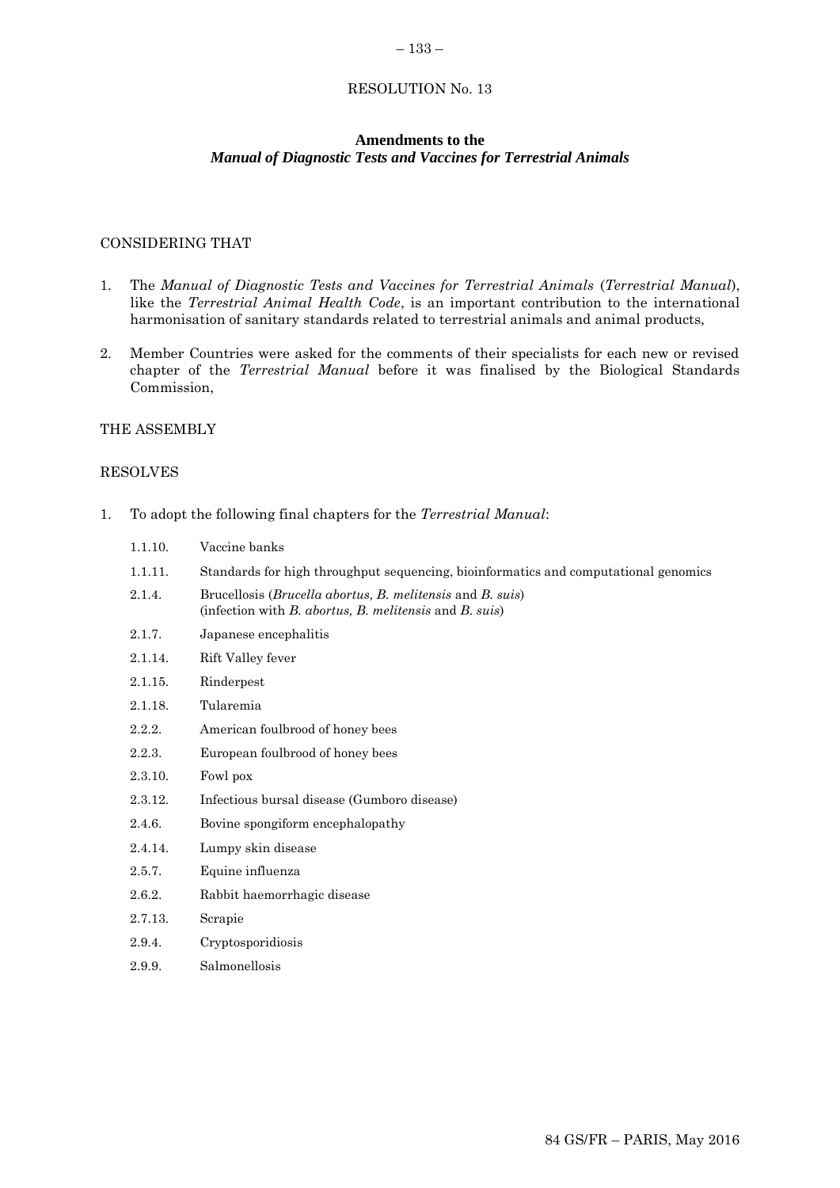RESOLUTION No. 13

**Amendments to the**
***Manual of Diagnostic Tests and Vaccines for Terrestrial Animals***

CONSIDERING THAT

1. The *Manual of Diagnostic Tests and Vaccines for Terrestrial Animals* (*Terrestrial Manual*), like the *Terrestrial Animal Health Code*, is an important contribution to the international harmonisation of sanitary standards related to terrestrial animals and animal products,

2. Member Countries were asked for the comments of their specialists for each new or revised chapter of the *Terrestrial Manual* before it was finalised by the Biological Standards Commission,

THE ASSEMBLY

RESOLVES

1. To adopt the following final chapters for the *Terrestrial Manual*:

| | |
|---|---|
| 1.1.10. | Vaccine banks |
| 1.1.11. | Standards for high throughput sequencing, bioinformatics and computational genomics |
| 2.1.4. | Brucellosis (*Brucella abortus, B. melitensis* and *B. suis*) (infection with *B. abortus, B. melitensis* and *B. suis*) |
| 2.1.7. | Japanese encephalitis |
| 2.1.14. | Rift Valley fever |
| 2.1.15. | Rinderpest |
| 2.1.18. | Tularemia |
| 2.2.2. | American foulbrood of honey bees |
| 2.2.3. | European foulbrood of honey bees |
| 2.3.10. | Fowl pox |
| 2.3.12. | Infectious bursal disease (Gumboro disease) |
| 2.4.6. | Bovine spongiform encephalopathy |
| 2.4.14. | Lumpy skin disease |
| 2.5.7. | Equine influenza |
| 2.6.2. | Rabbit haemorrhagic disease |
| 2.7.13. | Scrapie |
| 2.9.4. | Cryptosporidiosis |
| 2.9.9. | Salmonellosis |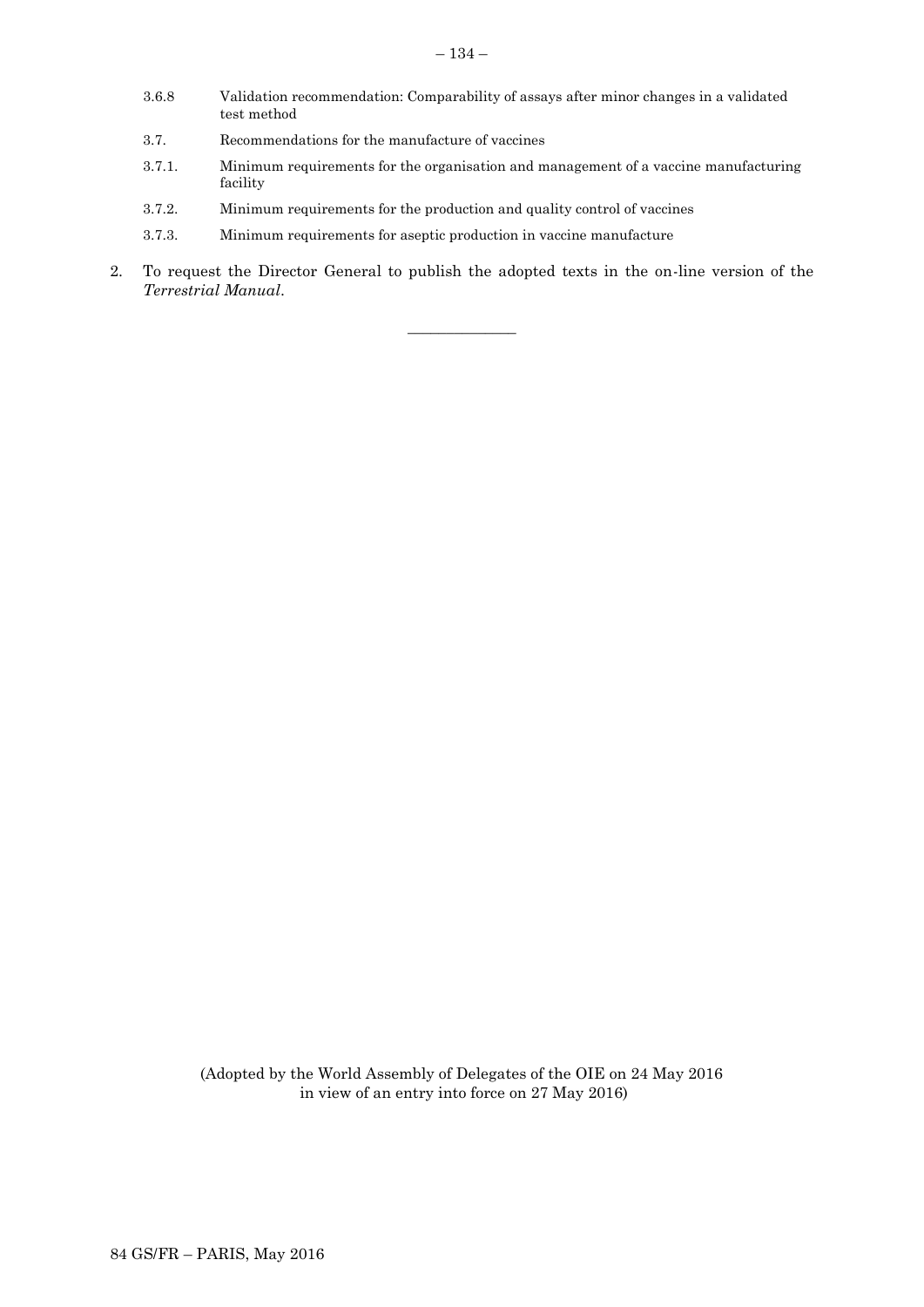3.6.8 Validation recommendation: Comparability of assays after minor changes in a validated test method

3.7. Recommendations for the manufacture of vaccines

3.7.1. Minimum requirements for the organisation and management of a vaccine manufacturing facility

3.7.2. Minimum requirements for the production and quality control of vaccines

3.7.3. Minimum requirements for aseptic production in vaccine manufacture

2. To request the Director General to publish the adopted texts in the on-line version of the *Terrestrial Manual*.

---

(Adopted by the World Assembly of Delegates of the OIE on 24 May 2016 in view of an entry into force on 27 May 2016)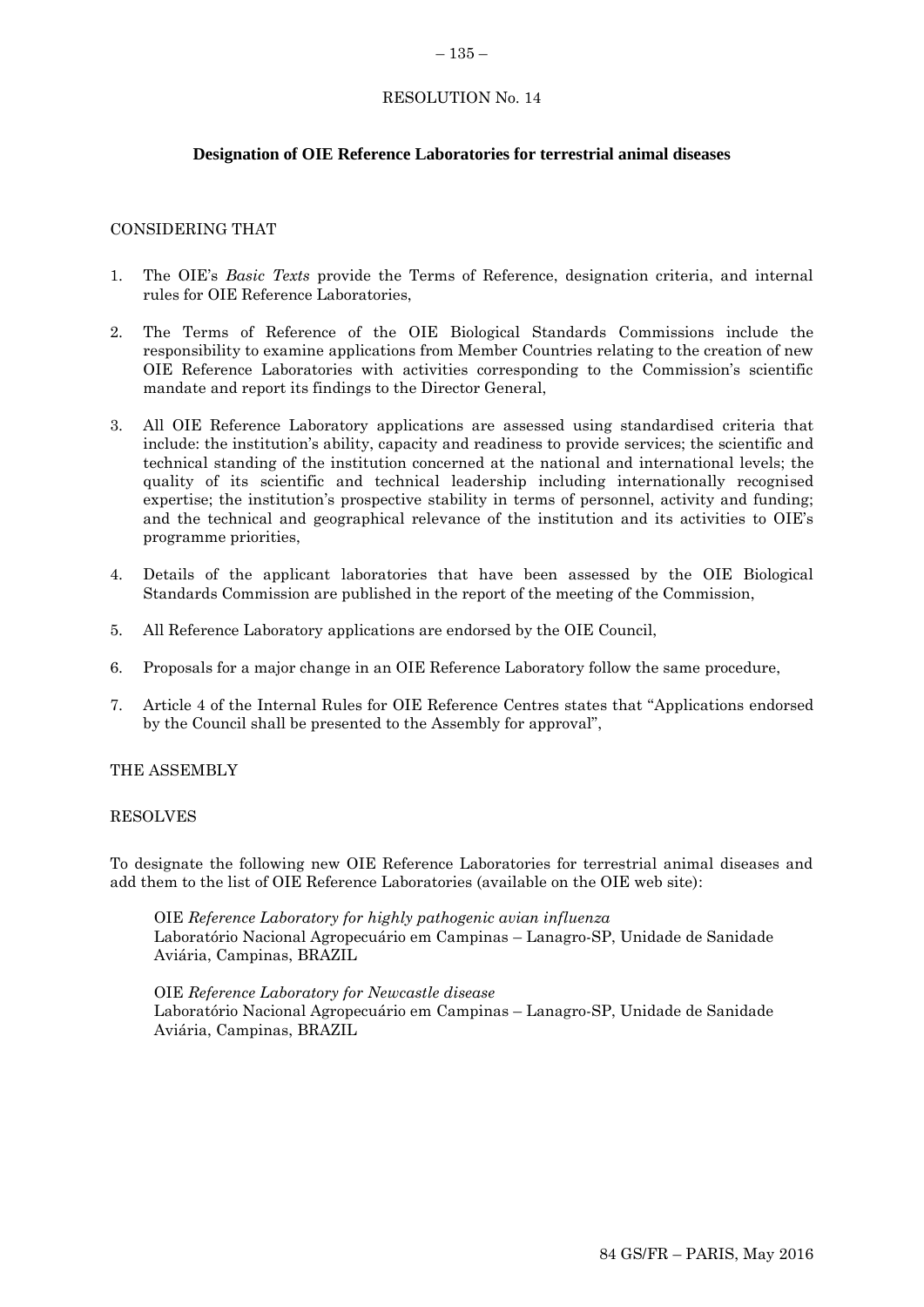RESOLUTION No. 14

## Designation of OIE Reference Laboratories for terrestrial animal diseases

CONSIDERING THAT

1. The OIE's *Basic Texts* provide the Terms of Reference, designation criteria, and internal rules for OIE Reference Laboratories,

2. The Terms of Reference of the OIE Biological Standards Commissions include the responsibility to examine applications from Member Countries relating to the creation of new OIE Reference Laboratories with activities corresponding to the Commission's scientific mandate and report its findings to the Director General,

3. All OIE Reference Laboratory applications are assessed using standardised criteria that include: the institution's ability, capacity and readiness to provide services; the scientific and technical standing of the institution concerned at the national and international levels; the quality of its scientific and technical leadership including internationally recognised expertise; the institution's prospective stability in terms of personnel, activity and funding; and the technical and geographical relevance of the institution and its activities to OIE's programme priorities,

4. Details of the applicant laboratories that have been assessed by the OIE Biological Standards Commission are published in the report of the meeting of the Commission,

5. All Reference Laboratory applications are endorsed by the OIE Council,

6. Proposals for a major change in an OIE Reference Laboratory follow the same procedure,

7. Article 4 of the Internal Rules for OIE Reference Centres states that "Applications endorsed by the Council shall be presented to the Assembly for approval",

THE ASSEMBLY

RESOLVES

To designate the following new OIE Reference Laboratories for terrestrial animal diseases and add them to the list of OIE Reference Laboratories (available on the OIE web site):

> OIE *Reference Laboratory for highly pathogenic avian influenza*
> Laboratório Nacional Agropecuário em Campinas – Lanagro-SP, Unidade de Sanidade Aviária, Campinas, BRAZIL

> OIE *Reference Laboratory for Newcastle disease*
> Laboratório Nacional Agropecuário em Campinas – Lanagro-SP, Unidade de Sanidade Aviária, Campinas, BRAZIL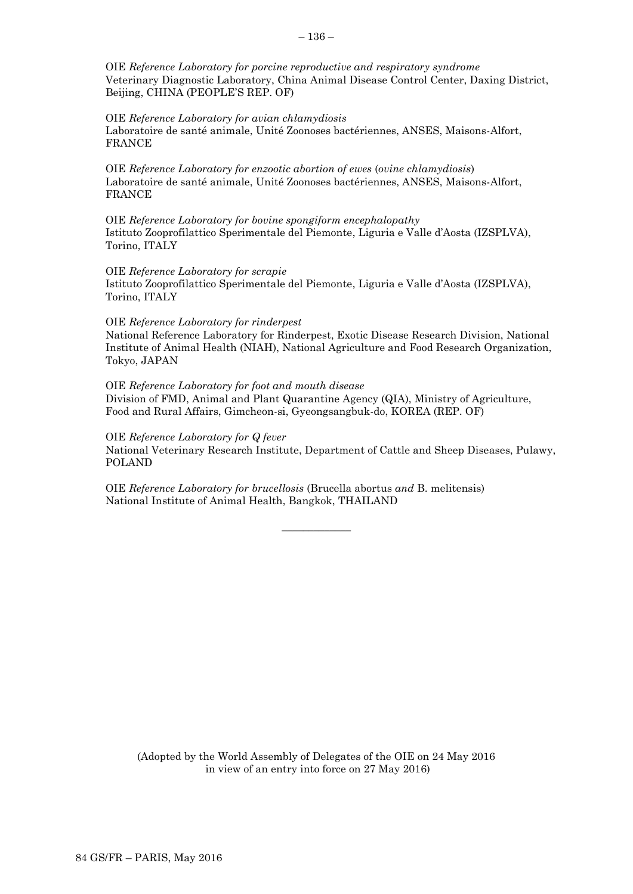OIE *Reference Laboratory for porcine reproductive and respiratory syndrome*
Veterinary Diagnostic Laboratory, China Animal Disease Control Center, Daxing District, Beijing, CHINA (PEOPLE'S REP. OF)

OIE *Reference Laboratory for avian chlamydiosis*
Laboratoire de santé animale, Unité Zoonoses bactériennes, ANSES, Maisons-Alfort, FRANCE

OIE *Reference Laboratory for enzootic abortion of ewes* (*ovine chlamydiosis*)
Laboratoire de santé animale, Unité Zoonoses bactériennes, ANSES, Maisons-Alfort, FRANCE

OIE *Reference Laboratory for bovine spongiform encephalopathy*
Istituto Zooprofilattico Sperimentale del Piemonte, Liguria e Valle d'Aosta (IZSPLVA), Torino, ITALY

OIE *Reference Laboratory for scrapie*
Istituto Zooprofilattico Sperimentale del Piemonte, Liguria e Valle d'Aosta (IZSPLVA), Torino, ITALY

OIE *Reference Laboratory for rinderpest*
National Reference Laboratory for Rinderpest, Exotic Disease Research Division, National Institute of Animal Health (NIAH), National Agriculture and Food Research Organization, Tokyo, JAPAN

OIE *Reference Laboratory for foot and mouth disease*
Division of FMD, Animal and Plant Quarantine Agency (QIA), Ministry of Agriculture, Food and Rural Affairs, Gimcheon-si, Gyeongsangbuk-do, KOREA (REP. OF)

OIE *Reference Laboratory for Q fever*
National Veterinary Research Institute, Department of Cattle and Sheep Diseases, Pulawy, POLAND

OIE *Reference Laboratory for brucellosis* (Brucella abortus *and* B. melitensis)
National Institute of Animal Health, Bangkok, THAILAND

---

(Adopted by the World Assembly of Delegates of the OIE on 24 May 2016 in view of an entry into force on 27 May 2016)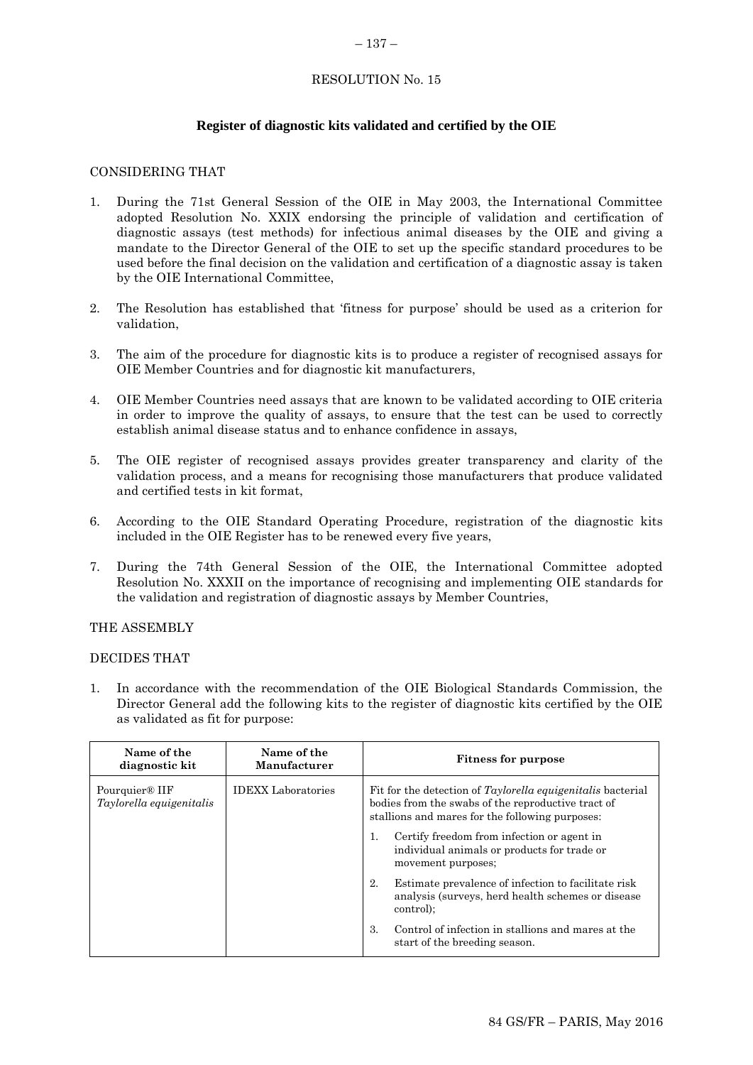RESOLUTION No. 15

## Register of diagnostic kits validated and certified by the OIE

CONSIDERING THAT

1. During the 71st General Session of the OIE in May 2003, the International Committee adopted Resolution No. XXIX endorsing the principle of validation and certification of diagnostic assays (test methods) for infectious animal diseases by the OIE and giving a mandate to the Director General of the OIE to set up the specific standard procedures to be used before the final decision on the validation and certification of a diagnostic assay is taken by the OIE International Committee,

2. The Resolution has established that 'fitness for purpose' should be used as a criterion for validation,

3. The aim of the procedure for diagnostic kits is to produce a register of recognised assays for OIE Member Countries and for diagnostic kit manufacturers,

4. OIE Member Countries need assays that are known to be validated according to OIE criteria in order to improve the quality of assays, to ensure that the test can be used to correctly establish animal disease status and to enhance confidence in assays,

5. The OIE register of recognised assays provides greater transparency and clarity of the validation process, and a means for recognising those manufacturers that produce validated and certified tests in kit format,

6. According to the OIE Standard Operating Procedure, registration of the diagnostic kits included in the OIE Register has to be renewed every five years,

7. During the 74th General Session of the OIE, the International Committee adopted Resolution No. XXXII on the importance of recognising and implementing OIE standards for the validation and registration of diagnostic assays by Member Countries,

THE ASSEMBLY

DECIDES THAT

1. In accordance with the recommendation of the OIE Biological Standards Commission, the Director General add the following kits to the register of diagnostic kits certified by the OIE as validated as fit for purpose:

| Name of the diagnostic kit | Name of the Manufacturer | Fitness for purpose |
|---|---|---|
| Pourquier® IIF *Taylorella equigenitalis* | IDEXX Laboratories | Fit for the detection of *Taylorella equigenitalis* bacterial bodies from the swabs of the reproductive tract of stallions and mares for the following purposes:<br>1. Certify freedom from infection or agent in individual animals or products for trade or movement purposes;<br>2. Estimate prevalence of infection to facilitate risk analysis (surveys, herd health schemes or disease control);<br>3. Control of infection in stallions and mares at the start of the breeding season. |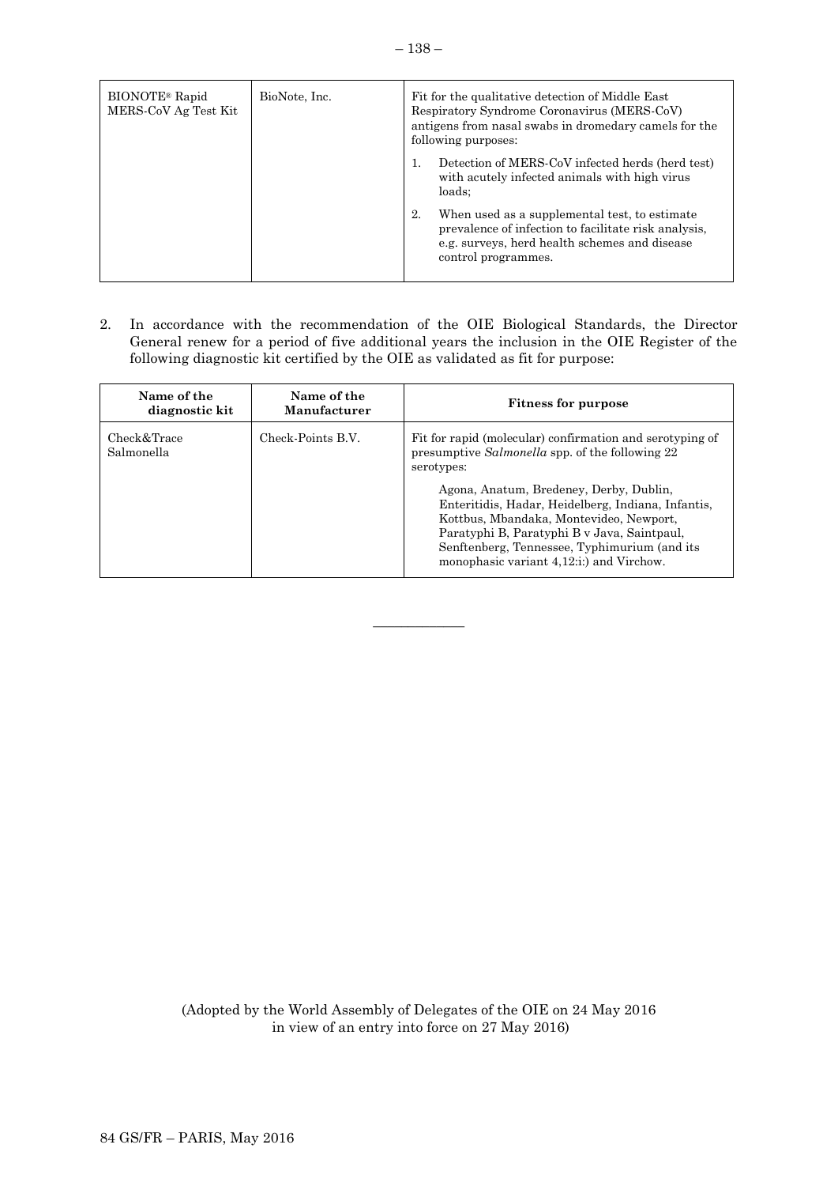| BIONOTE® Rapid MERS-CoV Ag Test Kit | BioNote, Inc. | Fit for the qualitative detection of Middle East Respiratory Syndrome Coronavirus (MERS-CoV) antigens from nasal swabs in dromedary camels for the following purposes:<br><br>1. Detection of MERS-CoV infected herds (herd test) with acutely infected animals with high virus loads;<br><br>2. When used as a supplemental test, to estimate prevalence of infection to facilitate risk analysis, e.g. surveys, herd health schemes and disease control programmes. |
|---|---|---|

2. In accordance with the recommendation of the OIE Biological Standards, the Director General renew for a period of five additional years the inclusion in the OIE Register of the following diagnostic kit certified by the OIE as validated as fit for purpose:

| Name of the diagnostic kit | Name of the Manufacturer | Fitness for purpose |
|---|---|---|
| Check&Trace Salmonella | Check-Points B.V. | Fit for rapid (molecular) confirmation and serotyping of presumptive *Salmonella* spp. of the following 22 serotypes:<br><br>Agona, Anatum, Bredeney, Derby, Dublin, Enteritidis, Hadar, Heidelberg, Indiana, Infantis, Kottbus, Mbandaka, Montevideo, Newport, Paratyphi B, Paratyphi B v Java, Saintpaul, Senftenberg, Tennessee, Typhimurium (and its monophasic variant 4,12:i:) and Virchow. |

---

(Adopted by the World Assembly of Delegates of the OIE on 24 May 2016 in view of an entry into force on 27 May 2016)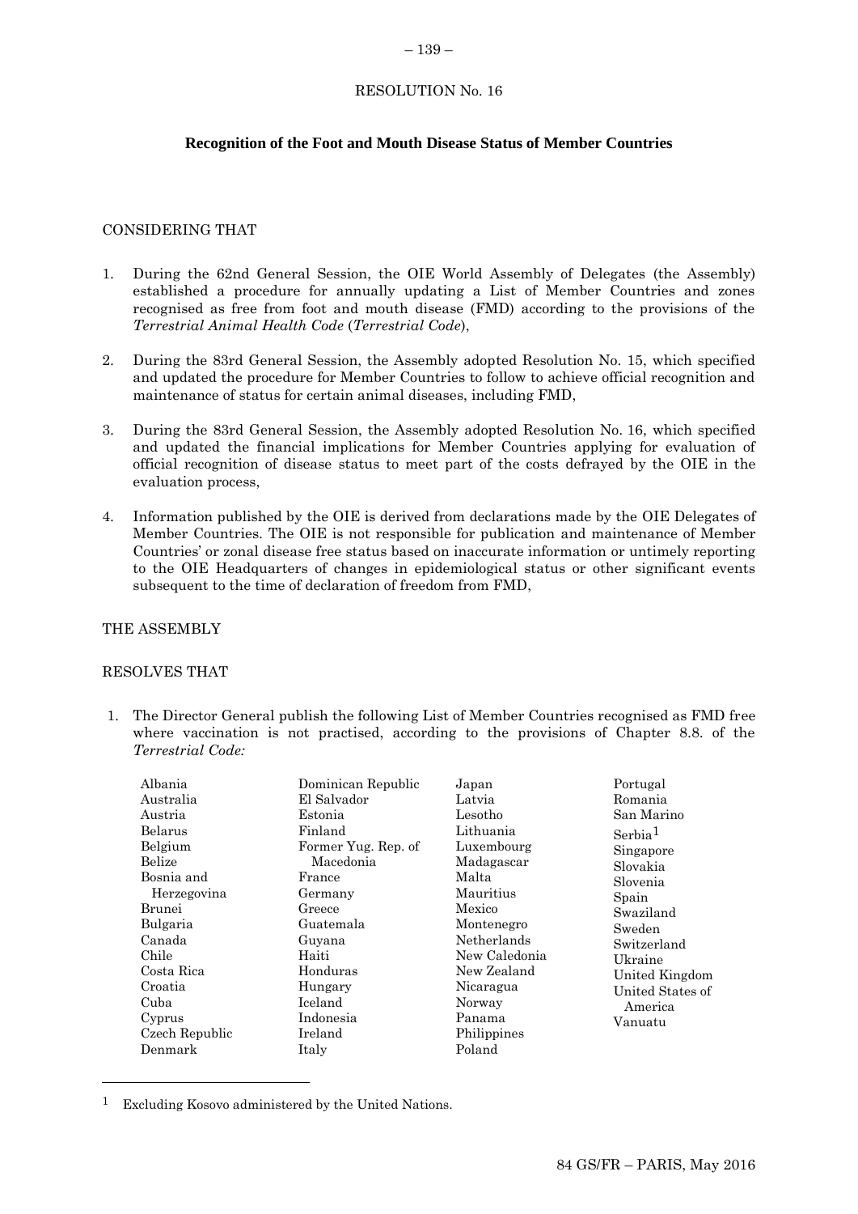RESOLUTION No. 16

## Recognition of the Foot and Mouth Disease Status of Member Countries

CONSIDERING THAT

1. During the 62nd General Session, the OIE World Assembly of Delegates (the Assembly) established a procedure for annually updating a List of Member Countries and zones recognised as free from foot and mouth disease (FMD) according to the provisions of the *Terrestrial Animal Health Code* (*Terrestrial Code*),

2. During the 83rd General Session, the Assembly adopted Resolution No. 15, which specified and updated the procedure for Member Countries to follow to achieve official recognition and maintenance of status for certain animal diseases, including FMD,

3. During the 83rd General Session, the Assembly adopted Resolution No. 16, which specified and updated the financial implications for Member Countries applying for evaluation of official recognition of disease status to meet part of the costs defrayed by the OIE in the evaluation process,

4. Information published by the OIE is derived from declarations made by the OIE Delegates of Member Countries. The OIE is not responsible for publication and maintenance of Member Countries' or zonal disease free status based on inaccurate information or untimely reporting to the OIE Headquarters of changes in epidemiological status or other significant events subsequent to the time of declaration of freedom from FMD,

THE ASSEMBLY

RESOLVES THAT

1. The Director General publish the following List of Member Countries recognised as FMD free where vaccination is not practised, according to the provisions of Chapter 8.8. of the *Terrestrial Code:*

Albania
Australia
Austria
Belarus
Belgium
Belize
Bosnia and Herzegovina
Brunei
Bulgaria
Canada
Chile
Costa Rica
Croatia
Cuba
Cyprus
Czech Republic
Denmark
Dominican Republic
El Salvador
Estonia
Finland
Former Yug. Rep. of Macedonia
France
Germany
Greece
Guatemala
Guyana
Haiti
Honduras
Hungary
Iceland
Indonesia
Ireland
Italy
Japan
Latvia
Lesotho
Lithuania
Luxembourg
Madagascar
Malta
Mauritius
Mexico
Montenegro
Netherlands
New Caledonia
New Zealand
Nicaragua
Norway
Panama
Philippines
Poland
Portugal
Romania
San Marino
Serbia[1]
Singapore
Slovakia
Slovenia
Spain
Swaziland
Sweden
Switzerland
Ukraine
United Kingdom
United States of America
Vanuatu

[1] Excluding Kosovo administered by the United Nations.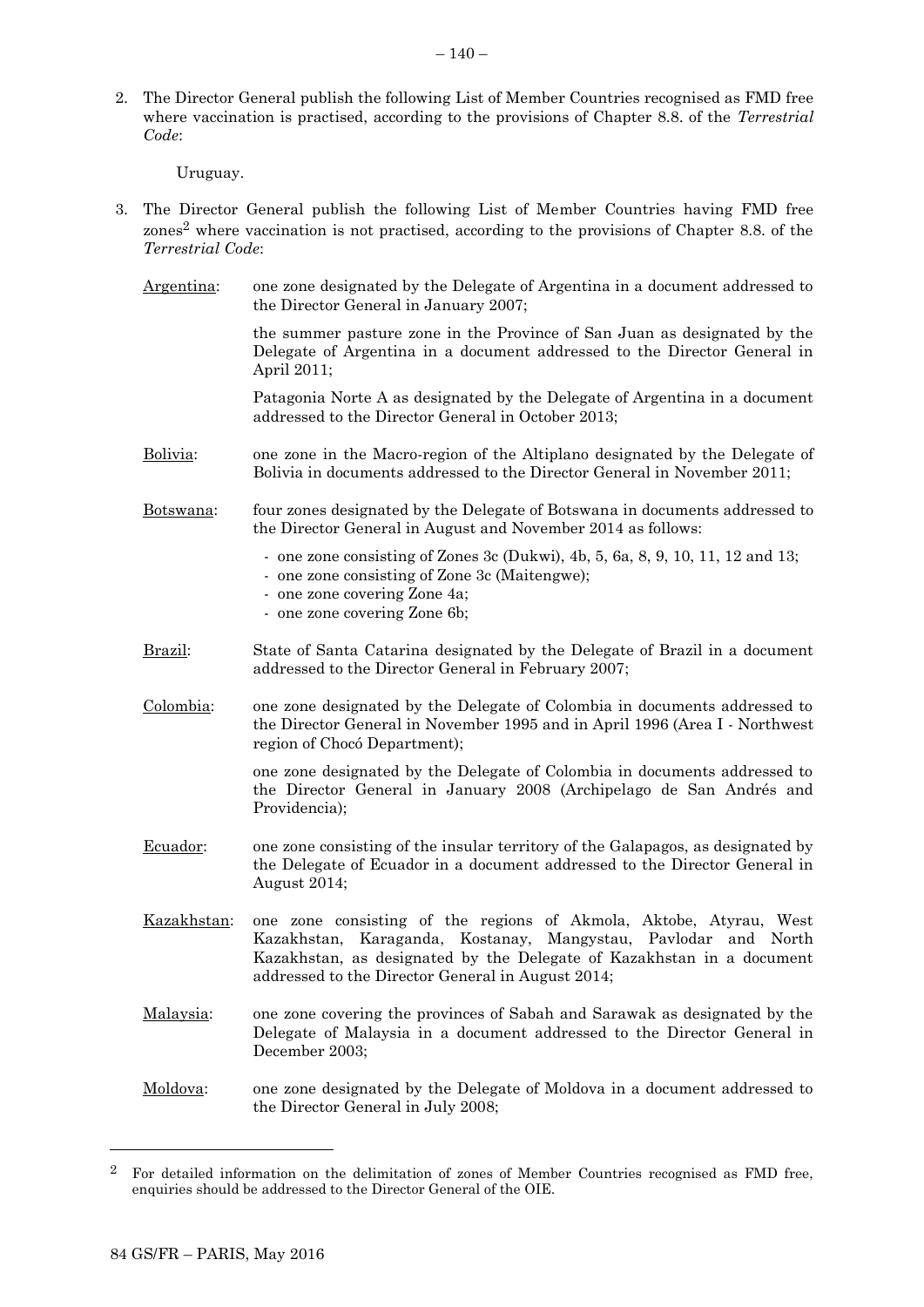2. The Director General publish the following List of Member Countries recognised as FMD free where vaccination is practised, according to the provisions of Chapter 8.8. of the *Terrestrial Code*:

   Uruguay.

3. The Director General publish the following List of Member Countries having FMD free zones[2] where vaccination is not practised, according to the provisions of Chapter 8.8. of the *Terrestrial Code*:

   Argentina: one zone designated by the Delegate of Argentina in a document addressed to the Director General in January 2007;

   the summer pasture zone in the Province of San Juan as designated by the Delegate of Argentina in a document addressed to the Director General in April 2011;

   Patagonia Norte A as designated by the Delegate of Argentina in a document addressed to the Director General in October 2013;

   Bolivia: one zone in the Macro-region of the Altiplano designated by the Delegate of Bolivia in documents addressed to the Director General in November 2011;

   Botswana: four zones designated by the Delegate of Botswana in documents addressed to the Director General in August and November 2014 as follows:

   - one zone consisting of Zones 3c (Dukwi), 4b, 5, 6a, 8, 9, 10, 11, 12 and 13;
   - one zone consisting of Zone 3c (Maitengwe);
   - one zone covering Zone 4a;
   - one zone covering Zone 6b;

   Brazil: State of Santa Catarina designated by the Delegate of Brazil in a document addressed to the Director General in February 2007;

   Colombia: one zone designated by the Delegate of Colombia in documents addressed to the Director General in November 1995 and in April 1996 (Area I - Northwest region of Chocó Department);

   one zone designated by the Delegate of Colombia in documents addressed to the Director General in January 2008 (Archipelago de San Andrés and Providencia);

   Ecuador: one zone consisting of the insular territory of the Galapagos, as designated by the Delegate of Ecuador in a document addressed to the Director General in August 2014;

   Kazakhstan: one zone consisting of the regions of Akmola, Aktobe, Atyrau, West Kazakhstan, Karaganda, Kostanay, Mangystau, Pavlodar and North Kazakhstan, as designated by the Delegate of Kazakhstan in a document addressed to the Director General in August 2014;

   Malaysia: one zone covering the provinces of Sabah and Sarawak as designated by the Delegate of Malaysia in a document addressed to the Director General in December 2003;

   Moldova: one zone designated by the Delegate of Moldova in a document addressed to the Director General in July 2008;

[2] For detailed information on the delimitation of zones of Member Countries recognised as FMD free, enquiries should be addressed to the Director General of the OIE.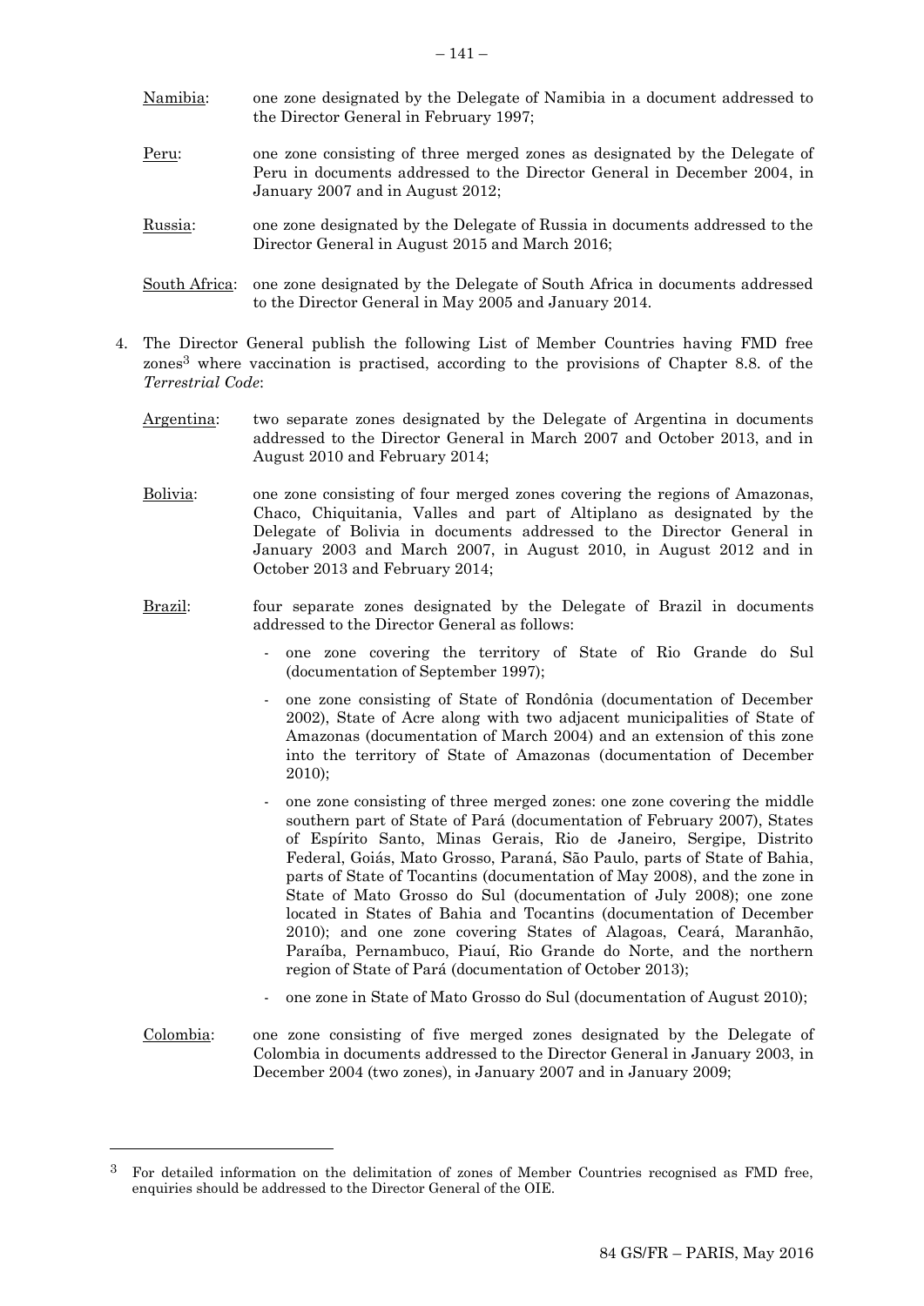Namibia: one zone designated by the Delegate of Namibia in a document addressed to the Director General in February 1997;

Peru: one zone consisting of three merged zones as designated by the Delegate of Peru in documents addressed to the Director General in December 2004, in January 2007 and in August 2012;

Russia: one zone designated by the Delegate of Russia in documents addressed to the Director General in August 2015 and March 2016;

South Africa: one zone designated by the Delegate of South Africa in documents addressed to the Director General in May 2005 and January 2014.

4. The Director General publish the following List of Member Countries having FMD free zones[3] where vaccination is practised, according to the provisions of Chapter 8.8. of the *Terrestrial Code*:

Argentina: two separate zones designated by the Delegate of Argentina in documents addressed to the Director General in March 2007 and October 2013, and in August 2010 and February 2014;

Bolivia: one zone consisting of four merged zones covering the regions of Amazonas, Chaco, Chiquitania, Valles and part of Altiplano as designated by the Delegate of Bolivia in documents addressed to the Director General in January 2003 and March 2007, in August 2010, in August 2012 and in October 2013 and February 2014;

Brazil: four separate zones designated by the Delegate of Brazil in documents addressed to the Director General as follows:

- one zone covering the territory of State of Rio Grande do Sul (documentation of September 1997);
- one zone consisting of State of Rondônia (documentation of December 2002), State of Acre along with two adjacent municipalities of State of Amazonas (documentation of March 2004) and an extension of this zone into the territory of State of Amazonas (documentation of December 2010);
- one zone consisting of three merged zones: one zone covering the middle southern part of State of Pará (documentation of February 2007), States of Espírito Santo, Minas Gerais, Rio de Janeiro, Sergipe, Distrito Federal, Goiás, Mato Grosso, Paraná, São Paulo, parts of State of Bahia, parts of State of Tocantins (documentation of May 2008), and the zone in State of Mato Grosso do Sul (documentation of July 2008); one zone located in States of Bahia and Tocantins (documentation of December 2010); and one zone covering States of Alagoas, Ceará, Maranhão, Paraíba, Pernambuco, Piauí, Rio Grande do Norte, and the northern region of State of Pará (documentation of October 2013);
- one zone in State of Mato Grosso do Sul (documentation of August 2010);

Colombia: one zone consisting of five merged zones designated by the Delegate of Colombia in documents addressed to the Director General in January 2003, in December 2004 (two zones), in January 2007 and in January 2009;

[3] For detailed information on the delimitation of zones of Member Countries recognised as FMD free, enquiries should be addressed to the Director General of the OIE.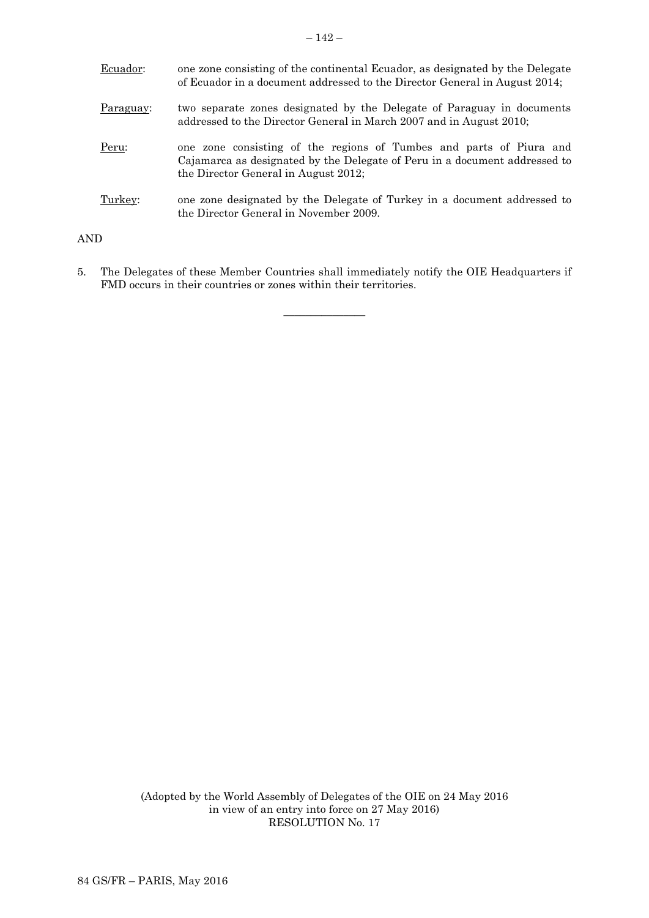<u>Ecuador</u>: one zone consisting of the continental Ecuador, as designated by the Delegate of Ecuador in a document addressed to the Director General in August 2014;

<u>Paraguay</u>: two separate zones designated by the Delegate of Paraguay in documents addressed to the Director General in March 2007 and in August 2010;

<u>Peru</u>: one zone consisting of the regions of Tumbes and parts of Piura and Cajamarca as designated by the Delegate of Peru in a document addressed to the Director General in August 2012;

<u>Turkey</u>: one zone designated by the Delegate of Turkey in a document addressed to the Director General in November 2009.

AND

5. The Delegates of these Member Countries shall immediately notify the OIE Headquarters if FMD occurs in their countries or zones within their territories.

---

(Adopted by the World Assembly of Delegates of the OIE on 24 May 2016
in view of an entry into force on 27 May 2016)
RESOLUTION No. 17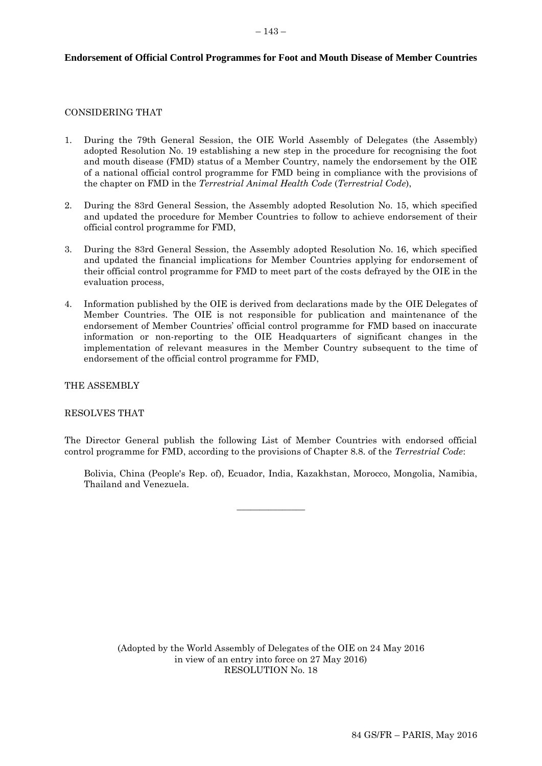**Endorsement of Official Control Programmes for Foot and Mouth Disease of Member Countries**

CONSIDERING THAT

1. During the 79th General Session, the OIE World Assembly of Delegates (the Assembly) adopted Resolution No. 19 establishing a new step in the procedure for recognising the foot and mouth disease (FMD) status of a Member Country, namely the endorsement by the OIE of a national official control programme for FMD being in compliance with the provisions of the chapter on FMD in the *Terrestrial Animal Health Code* (*Terrestrial Code*),

2. During the 83rd General Session, the Assembly adopted Resolution No. 15, which specified and updated the procedure for Member Countries to follow to achieve endorsement of their official control programme for FMD,

3. During the 83rd General Session, the Assembly adopted Resolution No. 16, which specified and updated the financial implications for Member Countries applying for endorsement of their official control programme for FMD to meet part of the costs defrayed by the OIE in the evaluation process,

4. Information published by the OIE is derived from declarations made by the OIE Delegates of Member Countries. The OIE is not responsible for publication and maintenance of the endorsement of Member Countries' official control programme for FMD based on inaccurate information or non-reporting to the OIE Headquarters of significant changes in the implementation of relevant measures in the Member Country subsequent to the time of endorsement of the official control programme for FMD,

THE ASSEMBLY

RESOLVES THAT

The Director General publish the following List of Member Countries with endorsed official control programme for FMD, according to the provisions of Chapter 8.8. of the *Terrestrial Code*:

Bolivia, China (People's Rep. of), Ecuador, India, Kazakhstan, Morocco, Mongolia, Namibia, Thailand and Venezuela.

_______________

(Adopted by the World Assembly of Delegates of the OIE on 24 May 2016
in view of an entry into force on 27 May 2016)
RESOLUTION No. 18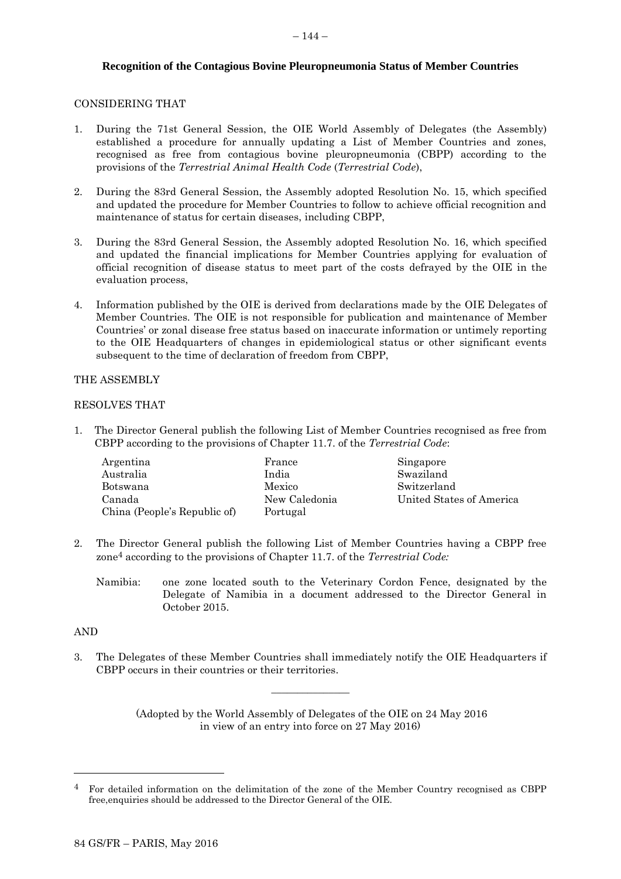**Recognition of the Contagious Bovine Pleuropneumonia Status of Member Countries**

CONSIDERING THAT

1. During the 71st General Session, the OIE World Assembly of Delegates (the Assembly) established a procedure for annually updating a List of Member Countries and zones, recognised as free from contagious bovine pleuropneumonia (CBPP) according to the provisions of the *Terrestrial Animal Health Code* (*Terrestrial Code*),

2. During the 83rd General Session, the Assembly adopted Resolution No. 15, which specified and updated the procedure for Member Countries to follow to achieve official recognition and maintenance of status for certain diseases, including CBPP,

3. During the 83rd General Session, the Assembly adopted Resolution No. 16, which specified and updated the financial implications for Member Countries applying for evaluation of official recognition of disease status to meet part of the costs defrayed by the OIE in the evaluation process,

4. Information published by the OIE is derived from declarations made by the OIE Delegates of Member Countries. The OIE is not responsible for publication and maintenance of Member Countries' or zonal disease free status based on inaccurate information or untimely reporting to the OIE Headquarters of changes in epidemiological status or other significant events subsequent to the time of declaration of freedom from CBPP,

THE ASSEMBLY

RESOLVES THAT

1. The Director General publish the following List of Member Countries recognised as free from CBPP according to the provisions of Chapter 11.7. of the *Terrestrial Code*:

   Argentina
   Australia
   Botswana
   Canada
   China (People's Republic of)
   France
   India
   Mexico
   New Caledonia
   Portugal
   Singapore
   Swaziland
   Switzerland
   United States of America

2. The Director General publish the following List of Member Countries having a CBPP free zone[4] according to the provisions of Chapter 11.7. of the *Terrestrial Code:*

   Namibia: one zone located south to the Veterinary Cordon Fence, designated by the Delegate of Namibia in a document addressed to the Director General in October 2015.

AND

3. The Delegates of these Member Countries shall immediately notify the OIE Headquarters if CBPP occurs in their countries or their territories.

---

(Adopted by the World Assembly of Delegates of the OIE on 24 May 2016 in view of an entry into force on 27 May 2016)

[4] For detailed information on the delimitation of the zone of the Member Country recognised as CBPP free,enquiries should be addressed to the Director General of the OIE.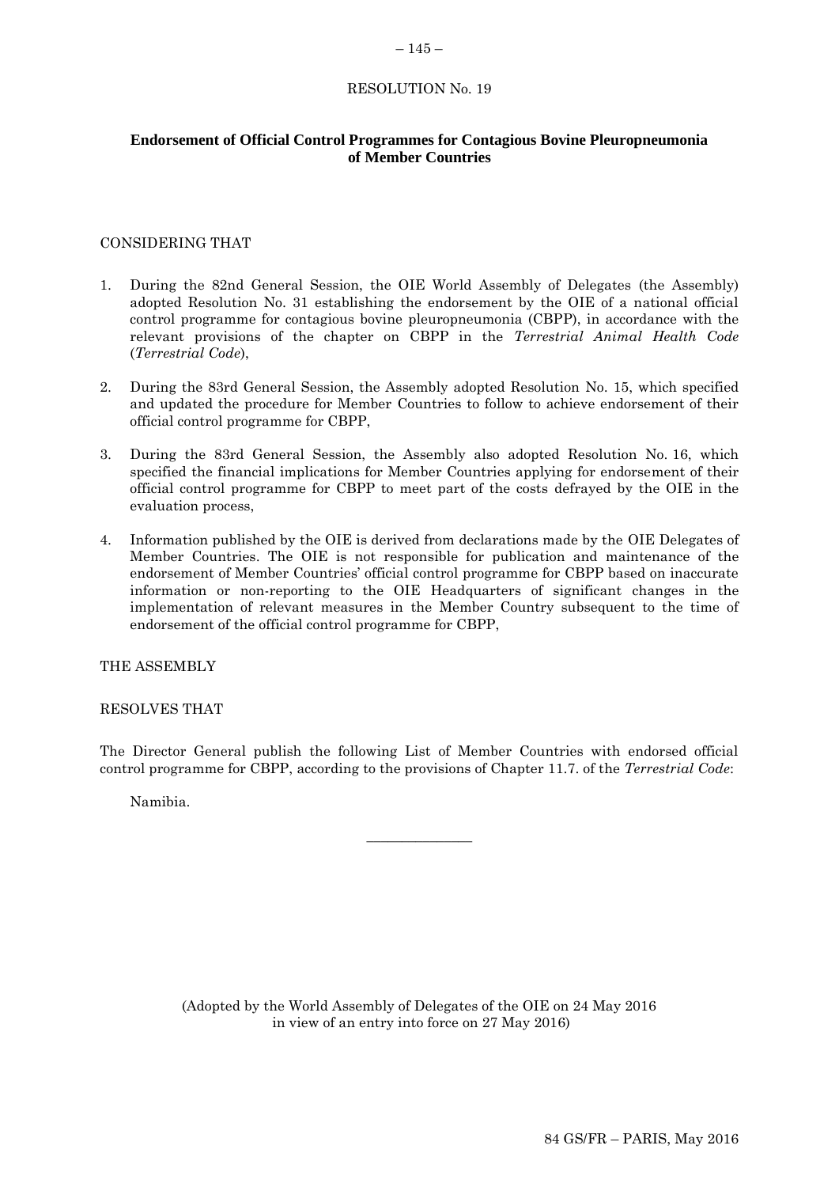RESOLUTION No. 19

## Endorsement of Official Control Programmes for Contagious Bovine Pleuropneumonia of Member Countries

CONSIDERING THAT

1. During the 82nd General Session, the OIE World Assembly of Delegates (the Assembly) adopted Resolution No. 31 establishing the endorsement by the OIE of a national official control programme for contagious bovine pleuropneumonia (CBPP), in accordance with the relevant provisions of the chapter on CBPP in the *Terrestrial Animal Health Code* (*Terrestrial Code*),

2. During the 83rd General Session, the Assembly adopted Resolution No. 15, which specified and updated the procedure for Member Countries to follow to achieve endorsement of their official control programme for CBPP,

3. During the 83rd General Session, the Assembly also adopted Resolution No. 16, which specified the financial implications for Member Countries applying for endorsement of their official control programme for CBPP to meet part of the costs defrayed by the OIE in the evaluation process,

4. Information published by the OIE is derived from declarations made by the OIE Delegates of Member Countries. The OIE is not responsible for publication and maintenance of the endorsement of Member Countries' official control programme for CBPP based on inaccurate information or non-reporting to the OIE Headquarters of significant changes in the implementation of relevant measures in the Member Country subsequent to the time of endorsement of the official control programme for CBPP,

THE ASSEMBLY

RESOLVES THAT

The Director General publish the following List of Member Countries with endorsed official control programme for CBPP, according to the provisions of Chapter 11.7. of the *Terrestrial Code*:

Namibia.

---

(Adopted by the World Assembly of Delegates of the OIE on 24 May 2016 in view of an entry into force on 27 May 2016)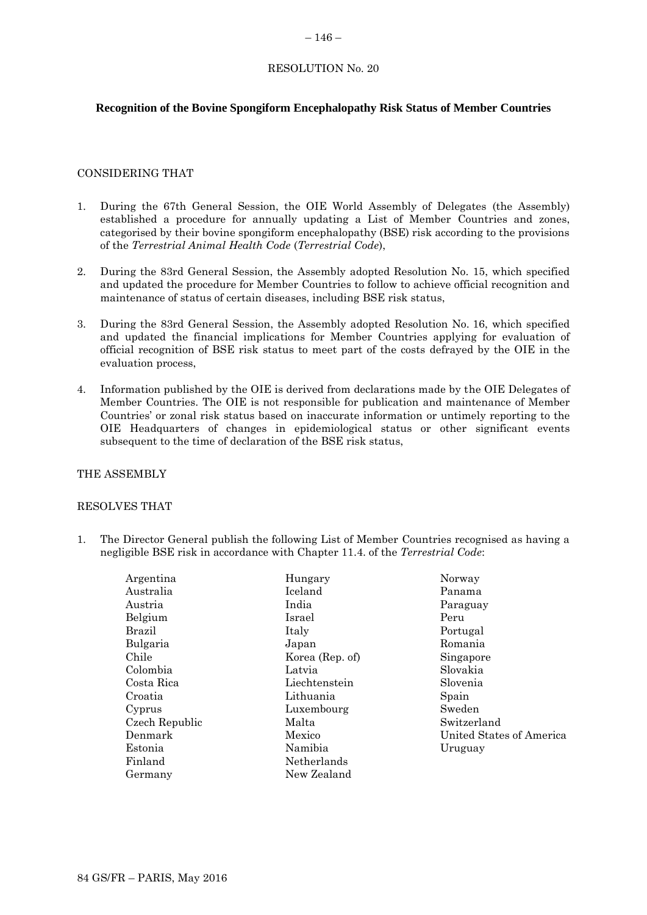RESOLUTION No. 20

## Recognition of the Bovine Spongiform Encephalopathy Risk Status of Member Countries

CONSIDERING THAT

1. During the 67th General Session, the OIE World Assembly of Delegates (the Assembly) established a procedure for annually updating a List of Member Countries and zones, categorised by their bovine spongiform encephalopathy (BSE) risk according to the provisions of the *Terrestrial Animal Health Code* (*Terrestrial Code*),

2. During the 83rd General Session, the Assembly adopted Resolution No. 15, which specified and updated the procedure for Member Countries to follow to achieve official recognition and maintenance of status of certain diseases, including BSE risk status,

3. During the 83rd General Session, the Assembly adopted Resolution No. 16, which specified and updated the financial implications for Member Countries applying for evaluation of official recognition of BSE risk status to meet part of the costs defrayed by the OIE in the evaluation process,

4. Information published by the OIE is derived from declarations made by the OIE Delegates of Member Countries. The OIE is not responsible for publication and maintenance of Member Countries' or zonal risk status based on inaccurate information or untimely reporting to the OIE Headquarters of changes in epidemiological status or other significant events subsequent to the time of declaration of the BSE risk status,

THE ASSEMBLY

RESOLVES THAT

1. The Director General publish the following List of Member Countries recognised as having a negligible BSE risk in accordance with Chapter 11.4. of the *Terrestrial Code*:

   Argentina
   Australia
   Austria
   Belgium
   Brazil
   Bulgaria
   Chile
   Colombia
   Costa Rica
   Croatia
   Cyprus
   Czech Republic
   Denmark
   Estonia
   Finland
   Germany
   Hungary
   Iceland
   India
   Israel
   Italy
   Japan
   Korea (Rep. of)
   Latvia
   Liechtenstein
   Lithuania
   Luxembourg
   Malta
   Mexico
   Namibia
   Netherlands
   New Zealand
   Norway
   Panama
   Paraguay
   Peru
   Portugal
   Romania
   Singapore
   Slovakia
   Slovenia
   Spain
   Sweden
   Switzerland
   United States of America
   Uruguay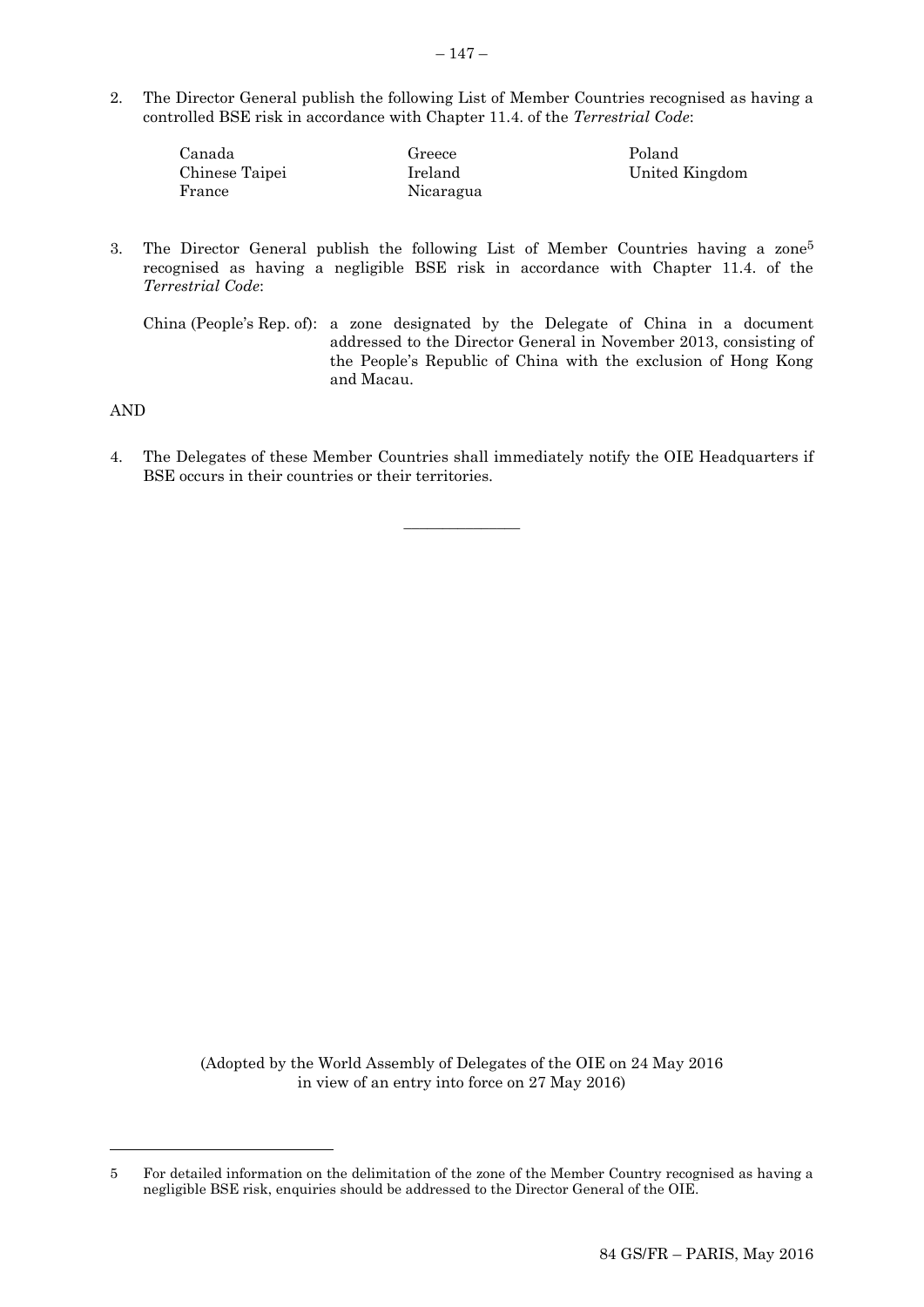2. The Director General publish the following List of Member Countries recognised as having a controlled BSE risk in accordance with Chapter 11.4. of the *Terrestrial Code*:

| | | |
|---|---|---|
| Canada | Greece | Poland |
| Chinese Taipei | Ireland | United Kingdom |
| France | Nicaragua | |

3. The Director General publish the following List of Member Countries having a zone[5] recognised as having a negligible BSE risk in accordance with Chapter 11.4. of the *Terrestrial Code*:

China (People's Rep. of): a zone designated by the Delegate of China in a document addressed to the Director General in November 2013, consisting of the People's Republic of China with the exclusion of Hong Kong and Macau.

AND

4. The Delegates of these Member Countries shall immediately notify the OIE Headquarters if BSE occurs in their countries or their territories.

_______________

(Adopted by the World Assembly of Delegates of the OIE on 24 May 2016 in view of an entry into force on 27 May 2016)

---

5 For detailed information on the delimitation of the zone of the Member Country recognised as having a negligible BSE risk, enquiries should be addressed to the Director General of the OIE.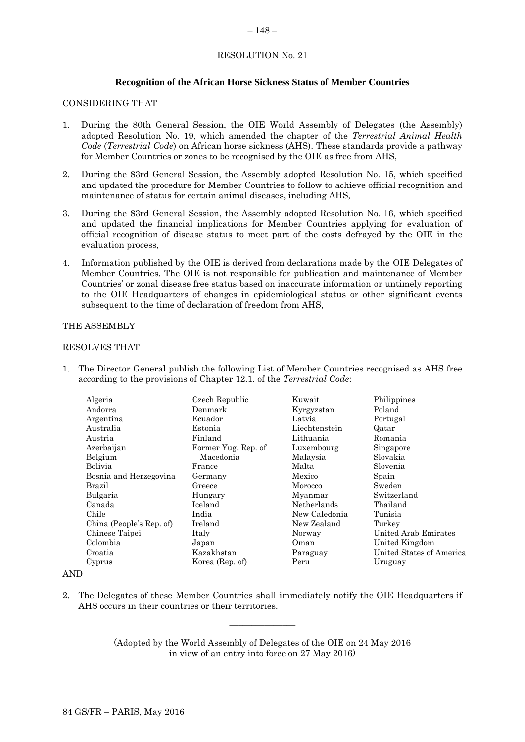RESOLUTION No. 21

## Recognition of the African Horse Sickness Status of Member Countries

CONSIDERING THAT

1. During the 80th General Session, the OIE World Assembly of Delegates (the Assembly) adopted Resolution No. 19, which amended the chapter of the *Terrestrial Animal Health Code* (*Terrestrial Code*) on African horse sickness (AHS). These standards provide a pathway for Member Countries or zones to be recognised by the OIE as free from AHS,

2. During the 83rd General Session, the Assembly adopted Resolution No. 15, which specified and updated the procedure for Member Countries to follow to achieve official recognition and maintenance of status for certain animal diseases, including AHS,

3. During the 83rd General Session, the Assembly adopted Resolution No. 16, which specified and updated the financial implications for Member Countries applying for evaluation of official recognition of disease status to meet part of the costs defrayed by the OIE in the evaluation process,

4. Information published by the OIE is derived from declarations made by the OIE Delegates of Member Countries. The OIE is not responsible for publication and maintenance of Member Countries' or zonal disease free status based on inaccurate information or untimely reporting to the OIE Headquarters of changes in epidemiological status or other significant events subsequent to the time of declaration of freedom from AHS,

THE ASSEMBLY

RESOLVES THAT

1. The Director General publish the following List of Member Countries recognised as AHS free according to the provisions of Chapter 12.1. of the *Terrestrial Code*:

| | | | |
|---|---|---|---|
| Algeria | Czech Republic | Kuwait | Philippines |
| Andorra | Denmark | Kyrgyzstan | Poland |
| Argentina | Ecuador | Latvia | Portugal |
| Australia | Estonia | Liechtenstein | Qatar |
| Austria | Finland | Lithuania | Romania |
| Azerbaijan | Former Yug. Rep. of Macedonia | Luxembourg | Singapore |
| Belgium | | Malaysia | Slovakia |
| Bolivia | France | Malta | Slovenia |
| Bosnia and Herzegovina | Germany | Mexico | Spain |
| Brazil | Greece | Morocco | Sweden |
| Bulgaria | Hungary | Myanmar | Switzerland |
| Canada | Iceland | Netherlands | Thailand |
| Chile | India | New Caledonia | Tunisia |
| China (People's Rep. of) | Ireland | New Zealand | Turkey |
| Chinese Taipei | Italy | Norway | United Arab Emirates |
| Colombia | Japan | Oman | United Kingdom |
| Croatia | Kazakhstan | Paraguay | United States of America |
| Cyprus | Korea (Rep. of) | Peru | Uruguay |

AND

2. The Delegates of these Member Countries shall immediately notify the OIE Headquarters if AHS occurs in their countries or their territories.

---

(Adopted by the World Assembly of Delegates of the OIE on 24 May 2016 in view of an entry into force on 27 May 2016)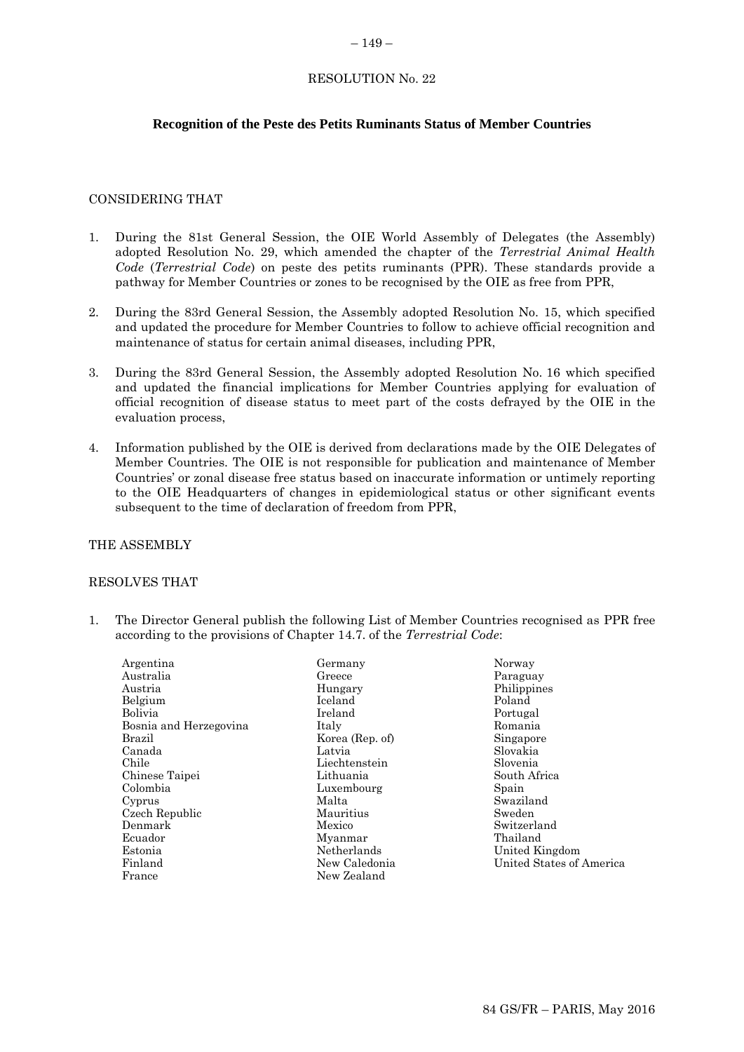# RESOLUTION No. 22

## Recognition of the Peste des Petits Ruminants Status of Member Countries

CONSIDERING THAT

1. During the 81st General Session, the OIE World Assembly of Delegates (the Assembly) adopted Resolution No. 29, which amended the chapter of the *Terrestrial Animal Health Code* (*Terrestrial Code*) on peste des petits ruminants (PPR). These standards provide a pathway for Member Countries or zones to be recognised by the OIE as free from PPR,

2. During the 83rd General Session, the Assembly adopted Resolution No. 15, which specified and updated the procedure for Member Countries to follow to achieve official recognition and maintenance of status for certain animal diseases, including PPR,

3. During the 83rd General Session, the Assembly adopted Resolution No. 16 which specified and updated the financial implications for Member Countries applying for evaluation of official recognition of disease status to meet part of the costs defrayed by the OIE in the evaluation process,

4. Information published by the OIE is derived from declarations made by the OIE Delegates of Member Countries. The OIE is not responsible for publication and maintenance of Member Countries' or zonal disease free status based on inaccurate information or untimely reporting to the OIE Headquarters of changes in epidemiological status or other significant events subsequent to the time of declaration of freedom from PPR,

THE ASSEMBLY

RESOLVES THAT

1. The Director General publish the following List of Member Countries recognised as PPR free according to the provisions of Chapter 14.7. of the *Terrestrial Code*:

Argentina
Australia
Austria
Belgium
Bolivia
Bosnia and Herzegovina
Brazil
Canada
Chile
Chinese Taipei
Colombia
Cyprus
Czech Republic
Denmark
Ecuador
Estonia
Finland
France
Germany
Greece
Hungary
Iceland
Ireland
Italy
Korea (Rep. of)
Latvia
Liechtenstein
Lithuania
Luxembourg
Malta
Mauritius
Mexico
Myanmar
Netherlands
New Caledonia
New Zealand
Norway
Paraguay
Philippines
Poland
Portugal
Romania
Singapore
Slovakia
Slovenia
South Africa
Spain
Swaziland
Sweden
Switzerland
Thailand
United Kingdom
United States of America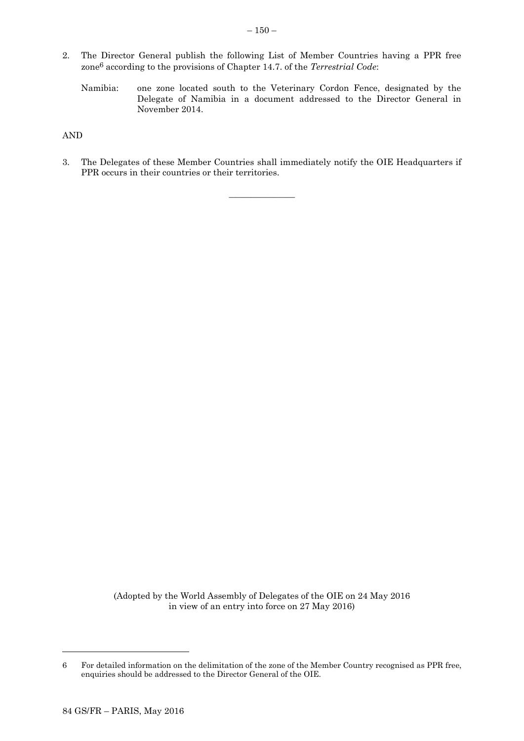2. The Director General publish the following List of Member Countries having a PPR free zone[6] according to the provisions of Chapter 14.7. of the *Terrestrial Code*:

   Namibia: one zone located south to the Veterinary Cordon Fence, designated by the Delegate of Namibia in a document addressed to the Director General in November 2014.

AND

3. The Delegates of these Member Countries shall immediately notify the OIE Headquarters if PPR occurs in their countries or their territories.

---

(Adopted by the World Assembly of Delegates of the OIE on 24 May 2016 in view of an entry into force on 27 May 2016)

---

6 For detailed information on the delimitation of the zone of the Member Country recognised as PPR free, enquiries should be addressed to the Director General of the OIE.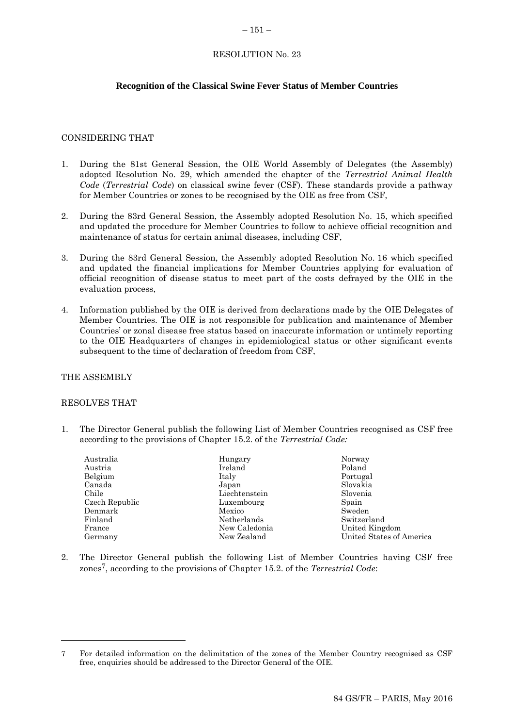RESOLUTION No. 23

## Recognition of the Classical Swine Fever Status of Member Countries

CONSIDERING THAT

1. During the 81st General Session, the OIE World Assembly of Delegates (the Assembly) adopted Resolution No. 29, which amended the chapter of the *Terrestrial Animal Health Code* (*Terrestrial Code*) on classical swine fever (CSF). These standards provide a pathway for Member Countries or zones to be recognised by the OIE as free from CSF,

2. During the 83rd General Session, the Assembly adopted Resolution No. 15, which specified and updated the procedure for Member Countries to follow to achieve official recognition and maintenance of status for certain animal diseases, including CSF,

3. During the 83rd General Session, the Assembly adopted Resolution No. 16 which specified and updated the financial implications for Member Countries applying for evaluation of official recognition of disease status to meet part of the costs defrayed by the OIE in the evaluation process,

4. Information published by the OIE is derived from declarations made by the OIE Delegates of Member Countries. The OIE is not responsible for publication and maintenance of Member Countries' or zonal disease free status based on inaccurate information or untimely reporting to the OIE Headquarters of changes in epidemiological status or other significant events subsequent to the time of declaration of freedom from CSF,

THE ASSEMBLY

RESOLVES THAT

1. The Director General publish the following List of Member Countries recognised as CSF free according to the provisions of Chapter 15.2. of the *Terrestrial Code:*

| | | |
|---|---|---|
| Australia | Hungary | Norway |
| Austria | Ireland | Poland |
| Belgium | Italy | Portugal |
| Canada | Japan | Slovakia |
| Chile | Liechtenstein | Slovenia |
| Czech Republic | Luxembourg | Spain |
| Denmark | Mexico | Sweden |
| Finland | Netherlands | Switzerland |
| France | New Caledonia | United Kingdom |
| Germany | New Zealand | United States of America |

2. The Director General publish the following List of Member Countries having CSF free zones[7], according to the provisions of Chapter 15.2. of the *Terrestrial Code*:

7 For detailed information on the delimitation of the zones of the Member Country recognised as CSF free, enquiries should be addressed to the Director General of the OIE.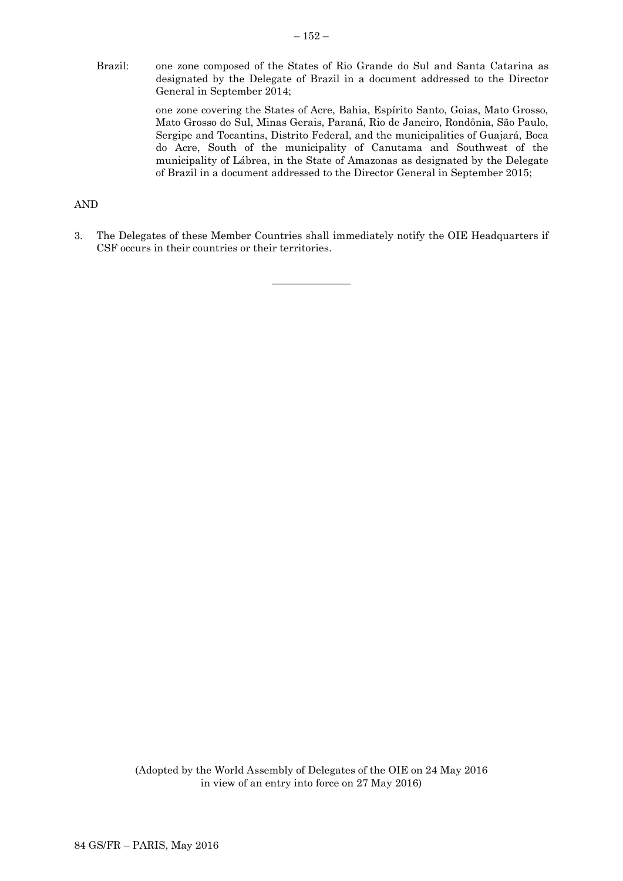Brazil: one zone composed of the States of Rio Grande do Sul and Santa Catarina as designated by the Delegate of Brazil in a document addressed to the Director General in September 2014;

one zone covering the States of Acre, Bahia, Espírito Santo, Goias, Mato Grosso, Mato Grosso do Sul, Minas Gerais, Paraná, Rio de Janeiro, Rondônia, São Paulo, Sergipe and Tocantins, Distrito Federal, and the municipalities of Guajará, Boca do Acre, South of the municipality of Canutama and Southwest of the municipality of Lábrea, in the State of Amazonas as designated by the Delegate of Brazil in a document addressed to the Director General in September 2015;

AND

3. The Delegates of these Member Countries shall immediately notify the OIE Headquarters if CSF occurs in their countries or their territories.

_______________

(Adopted by the World Assembly of Delegates of the OIE on 24 May 2016 in view of an entry into force on 27 May 2016)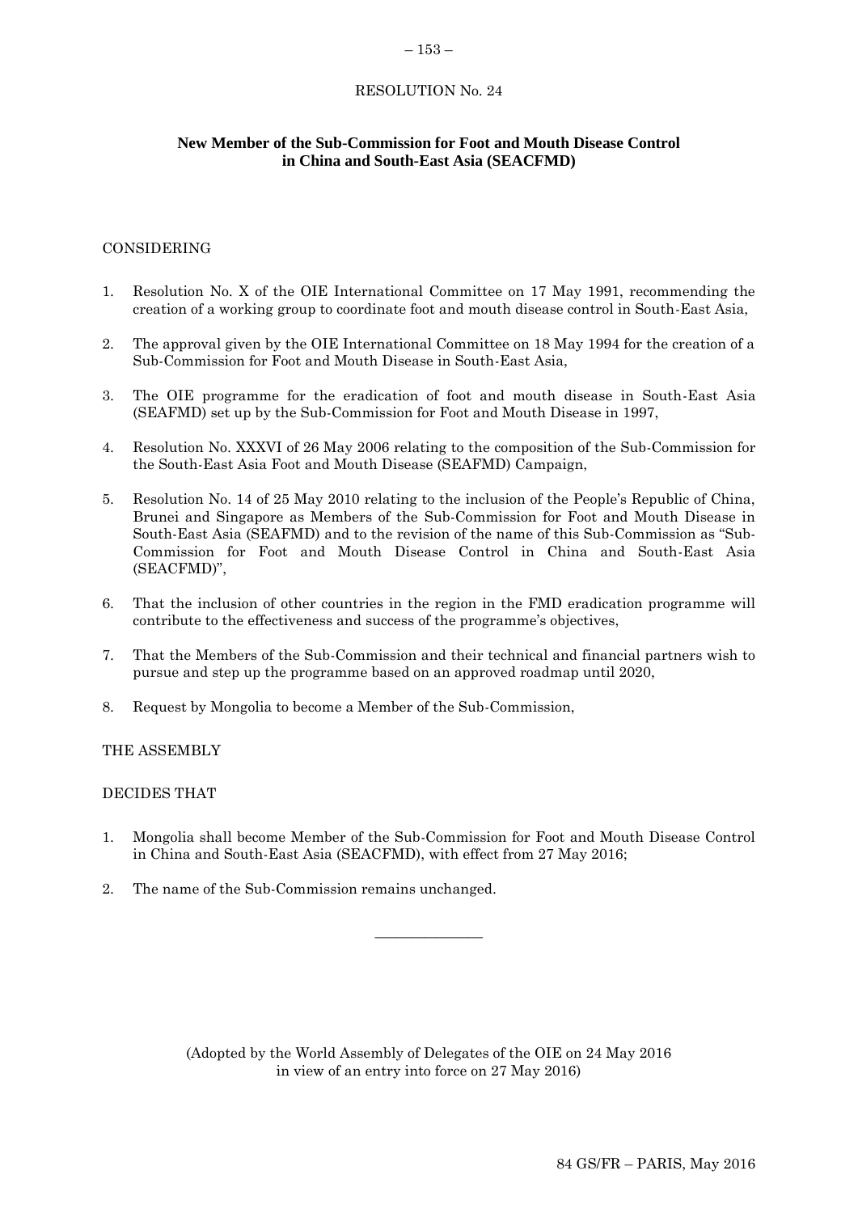RESOLUTION No. 24

## New Member of the Sub-Commission for Foot and Mouth Disease Control in China and South-East Asia (SEACFMD)

CONSIDERING

1. Resolution No. X of the OIE International Committee on 17 May 1991, recommending the creation of a working group to coordinate foot and mouth disease control in South-East Asia,

2. The approval given by the OIE International Committee on 18 May 1994 for the creation of a Sub-Commission for Foot and Mouth Disease in South-East Asia,

3. The OIE programme for the eradication of foot and mouth disease in South-East Asia (SEAFMD) set up by the Sub-Commission for Foot and Mouth Disease in 1997,

4. Resolution No. XXXVI of 26 May 2006 relating to the composition of the Sub-Commission for the South-East Asia Foot and Mouth Disease (SEAFMD) Campaign,

5. Resolution No. 14 of 25 May 2010 relating to the inclusion of the People's Republic of China, Brunei and Singapore as Members of the Sub-Commission for Foot and Mouth Disease in South-East Asia (SEAFMD) and to the revision of the name of this Sub-Commission as "Sub-Commission for Foot and Mouth Disease Control in China and South-East Asia (SEACFMD)",

6. That the inclusion of other countries in the region in the FMD eradication programme will contribute to the effectiveness and success of the programme's objectives,

7. That the Members of the Sub-Commission and their technical and financial partners wish to pursue and step up the programme based on an approved roadmap until 2020,

8. Request by Mongolia to become a Member of the Sub-Commission,

THE ASSEMBLY

DECIDES THAT

1. Mongolia shall become Member of the Sub-Commission for Foot and Mouth Disease Control in China and South-East Asia (SEACFMD), with effect from 27 May 2016;

2. The name of the Sub-Commission remains unchanged.

---

(Adopted by the World Assembly of Delegates of the OIE on 24 May 2016 in view of an entry into force on 27 May 2016)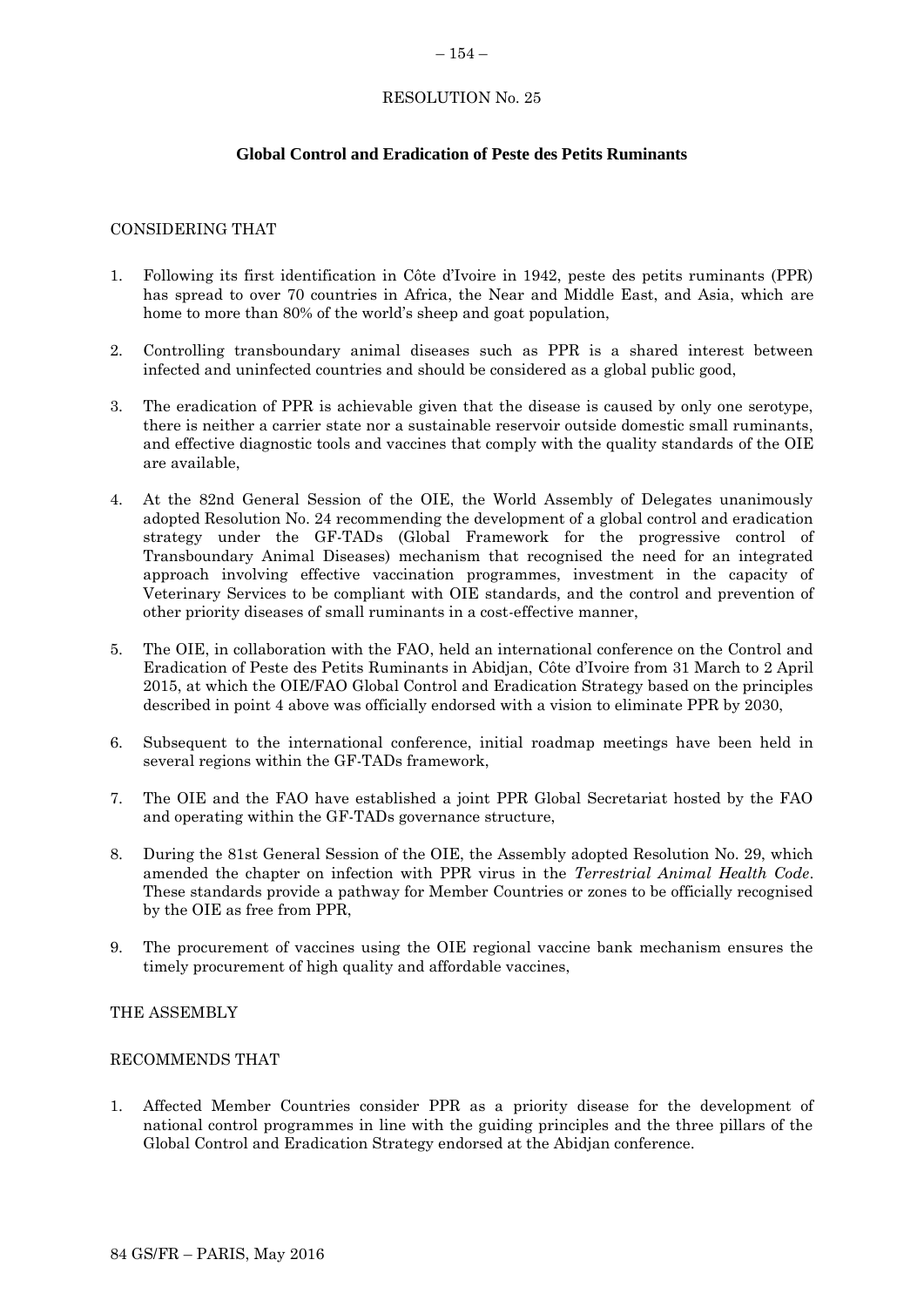RESOLUTION No. 25

## Global Control and Eradication of Peste des Petits Ruminants

CONSIDERING THAT

1. Following its first identification in Côte d'Ivoire in 1942, peste des petits ruminants (PPR) has spread to over 70 countries in Africa, the Near and Middle East, and Asia, which are home to more than 80% of the world's sheep and goat population,

2. Controlling transboundary animal diseases such as PPR is a shared interest between infected and uninfected countries and should be considered as a global public good,

3. The eradication of PPR is achievable given that the disease is caused by only one serotype, there is neither a carrier state nor a sustainable reservoir outside domestic small ruminants, and effective diagnostic tools and vaccines that comply with the quality standards of the OIE are available,

4. At the 82nd General Session of the OIE, the World Assembly of Delegates unanimously adopted Resolution No. 24 recommending the development of a global control and eradication strategy under the GF-TADs (Global Framework for the progressive control of Transboundary Animal Diseases) mechanism that recognised the need for an integrated approach involving effective vaccination programmes, investment in the capacity of Veterinary Services to be compliant with OIE standards, and the control and prevention of other priority diseases of small ruminants in a cost-effective manner,

5. The OIE, in collaboration with the FAO, held an international conference on the Control and Eradication of Peste des Petits Ruminants in Abidjan, Côte d'Ivoire from 31 March to 2 April 2015, at which the OIE/FAO Global Control and Eradication Strategy based on the principles described in point 4 above was officially endorsed with a vision to eliminate PPR by 2030,

6. Subsequent to the international conference, initial roadmap meetings have been held in several regions within the GF-TADs framework,

7. The OIE and the FAO have established a joint PPR Global Secretariat hosted by the FAO and operating within the GF-TADs governance structure,

8. During the 81st General Session of the OIE, the Assembly adopted Resolution No. 29, which amended the chapter on infection with PPR virus in the *Terrestrial Animal Health Code*. These standards provide a pathway for Member Countries or zones to be officially recognised by the OIE as free from PPR,

9. The procurement of vaccines using the OIE regional vaccine bank mechanism ensures the timely procurement of high quality and affordable vaccines,

THE ASSEMBLY

RECOMMENDS THAT

1. Affected Member Countries consider PPR as a priority disease for the development of national control programmes in line with the guiding principles and the three pillars of the Global Control and Eradication Strategy endorsed at the Abidjan conference.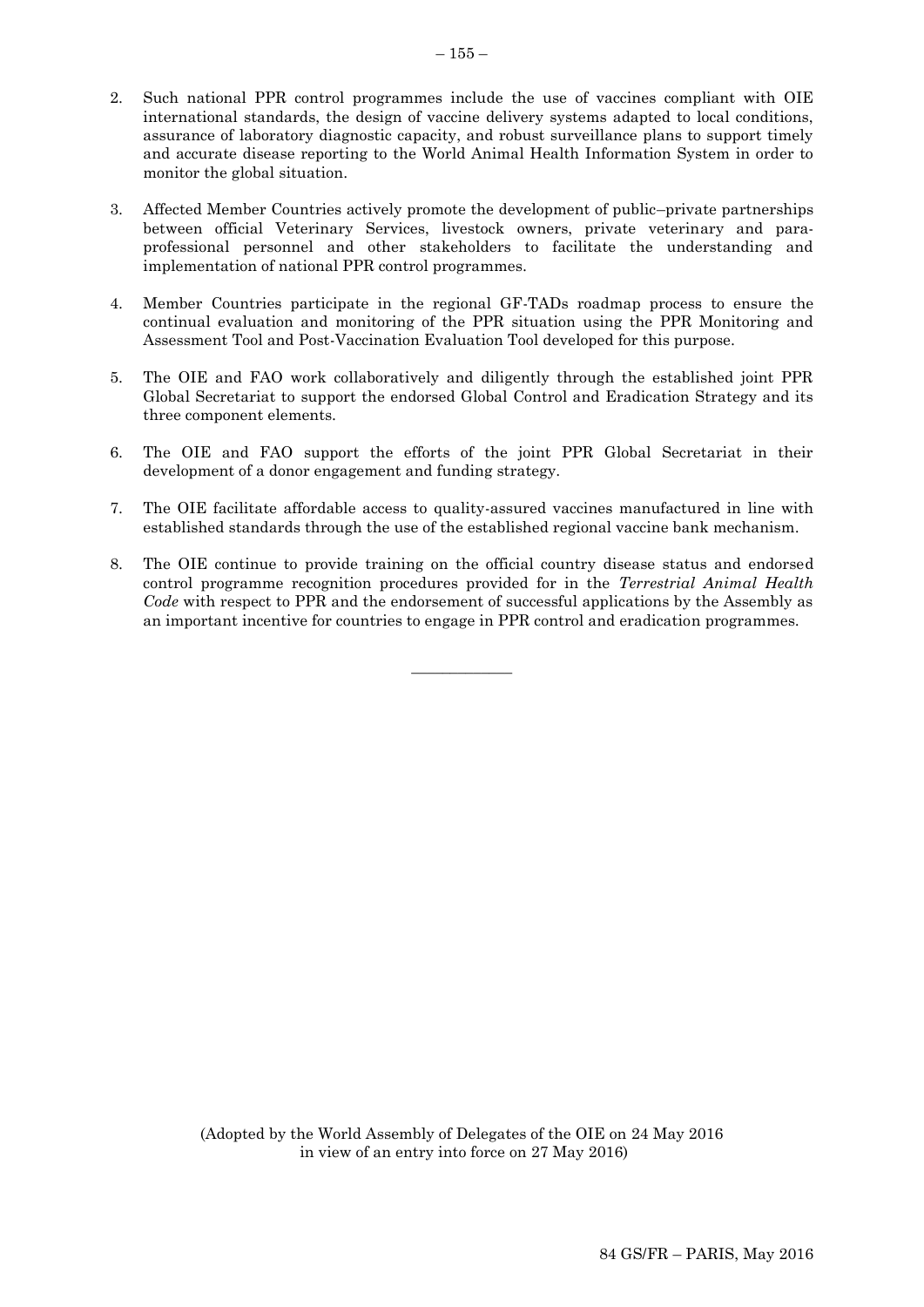2. Such national PPR control programmes include the use of vaccines compliant with OIE international standards, the design of vaccine delivery systems adapted to local conditions, assurance of laboratory diagnostic capacity, and robust surveillance plans to support timely and accurate disease reporting to the World Animal Health Information System in order to monitor the global situation.

3. Affected Member Countries actively promote the development of public–private partnerships between official Veterinary Services, livestock owners, private veterinary and para-professional personnel and other stakeholders to facilitate the understanding and implementation of national PPR control programmes.

4. Member Countries participate in the regional GF-TADs roadmap process to ensure the continual evaluation and monitoring of the PPR situation using the PPR Monitoring and Assessment Tool and Post-Vaccination Evaluation Tool developed for this purpose.

5. The OIE and FAO work collaboratively and diligently through the established joint PPR Global Secretariat to support the endorsed Global Control and Eradication Strategy and its three component elements.

6. The OIE and FAO support the efforts of the joint PPR Global Secretariat in their development of a donor engagement and funding strategy.

7. The OIE facilitate affordable access to quality-assured vaccines manufactured in line with established standards through the use of the established regional vaccine bank mechanism.

8. The OIE continue to provide training on the official country disease status and endorsed control programme recognition procedures provided for in the *Terrestrial Animal Health Code* with respect to PPR and the endorsement of successful applications by the Assembly as an important incentive for countries to engage in PPR control and eradication programmes.

---

(Adopted by the World Assembly of Delegates of the OIE on 24 May 2016 in view of an entry into force on 27 May 2016)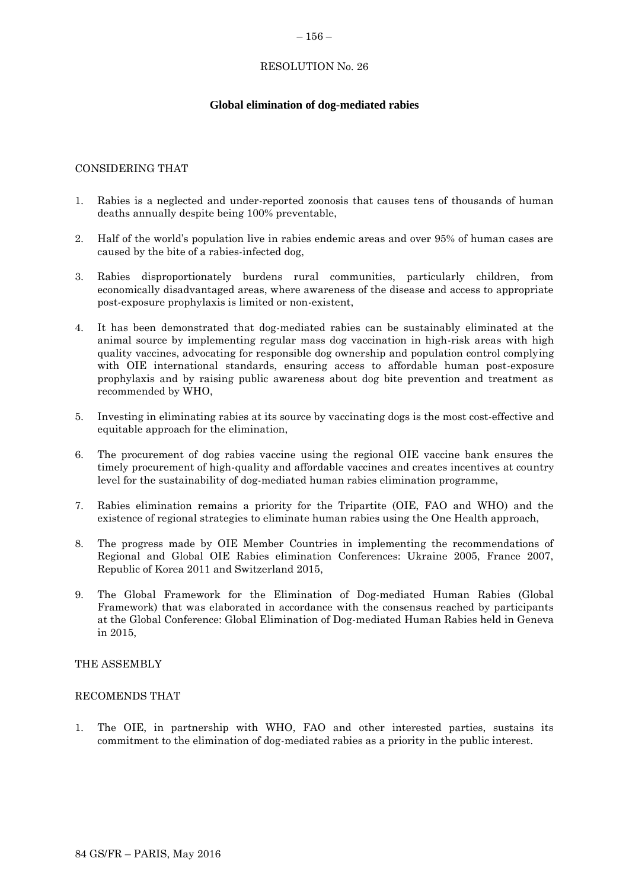# RESOLUTION No. 26

## Global elimination of dog-mediated rabies

CONSIDERING THAT

1. Rabies is a neglected and under-reported zoonosis that causes tens of thousands of human deaths annually despite being 100% preventable,

2. Half of the world's population live in rabies endemic areas and over 95% of human cases are caused by the bite of a rabies-infected dog,

3. Rabies disproportionately burdens rural communities, particularly children, from economically disadvantaged areas, where awareness of the disease and access to appropriate post-exposure prophylaxis is limited or non-existent,

4. It has been demonstrated that dog-mediated rabies can be sustainably eliminated at the animal source by implementing regular mass dog vaccination in high-risk areas with high quality vaccines, advocating for responsible dog ownership and population control complying with OIE international standards, ensuring access to affordable human post-exposure prophylaxis and by raising public awareness about dog bite prevention and treatment as recommended by WHO,

5. Investing in eliminating rabies at its source by vaccinating dogs is the most cost-effective and equitable approach for the elimination,

6. The procurement of dog rabies vaccine using the regional OIE vaccine bank ensures the timely procurement of high-quality and affordable vaccines and creates incentives at country level for the sustainability of dog-mediated human rabies elimination programme,

7. Rabies elimination remains a priority for the Tripartite (OIE, FAO and WHO) and the existence of regional strategies to eliminate human rabies using the One Health approach,

8. The progress made by OIE Member Countries in implementing the recommendations of Regional and Global OIE Rabies elimination Conferences: Ukraine 2005, France 2007, Republic of Korea 2011 and Switzerland 2015,

9. The Global Framework for the Elimination of Dog-mediated Human Rabies (Global Framework) that was elaborated in accordance with the consensus reached by participants at the Global Conference: Global Elimination of Dog-mediated Human Rabies held in Geneva in 2015,

THE ASSEMBLY

RECOMENDS THAT

1. The OIE, in partnership with WHO, FAO and other interested parties, sustains its commitment to the elimination of dog-mediated rabies as a priority in the public interest.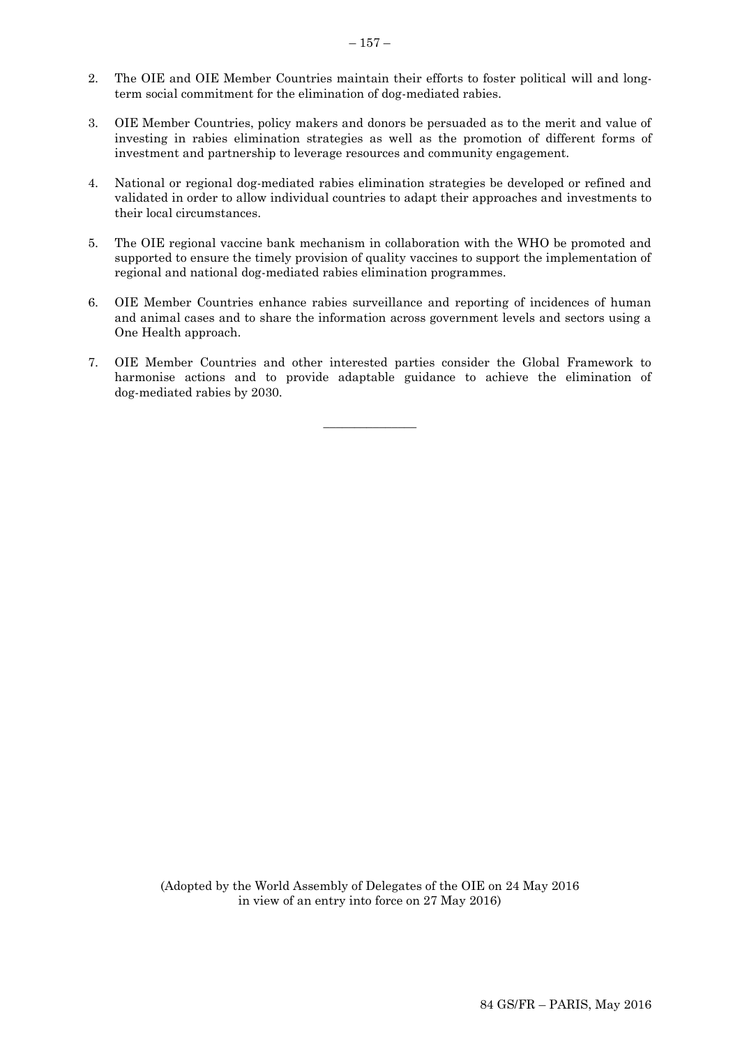2. The OIE and OIE Member Countries maintain their efforts to foster political will and long-term social commitment for the elimination of dog-mediated rabies.

3. OIE Member Countries, policy makers and donors be persuaded as to the merit and value of investing in rabies elimination strategies as well as the promotion of different forms of investment and partnership to leverage resources and community engagement.

4. National or regional dog-mediated rabies elimination strategies be developed or refined and validated in order to allow individual countries to adapt their approaches and investments to their local circumstances.

5. The OIE regional vaccine bank mechanism in collaboration with the WHO be promoted and supported to ensure the timely provision of quality vaccines to support the implementation of regional and national dog-mediated rabies elimination programmes.

6. OIE Member Countries enhance rabies surveillance and reporting of incidences of human and animal cases and to share the information across government levels and sectors using a One Health approach.

7. OIE Member Countries and other interested parties consider the Global Framework to harmonise actions and to provide adaptable guidance to achieve the elimination of dog-mediated rabies by 2030.

---

(Adopted by the World Assembly of Delegates of the OIE on 24 May 2016
in view of an entry into force on 27 May 2016)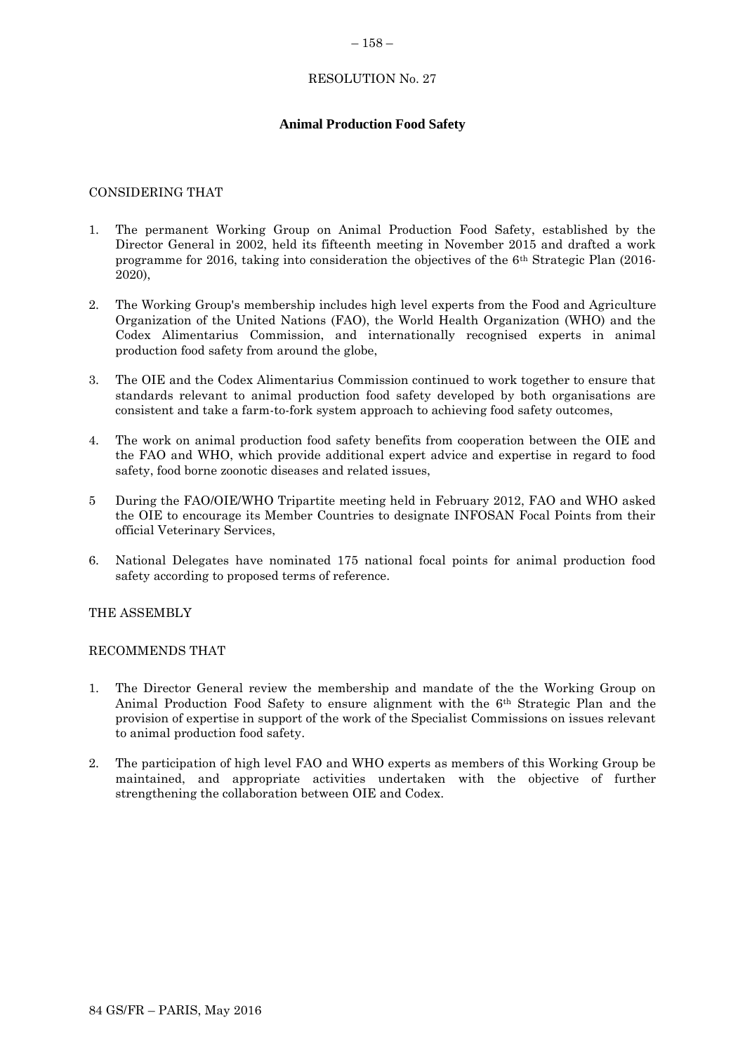RESOLUTION No. 27

## Animal Production Food Safety

CONSIDERING THAT

1. The permanent Working Group on Animal Production Food Safety, established by the Director General in 2002, held its fifteenth meeting in November 2015 and drafted a work programme for 2016, taking into consideration the objectives of the 6th Strategic Plan (2016-2020),

2. The Working Group's membership includes high level experts from the Food and Agriculture Organization of the United Nations (FAO), the World Health Organization (WHO) and the Codex Alimentarius Commission, and internationally recognised experts in animal production food safety from around the globe,

3. The OIE and the Codex Alimentarius Commission continued to work together to ensure that standards relevant to animal production food safety developed by both organisations are consistent and take a farm-to-fork system approach to achieving food safety outcomes,

4. The work on animal production food safety benefits from cooperation between the OIE and the FAO and WHO, which provide additional expert advice and expertise in regard to food safety, food borne zoonotic diseases and related issues,

5 During the FAO/OIE/WHO Tripartite meeting held in February 2012, FAO and WHO asked the OIE to encourage its Member Countries to designate INFOSAN Focal Points from their official Veterinary Services,

6. National Delegates have nominated 175 national focal points for animal production food safety according to proposed terms of reference.

THE ASSEMBLY

RECOMMENDS THAT

1. The Director General review the membership and mandate of the the Working Group on Animal Production Food Safety to ensure alignment with the 6th Strategic Plan and the provision of expertise in support of the work of the Specialist Commissions on issues relevant to animal production food safety.

2. The participation of high level FAO and WHO experts as members of this Working Group be maintained, and appropriate activities undertaken with the objective of further strengthening the collaboration between OIE and Codex.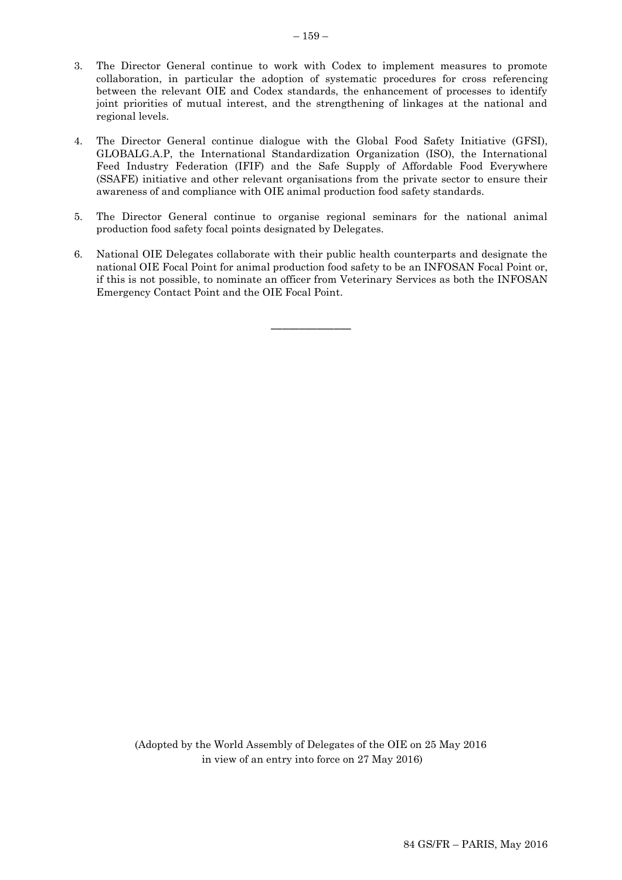3. The Director General continue to work with Codex to implement measures to promote collaboration, in particular the adoption of systematic procedures for cross referencing between the relevant OIE and Codex standards, the enhancement of processes to identify joint priorities of mutual interest, and the strengthening of linkages at the national and regional levels.

4. The Director General continue dialogue with the Global Food Safety Initiative (GFSI), GLOBALG.A.P, the International Standardization Organization (ISO), the International Feed Industry Federation (IFIF) and the Safe Supply of Affordable Food Everywhere (SSAFE) initiative and other relevant organisations from the private sector to ensure their awareness of and compliance with OIE animal production food safety standards.

5. The Director General continue to organise regional seminars for the national animal production food safety focal points designated by Delegates.

6. National OIE Delegates collaborate with their public health counterparts and designate the national OIE Focal Point for animal production food safety to be an INFOSAN Focal Point or, if this is not possible, to nominate an officer from Veterinary Services as both the INFOSAN Emergency Contact Point and the OIE Focal Point.

---

(Adopted by the World Assembly of Delegates of the OIE on 25 May 2016
in view of an entry into force on 27 May 2016)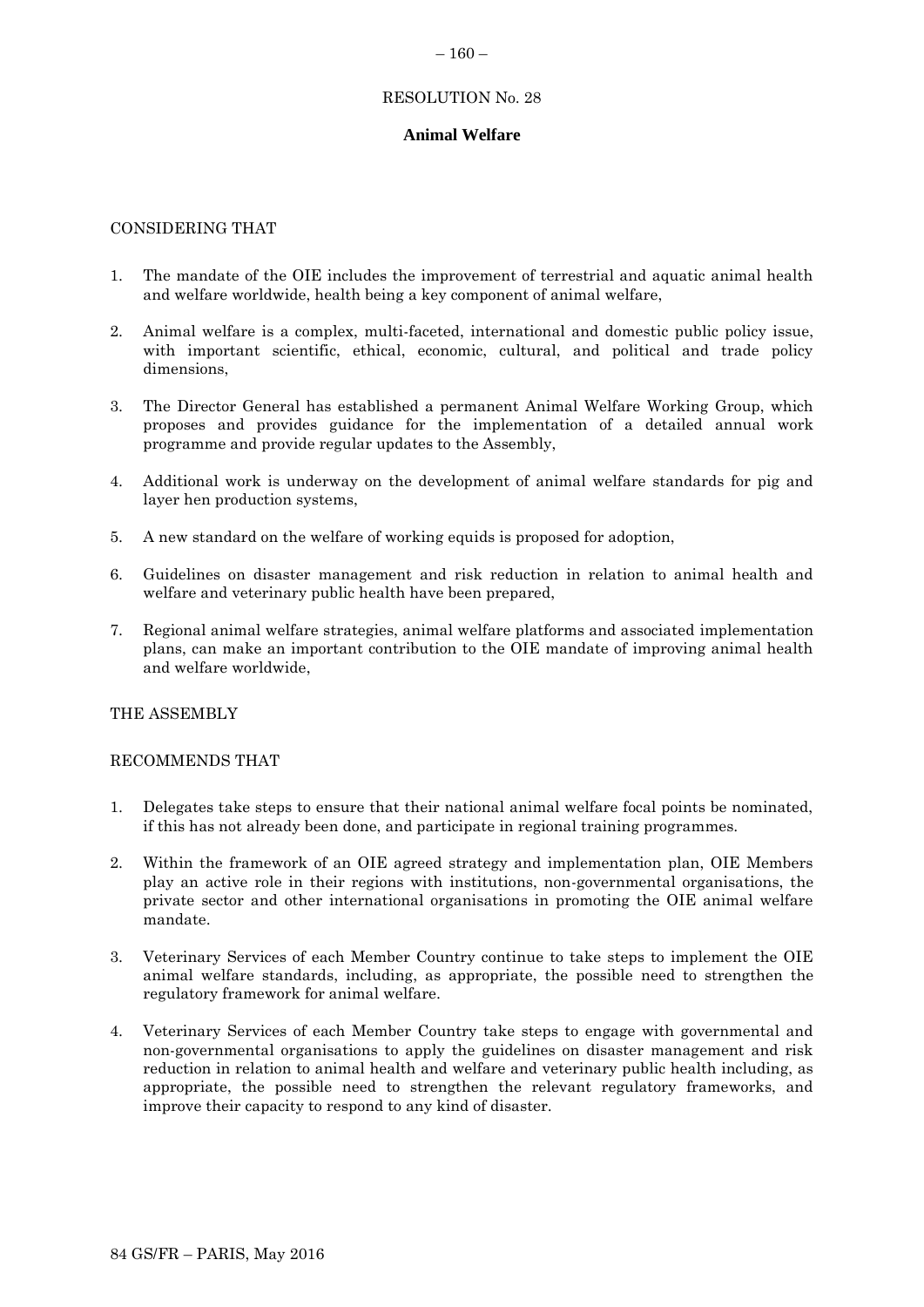# RESOLUTION No. 28

## Animal Welfare

CONSIDERING THAT

1. The mandate of the OIE includes the improvement of terrestrial and aquatic animal health and welfare worldwide, health being a key component of animal welfare,
2. Animal welfare is a complex, multi-faceted, international and domestic public policy issue, with important scientific, ethical, economic, cultural, and political and trade policy dimensions,
3. The Director General has established a permanent Animal Welfare Working Group, which proposes and provides guidance for the implementation of a detailed annual work programme and provide regular updates to the Assembly,
4. Additional work is underway on the development of animal welfare standards for pig and layer hen production systems,
5. A new standard on the welfare of working equids is proposed for adoption,
6. Guidelines on disaster management and risk reduction in relation to animal health and welfare and veterinary public health have been prepared,
7. Regional animal welfare strategies, animal welfare platforms and associated implementation plans, can make an important contribution to the OIE mandate of improving animal health and welfare worldwide,

THE ASSEMBLY

RECOMMENDS THAT

1. Delegates take steps to ensure that their national animal welfare focal points be nominated, if this has not already been done, and participate in regional training programmes.
2. Within the framework of an OIE agreed strategy and implementation plan, OIE Members play an active role in their regions with institutions, non-governmental organisations, the private sector and other international organisations in promoting the OIE animal welfare mandate.
3. Veterinary Services of each Member Country continue to take steps to implement the OIE animal welfare standards, including, as appropriate, the possible need to strengthen the regulatory framework for animal welfare.
4. Veterinary Services of each Member Country take steps to engage with governmental and non-governmental organisations to apply the guidelines on disaster management and risk reduction in relation to animal health and welfare and veterinary public health including, as appropriate, the possible need to strengthen the relevant regulatory frameworks, and improve their capacity to respond to any kind of disaster.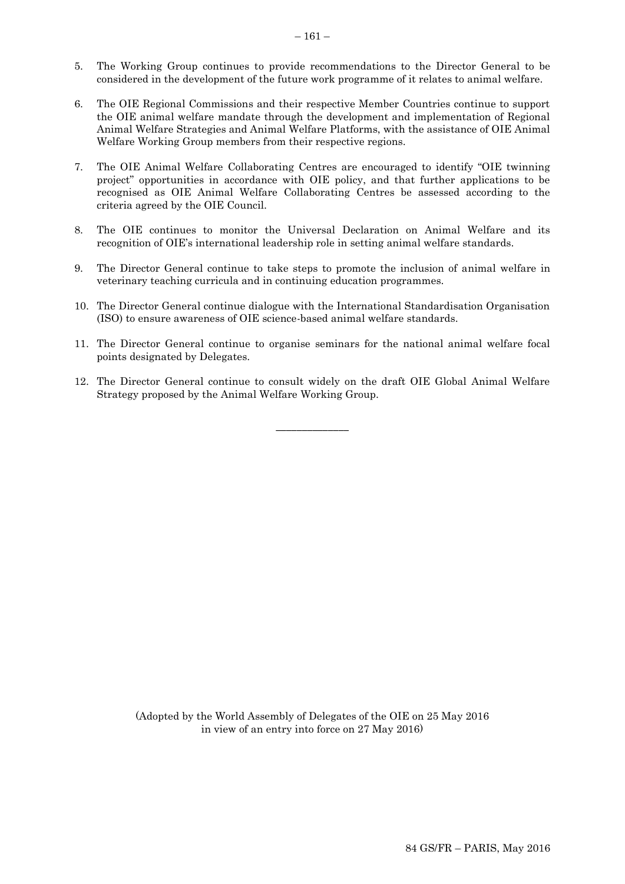5. The Working Group continues to provide recommendations to the Director General to be considered in the development of the future work programme of it relates to animal welfare.

6. The OIE Regional Commissions and their respective Member Countries continue to support the OIE animal welfare mandate through the development and implementation of Regional Animal Welfare Strategies and Animal Welfare Platforms, with the assistance of OIE Animal Welfare Working Group members from their respective regions.

7. The OIE Animal Welfare Collaborating Centres are encouraged to identify "OIE twinning project" opportunities in accordance with OIE policy, and that further applications to be recognised as OIE Animal Welfare Collaborating Centres be assessed according to the criteria agreed by the OIE Council.

8. The OIE continues to monitor the Universal Declaration on Animal Welfare and its recognition of OIE's international leadership role in setting animal welfare standards.

9. The Director General continue to take steps to promote the inclusion of animal welfare in veterinary teaching curricula and in continuing education programmes.

10. The Director General continue dialogue with the International Standardisation Organisation (ISO) to ensure awareness of OIE science-based animal welfare standards.

11. The Director General continue to organise seminars for the national animal welfare focal points designated by Delegates.

12. The Director General continue to consult widely on the draft OIE Global Animal Welfare Strategy proposed by the Animal Welfare Working Group.

---

(Adopted by the World Assembly of Delegates of the OIE on 25 May 2016 in view of an entry into force on 27 May 2016)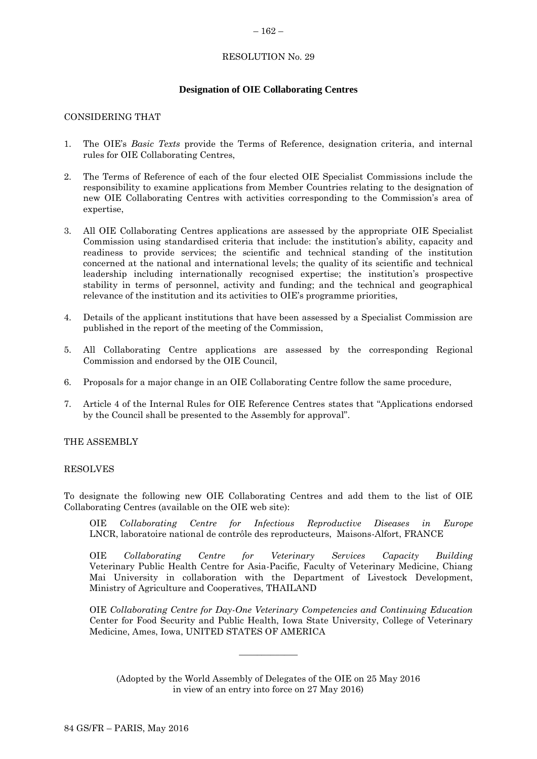RESOLUTION No. 29

## Designation of OIE Collaborating Centres

CONSIDERING THAT

1. The OIE's *Basic Texts* provide the Terms of Reference, designation criteria, and internal rules for OIE Collaborating Centres,

2. The Terms of Reference of each of the four elected OIE Specialist Commissions include the responsibility to examine applications from Member Countries relating to the designation of new OIE Collaborating Centres with activities corresponding to the Commission's area of expertise,

3. All OIE Collaborating Centres applications are assessed by the appropriate OIE Specialist Commission using standardised criteria that include: the institution's ability, capacity and readiness to provide services; the scientific and technical standing of the institution concerned at the national and international levels; the quality of its scientific and technical leadership including internationally recognised expertise; the institution's prospective stability in terms of personnel, activity and funding; and the technical and geographical relevance of the institution and its activities to OIE's programme priorities,

4. Details of the applicant institutions that have been assessed by a Specialist Commission are published in the report of the meeting of the Commission,

5. All Collaborating Centre applications are assessed by the corresponding Regional Commission and endorsed by the OIE Council,

6. Proposals for a major change in an OIE Collaborating Centre follow the same procedure,

7. Article 4 of the Internal Rules for OIE Reference Centres states that "Applications endorsed by the Council shall be presented to the Assembly for approval".

THE ASSEMBLY

RESOLVES

To designate the following new OIE Collaborating Centres and add them to the list of OIE Collaborating Centres (available on the OIE web site):

OIE *Collaborating Centre for Infectious Reproductive Diseases in Europe*
LNCR, laboratoire national de contrôle des reproducteurs, Maisons-Alfort, FRANCE

OIE *Collaborating Centre for Veterinary Services Capacity Building*
Veterinary Public Health Centre for Asia-Pacific, Faculty of Veterinary Medicine, Chiang Mai University in collaboration with the Department of Livestock Development, Ministry of Agriculture and Cooperatives, THAILAND

OIE *Collaborating Centre for Day-One Veterinary Competencies and Continuing Education*
Center for Food Security and Public Health, Iowa State University, College of Veterinary Medicine, Ames, Iowa, UNITED STATES OF AMERICA

---

(Adopted by the World Assembly of Delegates of the OIE on 25 May 2016
in view of an entry into force on 27 May 2016)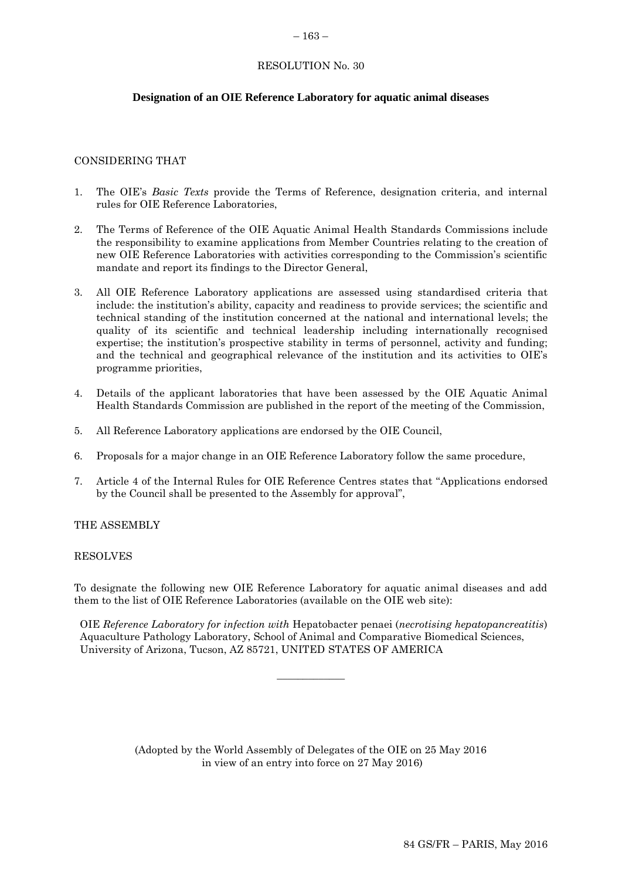RESOLUTION No. 30

## Designation of an OIE Reference Laboratory for aquatic animal diseases

CONSIDERING THAT

1. The OIE's *Basic Texts* provide the Terms of Reference, designation criteria, and internal rules for OIE Reference Laboratories,

2. The Terms of Reference of the OIE Aquatic Animal Health Standards Commissions include the responsibility to examine applications from Member Countries relating to the creation of new OIE Reference Laboratories with activities corresponding to the Commission's scientific mandate and report its findings to the Director General,

3. All OIE Reference Laboratory applications are assessed using standardised criteria that include: the institution's ability, capacity and readiness to provide services; the scientific and technical standing of the institution concerned at the national and international levels; the quality of its scientific and technical leadership including internationally recognised expertise; the institution's prospective stability in terms of personnel, activity and funding; and the technical and geographical relevance of the institution and its activities to OIE's programme priorities,

4. Details of the applicant laboratories that have been assessed by the OIE Aquatic Animal Health Standards Commission are published in the report of the meeting of the Commission,

5. All Reference Laboratory applications are endorsed by the OIE Council,

6. Proposals for a major change in an OIE Reference Laboratory follow the same procedure,

7. Article 4 of the Internal Rules for OIE Reference Centres states that "Applications endorsed by the Council shall be presented to the Assembly for approval",

THE ASSEMBLY

RESOLVES

To designate the following new OIE Reference Laboratory for aquatic animal diseases and add them to the list of OIE Reference Laboratories (available on the OIE web site):

OIE *Reference Laboratory for infection with* Hepatobacter penaei (*necrotising hepatopancreatitis*)
Aquaculture Pathology Laboratory, School of Animal and Comparative Biomedical Sciences, University of Arizona, Tucson, AZ 85721, UNITED STATES OF AMERICA

---

(Adopted by the World Assembly of Delegates of the OIE on 25 May 2016 in view of an entry into force on 27 May 2016)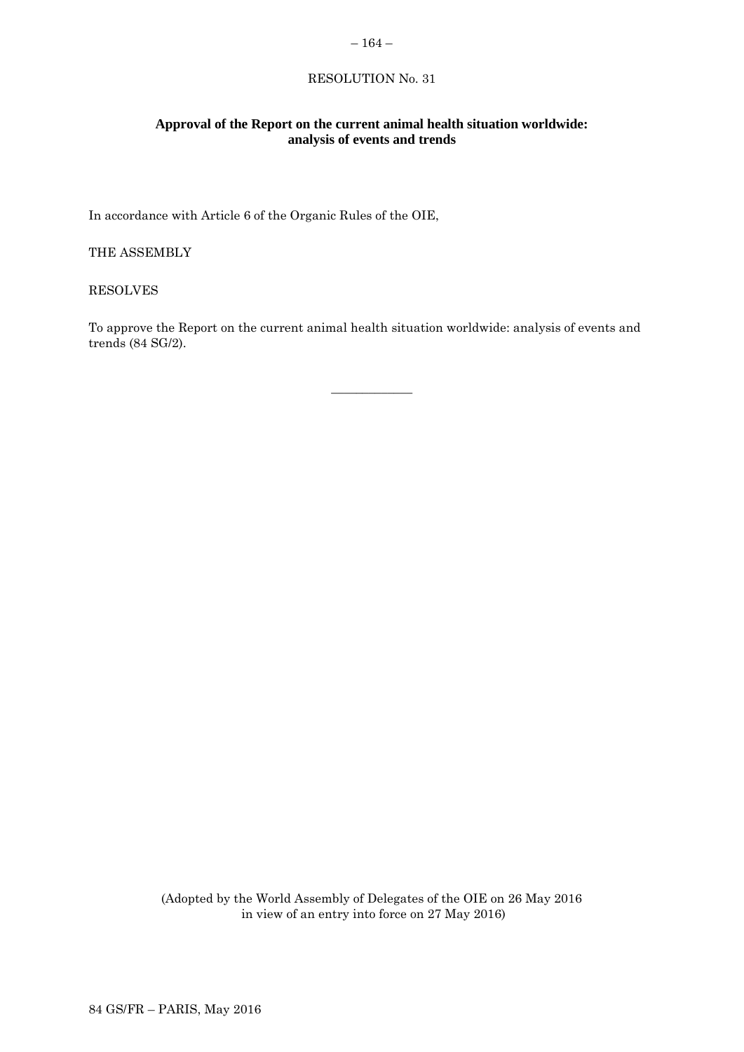RESOLUTION No. 31

**Approval of the Report on the current animal health situation worldwide: analysis of events and trends**

In accordance with Article 6 of the Organic Rules of the OIE,

THE ASSEMBLY

RESOLVES

To approve the Report on the current animal health situation worldwide: analysis of events and trends (84 SG/2).

---

(Adopted by the World Assembly of Delegates of the OIE on 26 May 2016 in view of an entry into force on 27 May 2016)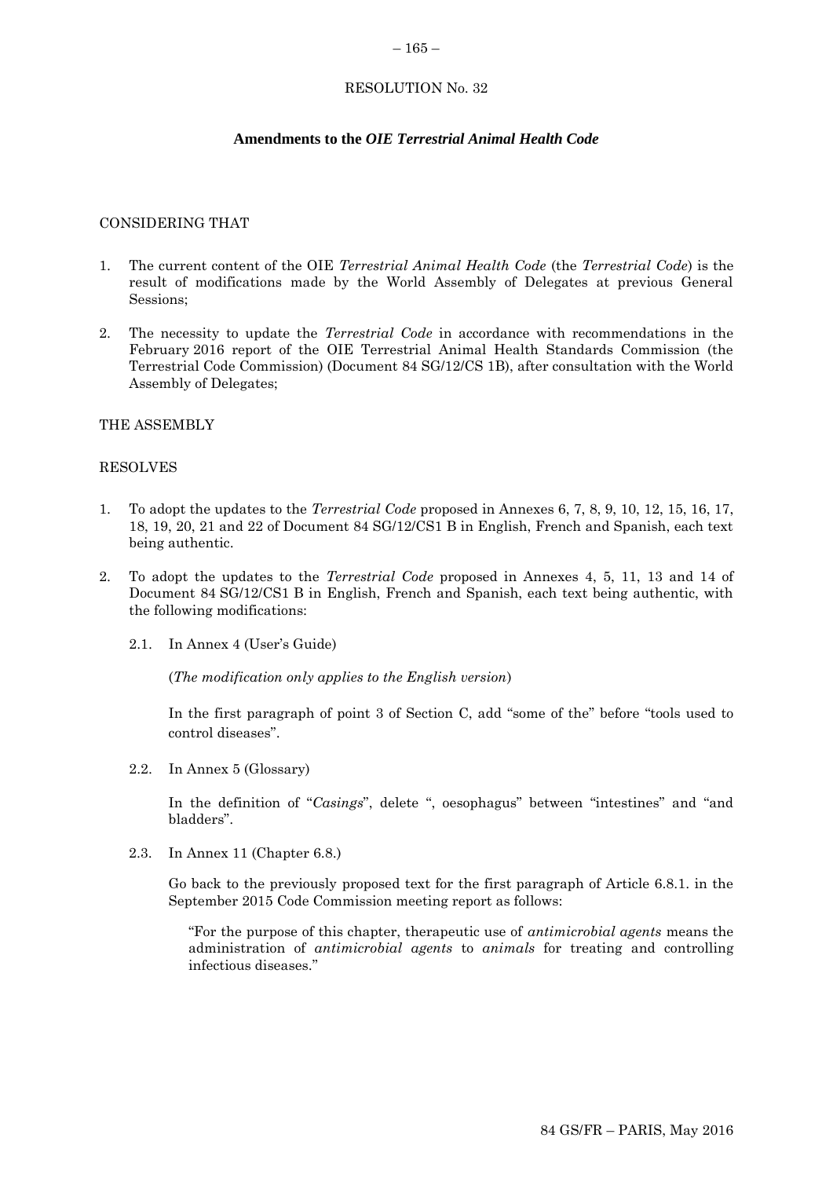# RESOLUTION No. 32

## Amendments to the *OIE Terrestrial Animal Health Code*

CONSIDERING THAT

1. The current content of the OIE *Terrestrial Animal Health Code* (the *Terrestrial Code*) is the result of modifications made by the World Assembly of Delegates at previous General Sessions;

2. The necessity to update the *Terrestrial Code* in accordance with recommendations in the February 2016 report of the OIE Terrestrial Animal Health Standards Commission (the Terrestrial Code Commission) (Document 84 SG/12/CS 1B), after consultation with the World Assembly of Delegates;

THE ASSEMBLY

RESOLVES

1. To adopt the updates to the *Terrestrial Code* proposed in Annexes 6, 7, 8, 9, 10, 12, 15, 16, 17, 18, 19, 20, 21 and 22 of Document 84 SG/12/CS1 B in English, French and Spanish, each text being authentic.

2. To adopt the updates to the *Terrestrial Code* proposed in Annexes 4, 5, 11, 13 and 14 of Document 84 SG/12/CS1 B in English, French and Spanish, each text being authentic, with the following modifications:

   2.1. In Annex 4 (User's Guide)

   (*The modification only applies to the English version*)

   In the first paragraph of point 3 of Section C, add "some of the" before "tools used to control diseases".

   2.2. In Annex 5 (Glossary)

   In the definition of "*Casings*", delete ", oesophagus" between "intestines" and "and bladders".

   2.3. In Annex 11 (Chapter 6.8.)

   Go back to the previously proposed text for the first paragraph of Article 6.8.1. in the September 2015 Code Commission meeting report as follows:

   > "For the purpose of this chapter, therapeutic use of *antimicrobial agents* means the administration of *antimicrobial agents* to *animals* for treating and controlling infectious diseases."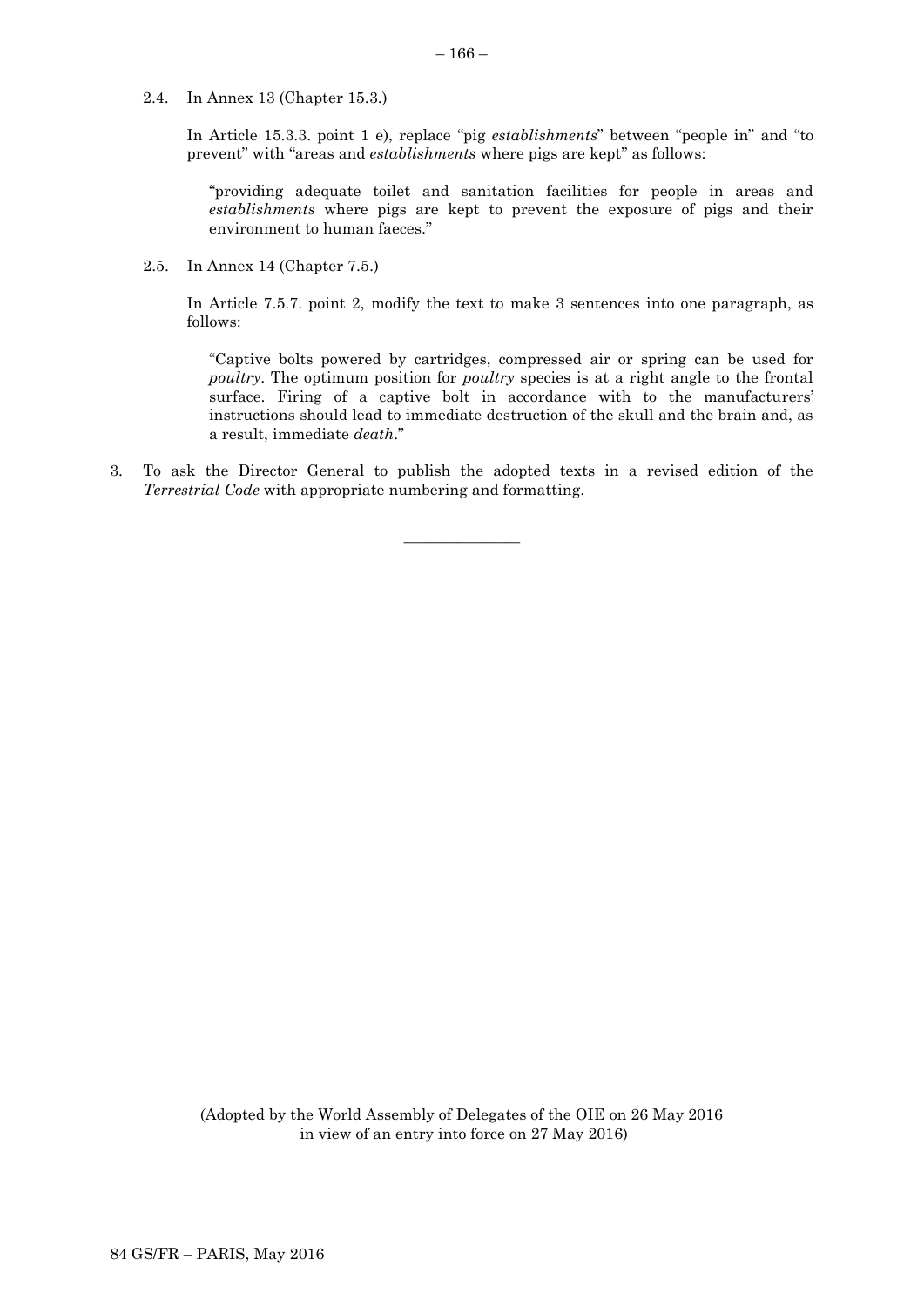2.4. In Annex 13 (Chapter 15.3.)

In Article 15.3.3. point 1 e), replace "pig *establishments*" between "people in" and "to prevent" with "areas and *establishments* where pigs are kept" as follows:

> "providing adequate toilet and sanitation facilities for people in areas and *establishments* where pigs are kept to prevent the exposure of pigs and their environment to human faeces."

2.5. In Annex 14 (Chapter 7.5.)

In Article 7.5.7. point 2, modify the text to make 3 sentences into one paragraph, as follows:

> "Captive bolts powered by cartridges, compressed air or spring can be used for *poultry*. The optimum position for *poultry* species is at a right angle to the frontal surface. Firing of a captive bolt in accordance with to the manufacturers' instructions should lead to immediate destruction of the skull and the brain and, as a result, immediate *death*."

3. To ask the Director General to publish the adopted texts in a revised edition of the *Terrestrial Code* with appropriate numbering and formatting.

---

(Adopted by the World Assembly of Delegates of the OIE on 26 May 2016 in view of an entry into force on 27 May 2016)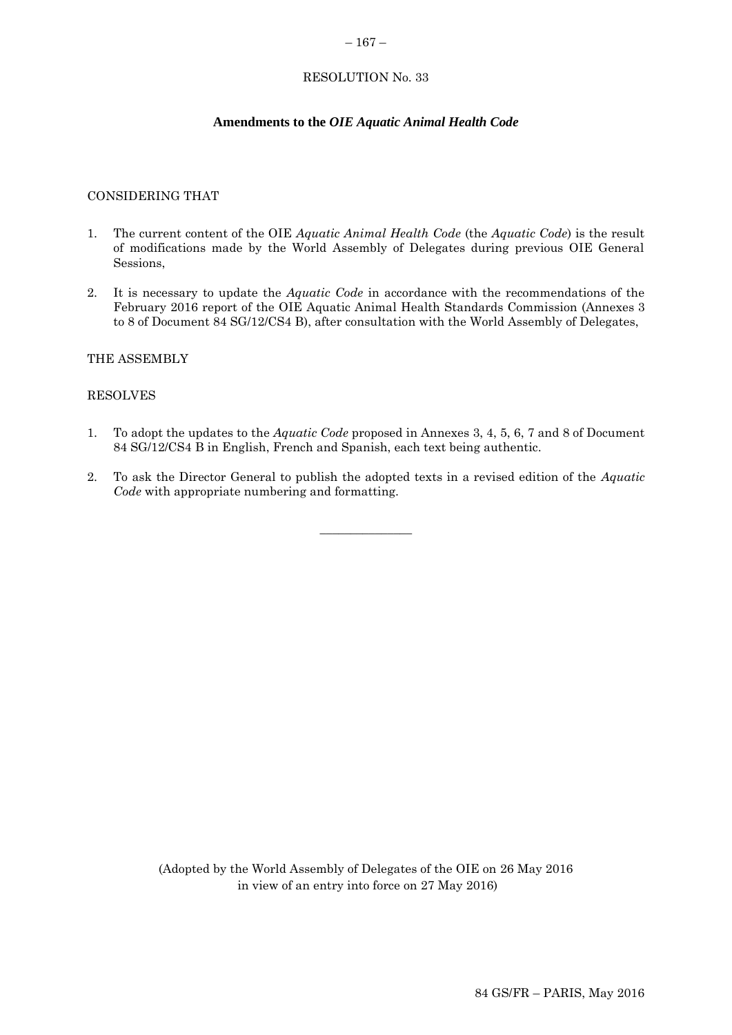# RESOLUTION No. 33

## Amendments to the *OIE Aquatic Animal Health Code*

CONSIDERING THAT

1. The current content of the OIE *Aquatic Animal Health Code* (the *Aquatic Code*) is the result of modifications made by the World Assembly of Delegates during previous OIE General Sessions,

2. It is necessary to update the *Aquatic Code* in accordance with the recommendations of the February 2016 report of the OIE Aquatic Animal Health Standards Commission (Annexes 3 to 8 of Document 84 SG/12/CS4 B), after consultation with the World Assembly of Delegates,

THE ASSEMBLY

RESOLVES

1. To adopt the updates to the *Aquatic Code* proposed in Annexes 3, 4, 5, 6, 7 and 8 of Document 84 SG/12/CS4 B in English, French and Spanish, each text being authentic.

2. To ask the Director General to publish the adopted texts in a revised edition of the *Aquatic Code* with appropriate numbering and formatting.

---

(Adopted by the World Assembly of Delegates of the OIE on 26 May 2016 in view of an entry into force on 27 May 2016)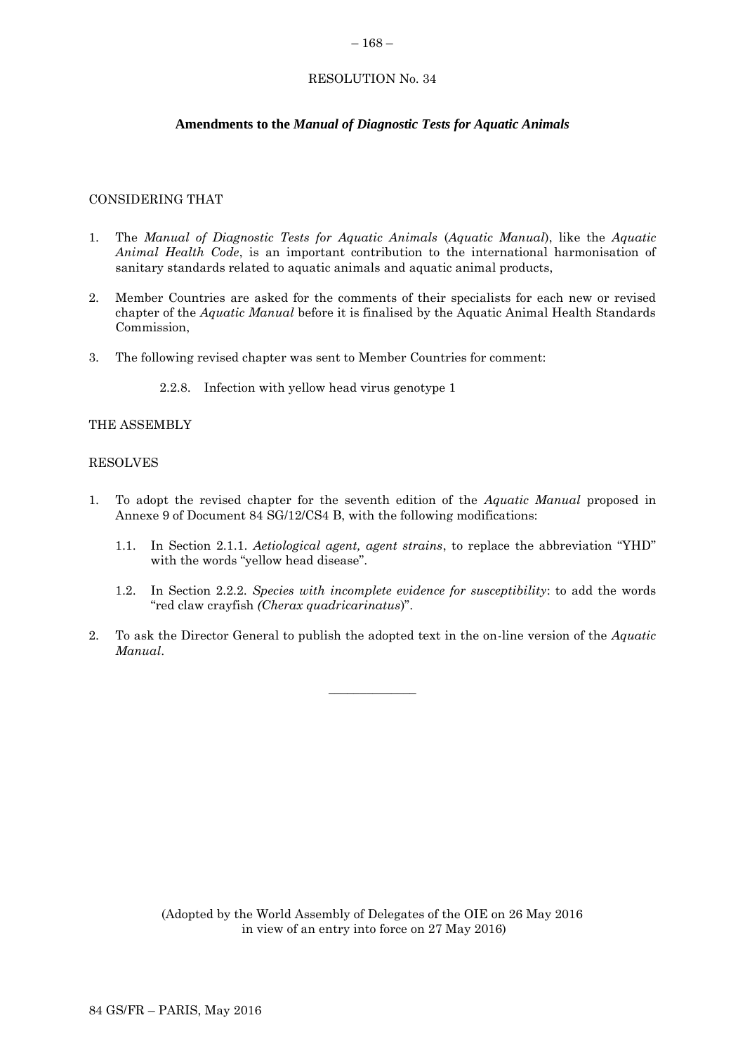# RESOLUTION No. 34

## Amendments to the *Manual of Diagnostic Tests for Aquatic Animals*

CONSIDERING THAT

1. The *Manual of Diagnostic Tests for Aquatic Animals* (*Aquatic Manual*), like the *Aquatic Animal Health Code*, is an important contribution to the international harmonisation of sanitary standards related to aquatic animals and aquatic animal products,

2. Member Countries are asked for the comments of their specialists for each new or revised chapter of the *Aquatic Manual* before it is finalised by the Aquatic Animal Health Standards Commission,

3. The following revised chapter was sent to Member Countries for comment:

   2.2.8. Infection with yellow head virus genotype 1

THE ASSEMBLY

RESOLVES

1. To adopt the revised chapter for the seventh edition of the *Aquatic Manual* proposed in Annexe 9 of Document 84 SG/12/CS4 B, with the following modifications:

   1.1. In Section 2.1.1. *Aetiological agent, agent strains*, to replace the abbreviation "YHD" with the words "yellow head disease".

   1.2. In Section 2.2.2. *Species with incomplete evidence for susceptibility*: to add the words "red claw crayfish *(Cherax quadricarinatus*)".

2. To ask the Director General to publish the adopted text in the on-line version of the *Aquatic Manual*.

---

(Adopted by the World Assembly of Delegates of the OIE on 26 May 2016 in view of an entry into force on 27 May 2016)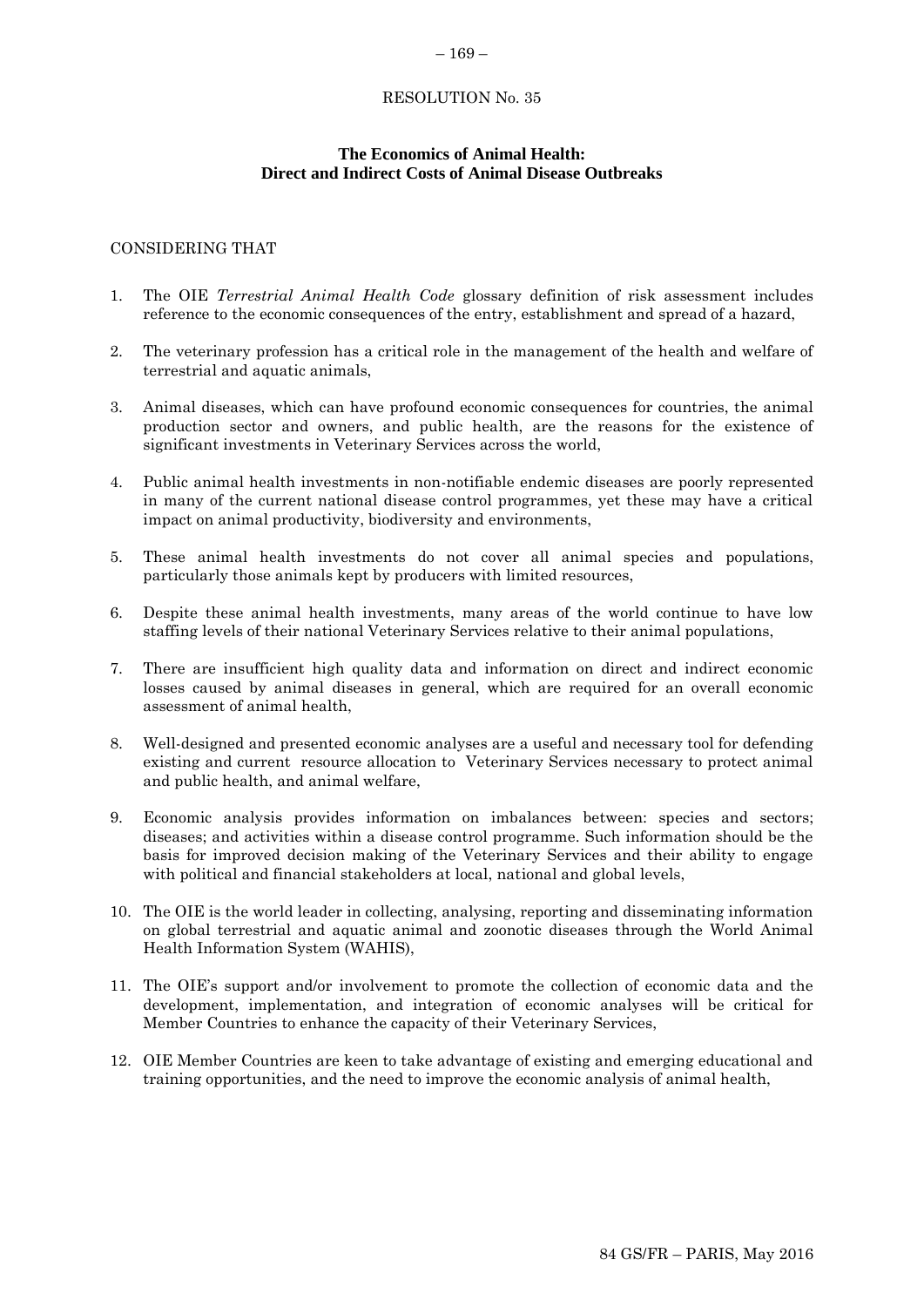RESOLUTION No. 35

## The Economics of Animal Health: Direct and Indirect Costs of Animal Disease Outbreaks

CONSIDERING THAT

1. The OIE *Terrestrial Animal Health Code* glossary definition of risk assessment includes reference to the economic consequences of the entry, establishment and spread of a hazard,

2. The veterinary profession has a critical role in the management of the health and welfare of terrestrial and aquatic animals,

3. Animal diseases, which can have profound economic consequences for countries, the animal production sector and owners, and public health, are the reasons for the existence of significant investments in Veterinary Services across the world,

4. Public animal health investments in non-notifiable endemic diseases are poorly represented in many of the current national disease control programmes, yet these may have a critical impact on animal productivity, biodiversity and environments,

5. These animal health investments do not cover all animal species and populations, particularly those animals kept by producers with limited resources,

6. Despite these animal health investments, many areas of the world continue to have low staffing levels of their national Veterinary Services relative to their animal populations,

7. There are insufficient high quality data and information on direct and indirect economic losses caused by animal diseases in general, which are required for an overall economic assessment of animal health,

8. Well-designed and presented economic analyses are a useful and necessary tool for defending existing and current resource allocation to Veterinary Services necessary to protect animal and public health, and animal welfare,

9. Economic analysis provides information on imbalances between: species and sectors; diseases; and activities within a disease control programme. Such information should be the basis for improved decision making of the Veterinary Services and their ability to engage with political and financial stakeholders at local, national and global levels,

10. The OIE is the world leader in collecting, analysing, reporting and disseminating information on global terrestrial and aquatic animal and zoonotic diseases through the World Animal Health Information System (WAHIS),

11. The OIE's support and/or involvement to promote the collection of economic data and the development, implementation, and integration of economic analyses will be critical for Member Countries to enhance the capacity of their Veterinary Services,

12. OIE Member Countries are keen to take advantage of existing and emerging educational and training opportunities, and the need to improve the economic analysis of animal health,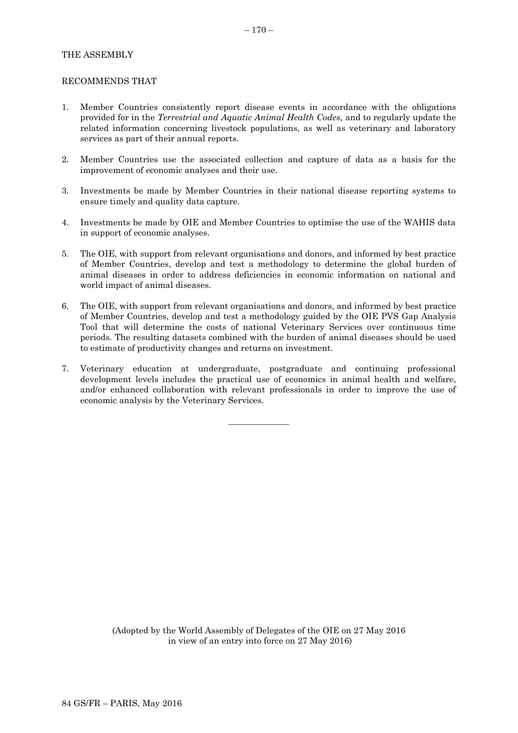THE ASSEMBLY

RECOMMENDS THAT

1. Member Countries consistently report disease events in accordance with the obligations provided for in the *Terrestrial and Aquatic Animal Health Codes,* and to regularly update the related information concerning livestock populations, as well as veterinary and laboratory services as part of their annual reports.

2. Member Countries use the associated collection and capture of data as a basis for the improvement of economic analyses and their use.

3. Investments be made by Member Countries in their national disease reporting systems to ensure timely and quality data capture.

4. Investments be made by OIE and Member Countries to optimise the use of the WAHIS data in support of economic analyses.

5. The OIE, with support from relevant organisations and donors, and informed by best practice of Member Countries, develop and test a methodology to determine the global burden of animal diseases in order to address deficiencies in economic information on national and world impact of animal diseases.

6. The OIE, with support from relevant organisations and donors, and informed by best practice of Member Countries, develop and test a methodology guided by the OIE PVS Gap Analysis Tool that will determine the costs of national Veterinary Services over continuous time periods. The resulting datasets combined with the burden of animal diseases should be used to estimate of productivity changes and returns on investment.

7. Veterinary education at undergraduate, postgraduate and continuing professional development levels includes the practical use of economics in animal health and welfare, and/or enhanced collaboration with relevant professionals in order to improve the use of economic analysis by the Veterinary Services.

---

(Adopted by the World Assembly of Delegates of the OIE on 27 May 2016 in view of an entry into force on 27 May 2016)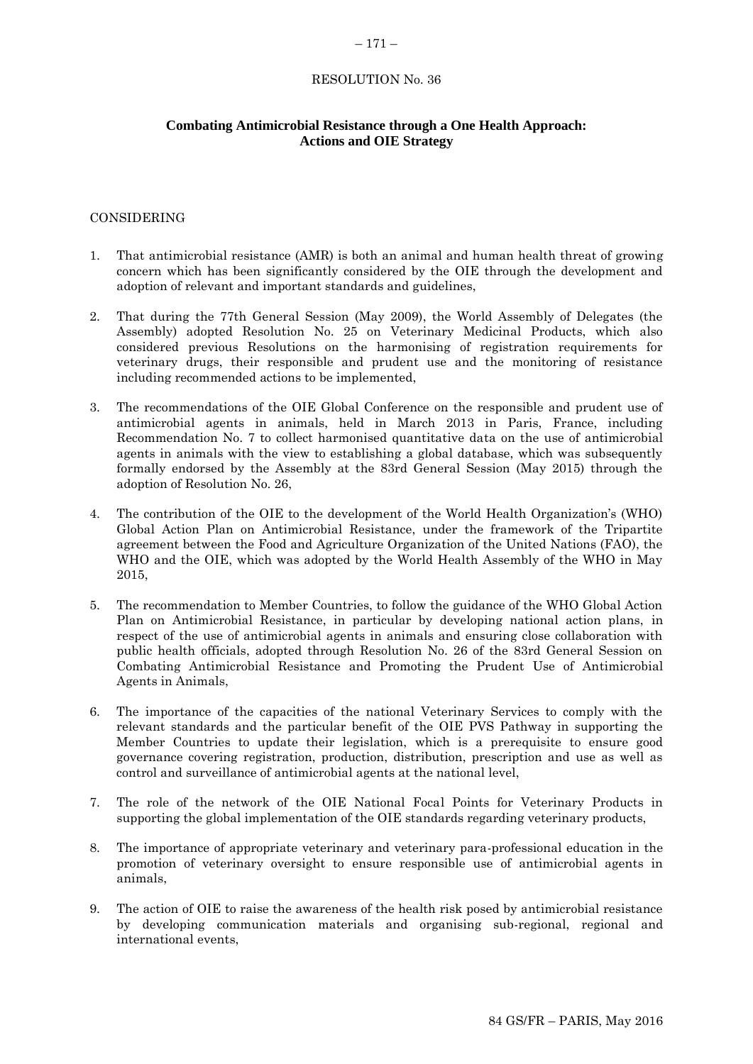RESOLUTION No. 36

## Combating Antimicrobial Resistance through a One Health Approach: Actions and OIE Strategy

CONSIDERING

1. That antimicrobial resistance (AMR) is both an animal and human health threat of growing concern which has been significantly considered by the OIE through the development and adoption of relevant and important standards and guidelines,

2. That during the 77th General Session (May 2009), the World Assembly of Delegates (the Assembly) adopted Resolution No. 25 on Veterinary Medicinal Products, which also considered previous Resolutions on the harmonising of registration requirements for veterinary drugs, their responsible and prudent use and the monitoring of resistance including recommended actions to be implemented,

3. The recommendations of the OIE Global Conference on the responsible and prudent use of antimicrobial agents in animals, held in March 2013 in Paris, France, including Recommendation No. 7 to collect harmonised quantitative data on the use of antimicrobial agents in animals with the view to establishing a global database, which was subsequently formally endorsed by the Assembly at the 83rd General Session (May 2015) through the adoption of Resolution No. 26,

4. The contribution of the OIE to the development of the World Health Organization's (WHO) Global Action Plan on Antimicrobial Resistance, under the framework of the Tripartite agreement between the Food and Agriculture Organization of the United Nations (FAO), the WHO and the OIE, which was adopted by the World Health Assembly of the WHO in May 2015,

5. The recommendation to Member Countries, to follow the guidance of the WHO Global Action Plan on Antimicrobial Resistance, in particular by developing national action plans, in respect of the use of antimicrobial agents in animals and ensuring close collaboration with public health officials, adopted through Resolution No. 26 of the 83rd General Session on Combating Antimicrobial Resistance and Promoting the Prudent Use of Antimicrobial Agents in Animals,

6. The importance of the capacities of the national Veterinary Services to comply with the relevant standards and the particular benefit of the OIE PVS Pathway in supporting the Member Countries to update their legislation, which is a prerequisite to ensure good governance covering registration, production, distribution, prescription and use as well as control and surveillance of antimicrobial agents at the national level,

7. The role of the network of the OIE National Focal Points for Veterinary Products in supporting the global implementation of the OIE standards regarding veterinary products,

8. The importance of appropriate veterinary and veterinary para-professional education in the promotion of veterinary oversight to ensure responsible use of antimicrobial agents in animals,

9. The action of OIE to raise the awareness of the health risk posed by antimicrobial resistance by developing communication materials and organising sub-regional, regional and international events,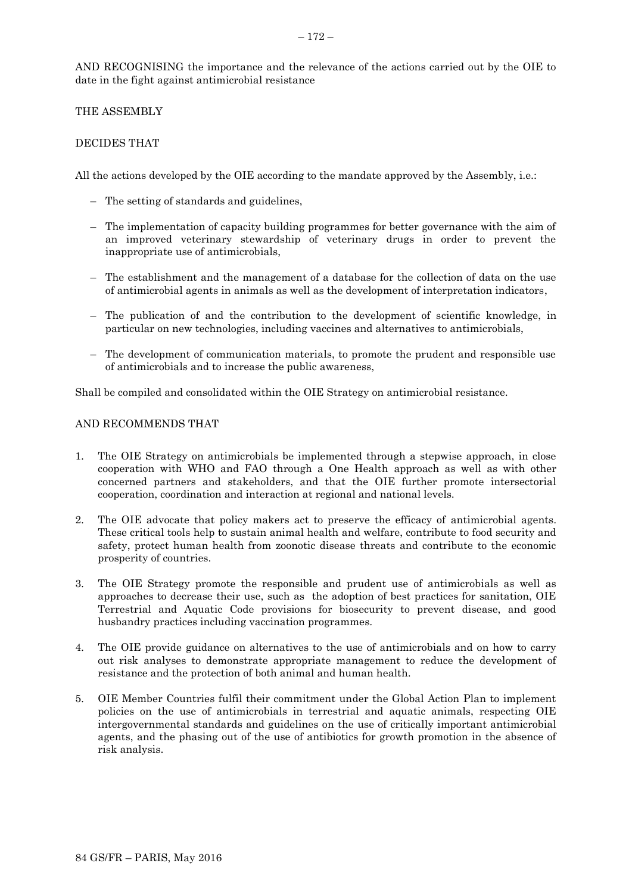AND RECOGNISING the importance and the relevance of the actions carried out by the OIE to date in the fight against antimicrobial resistance

THE ASSEMBLY

DECIDES THAT

All the actions developed by the OIE according to the mandate approved by the Assembly, i.e.:

- The setting of standards and guidelines,
- The implementation of capacity building programmes for better governance with the aim of an improved veterinary stewardship of veterinary drugs in order to prevent the inappropriate use of antimicrobials,
- The establishment and the management of a database for the collection of data on the use of antimicrobial agents in animals as well as the development of interpretation indicators,
- The publication of and the contribution to the development of scientific knowledge, in particular on new technologies, including vaccines and alternatives to antimicrobials,
- The development of communication materials, to promote the prudent and responsible use of antimicrobials and to increase the public awareness,

Shall be compiled and consolidated within the OIE Strategy on antimicrobial resistance.

AND RECOMMENDS THAT

1. The OIE Strategy on antimicrobials be implemented through a stepwise approach, in close cooperation with WHO and FAO through a One Health approach as well as with other concerned partners and stakeholders, and that the OIE further promote intersectorial cooperation, coordination and interaction at regional and national levels.
2. The OIE advocate that policy makers act to preserve the efficacy of antimicrobial agents. These critical tools help to sustain animal health and welfare, contribute to food security and safety, protect human health from zoonotic disease threats and contribute to the economic prosperity of countries.
3. The OIE Strategy promote the responsible and prudent use of antimicrobials as well as approaches to decrease their use, such as the adoption of best practices for sanitation, OIE Terrestrial and Aquatic Code provisions for biosecurity to prevent disease, and good husbandry practices including vaccination programmes.
4. The OIE provide guidance on alternatives to the use of antimicrobials and on how to carry out risk analyses to demonstrate appropriate management to reduce the development of resistance and the protection of both animal and human health.
5. OIE Member Countries fulfil their commitment under the Global Action Plan to implement policies on the use of antimicrobials in terrestrial and aquatic animals, respecting OIE intergovernmental standards and guidelines on the use of critically important antimicrobial agents, and the phasing out of the use of antibiotics for growth promotion in the absence of risk analysis.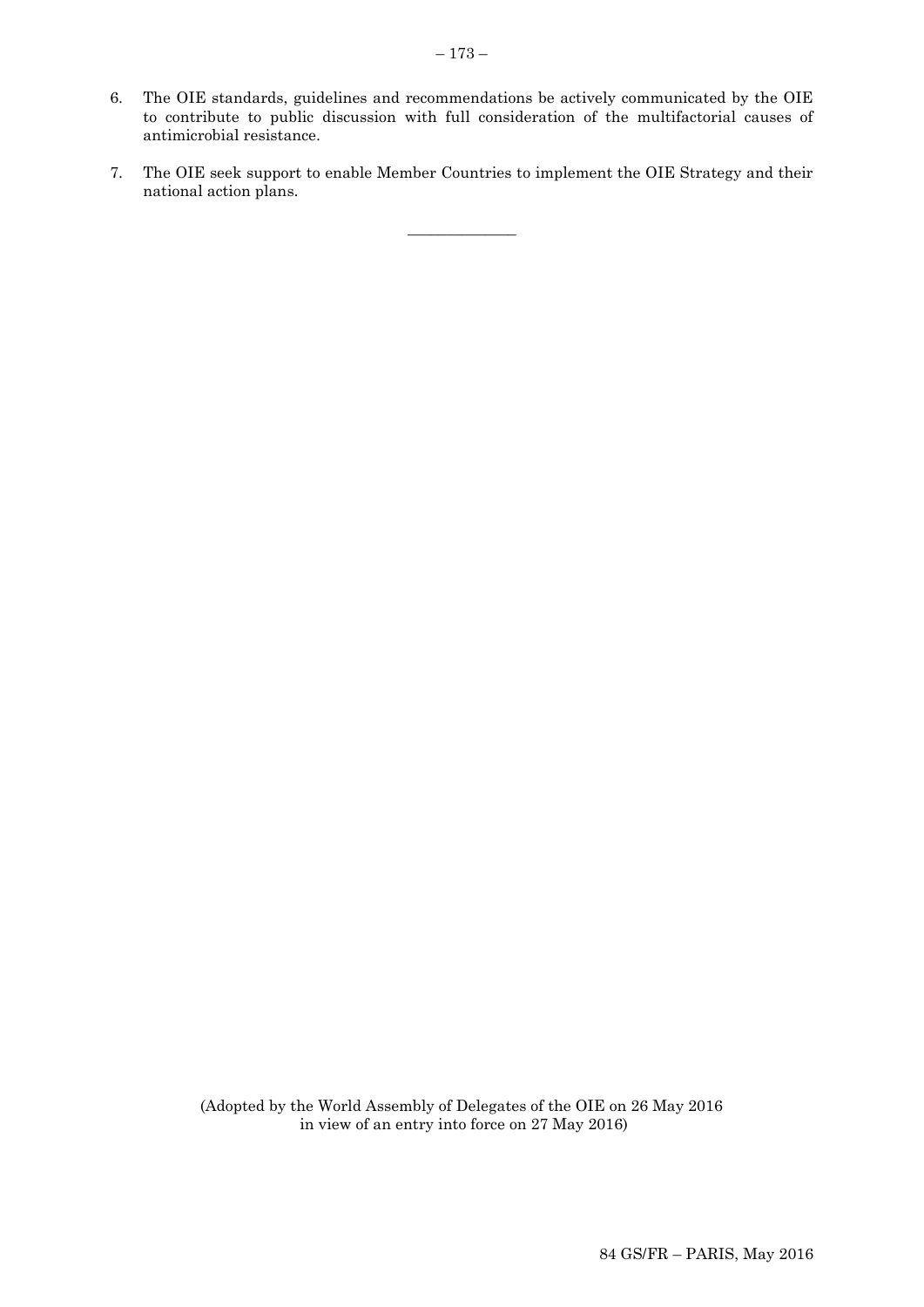6. The OIE standards, guidelines and recommendations be actively communicated by the OIE to contribute to public discussion with full consideration of the multifactorial causes of antimicrobial resistance.

7. The OIE seek support to enable Member Countries to implement the OIE Strategy and their national action plans.

---

(Adopted by the World Assembly of Delegates of the OIE on 26 May 2016
in view of an entry into force on 27 May 2016)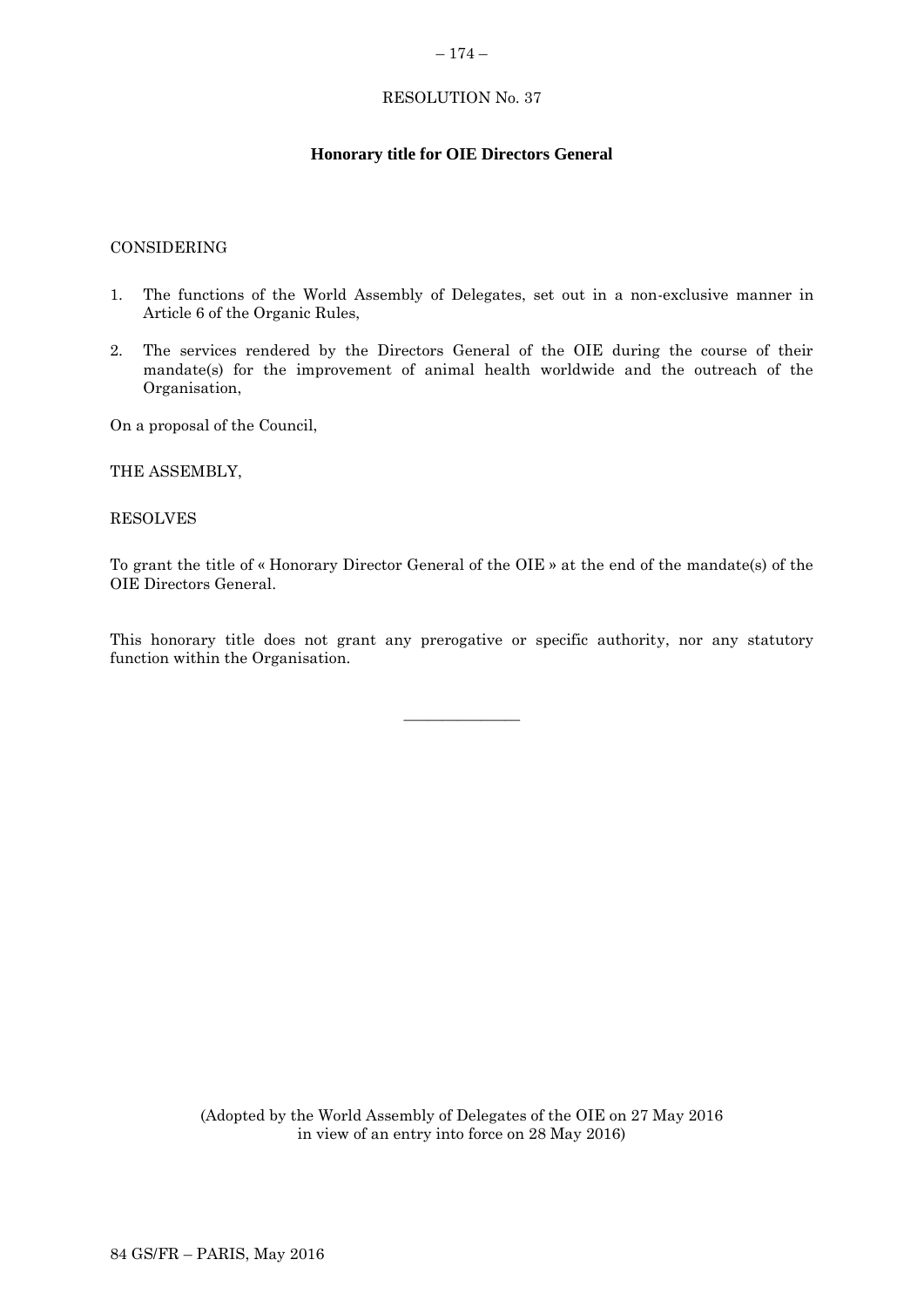RESOLUTION No. 37

## Honorary title for OIE Directors General

CONSIDERING

1. The functions of the World Assembly of Delegates, set out in a non-exclusive manner in Article 6 of the Organic Rules,

2. The services rendered by the Directors General of the OIE during the course of their mandate(s) for the improvement of animal health worldwide and the outreach of the Organisation,

On a proposal of the Council,

THE ASSEMBLY,

RESOLVES

To grant the title of « Honorary Director General of the OIE » at the end of the mandate(s) of the OIE Directors General.

This honorary title does not grant any prerogative or specific authority, nor any statutory function within the Organisation.

_______________

(Adopted by the World Assembly of Delegates of the OIE on 27 May 2016 in view of an entry into force on 28 May 2016)